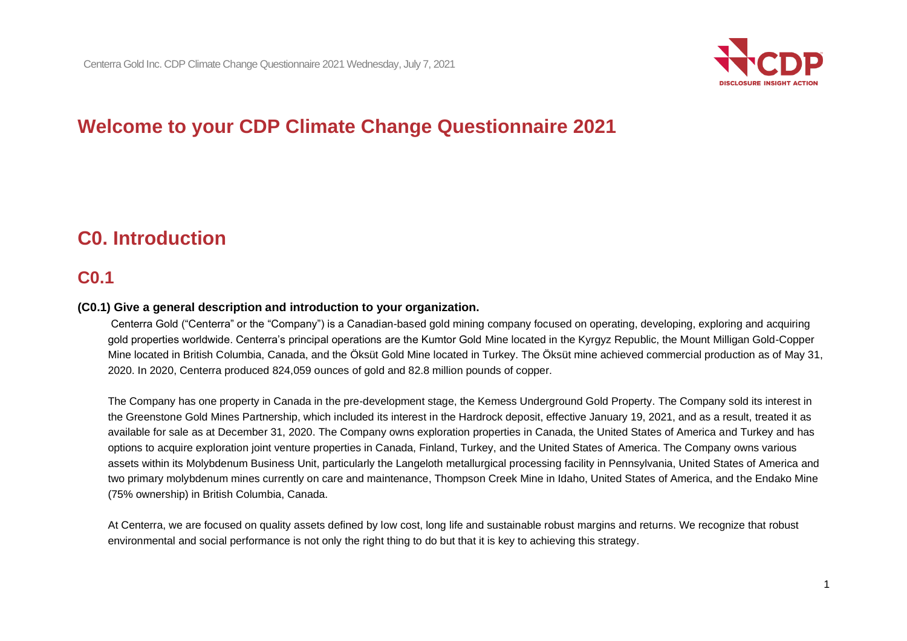# Welcome to your CDP Climate Change Questionnaire 2021

## C0. Introduction

### C0.1

**(C0.1) Give a general description and introduction to your organization.**

Centerra Gold ("Centerra" or the "Company") is a Canadian-based gold mining company focused on operating, developing, exploring and acquiring gold properties worldwide. Centerra's principal operations are the Kumtor Gold Mine located in the Kyrgyz Republic, the Mount Milligan Gold-Copper Mine located in British Columbia, Canada, and the Öksüt Gold Mine located in Turkey. The Öksüt mine achieved commercial production as of May 31, 2020. In 2020, Centerra produced 824,059 ounces of gold and 82.8 million pounds of copper.

The Company has one property in Canada in the pre-development stage, the Kemess Underground Gold Property. The Company sold its interest in the Greenstone Gold Mines Partnership, which included its interest in the Hardrock deposit, effective January 19, 2021, and as a result, treated it as available for sale as at December 31, 2020. The Company owns exploration properties in Canada, the United States of America and Turkey and has options to acquire exploration joint venture properties in Canada, Finland, Turkey, and the United States of America. The Company owns various assets within its Molybdenum Business Unit, particularly the Langeloth metallurgical processing facility in Pennsylvania, United States of America and two primary molybdenum mines currently on care and maintenance, Thompson Creek Mine in Idaho, United States of America, and the Endako Mine (75% ownership) in British Columbia, Canada.

At Centerra, we are focused on quality assets defined by low cost, long life and sustainable robust margins and returns. We recognize that robust environmental and social performance is not only the right thing to do but that it is key to achieving this strategy.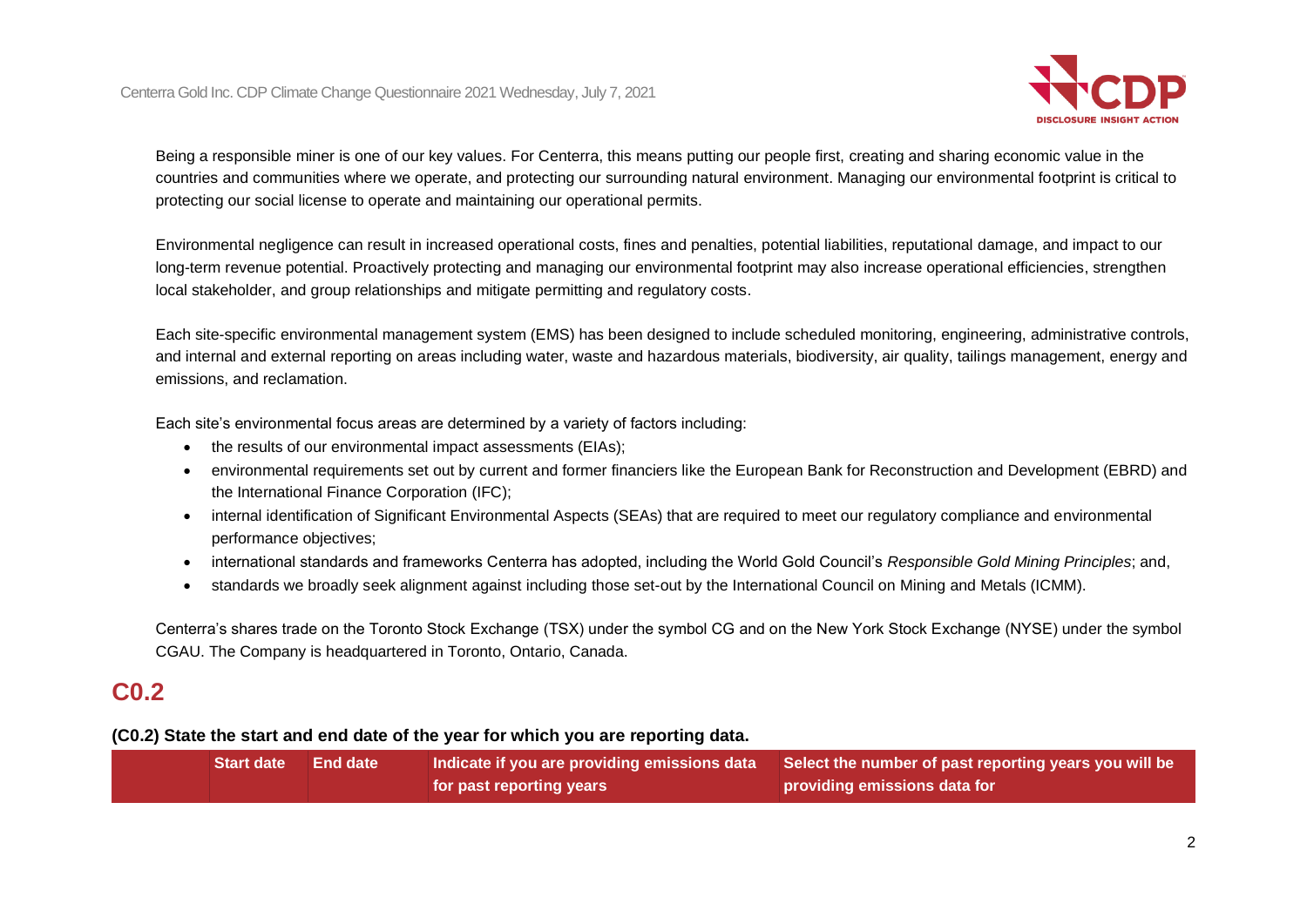Being a responsible miner is one of our key values. For Centerra, this means putting our people first, creating and sharing economic value in the countries and communities where we operate, and protecting our surrounding natural environment. Managing our environmental footprint is critical to protecting our social license to operate and maintaining our operational permits.

Environmental negligence can result in increased operational costs, fines and penalties, potential liabilities, reputational damage, and impact to our long-term revenue potential. Proactively protecting and managing our environmental footprint may also increase operational efficiencies, strengthen local stakeholder, and group relationships and mitigate permitting and regulatory costs.

Each site-specific environmental management system (EMS) has been designed to include scheduled monitoring, engineering, administrative controls, and internal and external reporting on areas including water, waste and hazardous materials, biodiversity, air quality, tailings management, energy and emissions, and reclamation.

Each site's environmental focus areas are determined by a variety of factors including:

- the results of our environmental impact assessments (EIAs);
- environmental requirements set out by current and former financiers like the European Bank for Reconstruction and Development (EBRD) and the International Finance Corporation (IFC);
- internal identification of Significant Environmental Aspects (SEAs) that are required to meet our regulatory compliance and environmental performance objectives;
- international standards and frameworks Centerra has adopted, including the World Gold Council's *Responsible Gold Mining Principles*; and,
- standards we broadly seek alignment against including those set-out by the International Council on Mining and Metals (ICMM).

Centerra's shares trade on the Toronto Stock Exchange (TSX) under the symbol CG and on the New York Stock Exchange (NYSE) under the symbol CGAU. The Company is headquartered in Toronto, Ontario, Canada.

## C0.2

**(C0.2) State the start and end date of the year for which you are reporting data.**

| | Start date | End date | Indicate if you are providing emissions data for past reporting years | Select the number of past reporting years you will be providing emissions data for |
|---|---|---|---|---|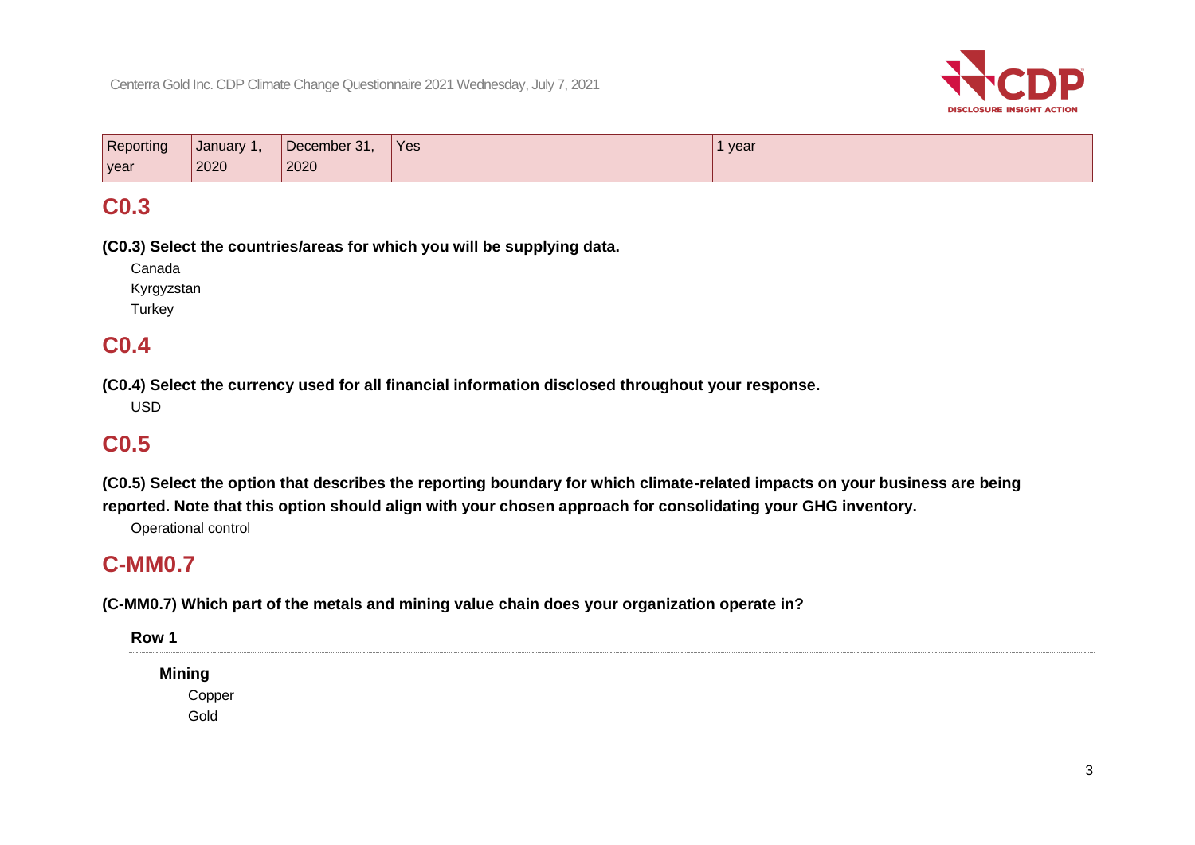| Reporting year | January 1, 2020 | December 31, 2020 | Yes | 1 year |
|---|---|---|---|---|

## C0.3

**(C0.3) Select the countries/areas for which you will be supplying data.**

Canada
Kyrgyzstan
Turkey

## C0.4

**(C0.4) Select the currency used for all financial information disclosed throughout your response.**

USD

## C0.5

**(C0.5) Select the option that describes the reporting boundary for which climate-related impacts on your business are being reported. Note that this option should align with your chosen approach for consolidating your GHG inventory.**

Operational control

## C-MM0.7

**(C-MM0.7) Which part of the metals and mining value chain does your organization operate in?**

**Row 1**

**Mining**

Copper
Gold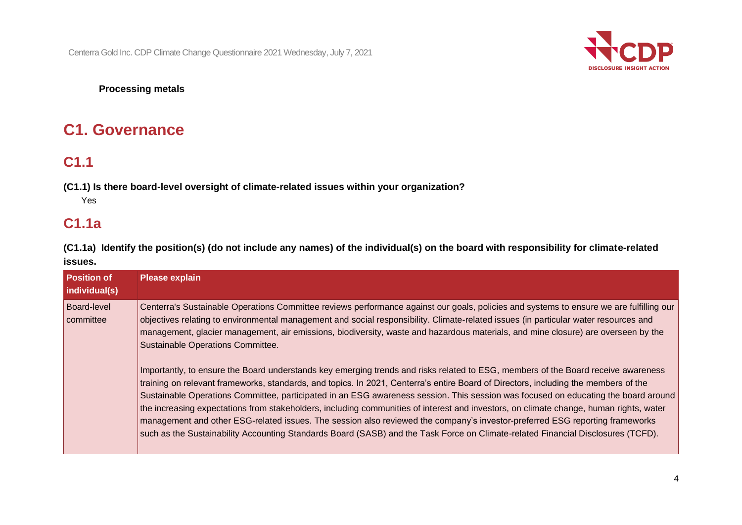**Processing metals**

# C1. Governance

## C1.1

**(C1.1) Is there board-level oversight of climate-related issues within your organization?**

Yes

## C1.1a

**(C1.1a) Identify the position(s) (do not include any names) of the individual(s) on the board with responsibility for climate-related issues.**

| Position of individual(s) | Please explain |
| --- | --- |
| Board-level committee | Centerra's Sustainable Operations Committee reviews performance against our goals, policies and systems to ensure we are fulfilling our objectives relating to environmental management and social responsibility. Climate-related issues (in particular water resources and management, glacier management, air emissions, biodiversity, waste and hazardous materials, and mine closure) are overseen by the Sustainable Operations Committee.<br><br>Importantly, to ensure the Board understands key emerging trends and risks related to ESG, members of the Board receive awareness training on relevant frameworks, standards, and topics. In 2021, Centerra's entire Board of Directors, including the members of the Sustainable Operations Committee, participated in an ESG awareness session. This session was focused on educating the board around the increasing expectations from stakeholders, including communities of interest and investors, on climate change, human rights, water management and other ESG-related issues. The session also reviewed the company's investor-preferred ESG reporting frameworks such as the Sustainability Accounting Standards Board (SASB) and the Task Force on Climate-related Financial Disclosures (TCFD). |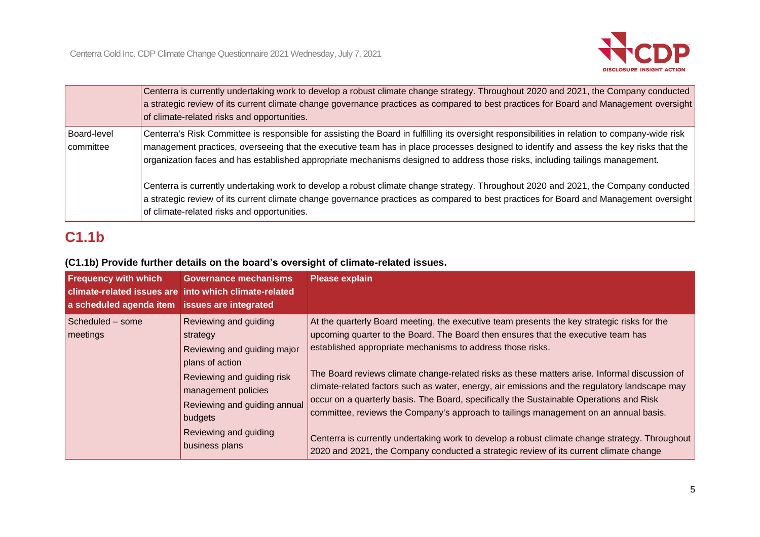| | |
|---|---|
| | Centerra is currently undertaking work to develop a robust climate change strategy. Throughout 2020 and 2021, the Company conducted a strategic review of its current climate change governance practices as compared to best practices for Board and Management oversight of climate-related risks and opportunities. |
| Board-level committee | Centerra's Risk Committee is responsible for assisting the Board in fulfilling its oversight responsibilities in relation to company-wide risk management practices, overseeing that the executive team has in place processes designed to identify and assess the key risks that the organization faces and has established appropriate mechanisms designed to address those risks, including tailings management.<br><br>Centerra is currently undertaking work to develop a robust climate change strategy. Throughout 2020 and 2021, the Company conducted a strategic review of its current climate change governance practices as compared to best practices for Board and Management oversight of climate-related risks and opportunities. |

## C1.1b

**(C1.1b) Provide further details on the board's oversight of climate-related issues.**

| Frequency with which climate-related issues are a scheduled agenda item | Governance mechanisms into which climate-related issues are integrated | Please explain |
|---|---|---|
| Scheduled – some meetings | Reviewing and guiding strategy<br>Reviewing and guiding major plans of action<br>Reviewing and guiding risk management policies<br>Reviewing and guiding annual budgets<br>Reviewing and guiding business plans | At the quarterly Board meeting, the executive team presents the key strategic risks for the upcoming quarter to the Board. The Board then ensures that the executive team has established appropriate mechanisms to address those risks.<br><br>The Board reviews climate change-related risks as these matters arise. Informal discussion of climate-related factors such as water, energy, air emissions and the regulatory landscape may occur on a quarterly basis. The Board, specifically the Sustainable Operations and Risk committee, reviews the Company's approach to tailings management on an annual basis.<br><br>Centerra is currently undertaking work to develop a robust climate change strategy. Throughout 2020 and 2021, the Company conducted a strategic review of its current climate change |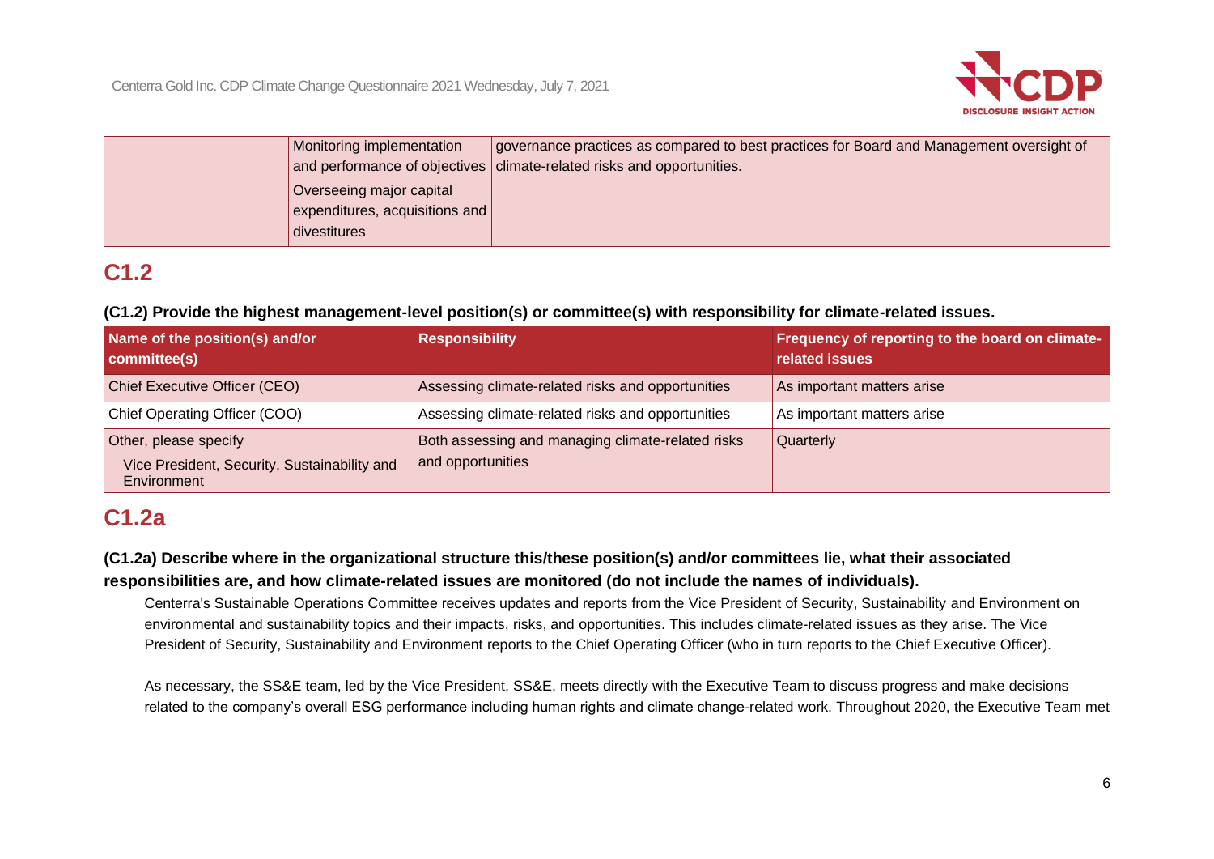|  | Monitoring implementation and performance of objectives<br>Overseeing major capital expenditures, acquisitions and divestitures | governance practices as compared to best practices for Board and Management oversight of climate-related risks and opportunities. |
|---|---|---|

## C1.2

**(C1.2) Provide the highest management-level position(s) or committee(s) with responsibility for climate-related issues.**

| Name of the position(s) and/or committee(s) | Responsibility | Frequency of reporting to the board on climate-related issues |
|---|---|---|
| Chief Executive Officer (CEO) | Assessing climate-related risks and opportunities | As important matters arise |
| Chief Operating Officer (COO) | Assessing climate-related risks and opportunities | As important matters arise |
| Other, please specify<br>Vice President, Security, Sustainability and Environment | Both assessing and managing climate-related risks and opportunities | Quarterly |

## C1.2a

**(C1.2a) Describe where in the organizational structure this/these position(s) and/or committees lie, what their associated responsibilities are, and how climate-related issues are monitored (do not include the names of individuals).**

Centerra's Sustainable Operations Committee receives updates and reports from the Vice President of Security, Sustainability and Environment on environmental and sustainability topics and their impacts, risks, and opportunities. This includes climate-related issues as they arise. The Vice President of Security, Sustainability and Environment reports to the Chief Operating Officer (who in turn reports to the Chief Executive Officer).

As necessary, the SS&E team, led by the Vice President, SS&E, meets directly with the Executive Team to discuss progress and make decisions related to the company's overall ESG performance including human rights and climate change-related work. Throughout 2020, the Executive Team met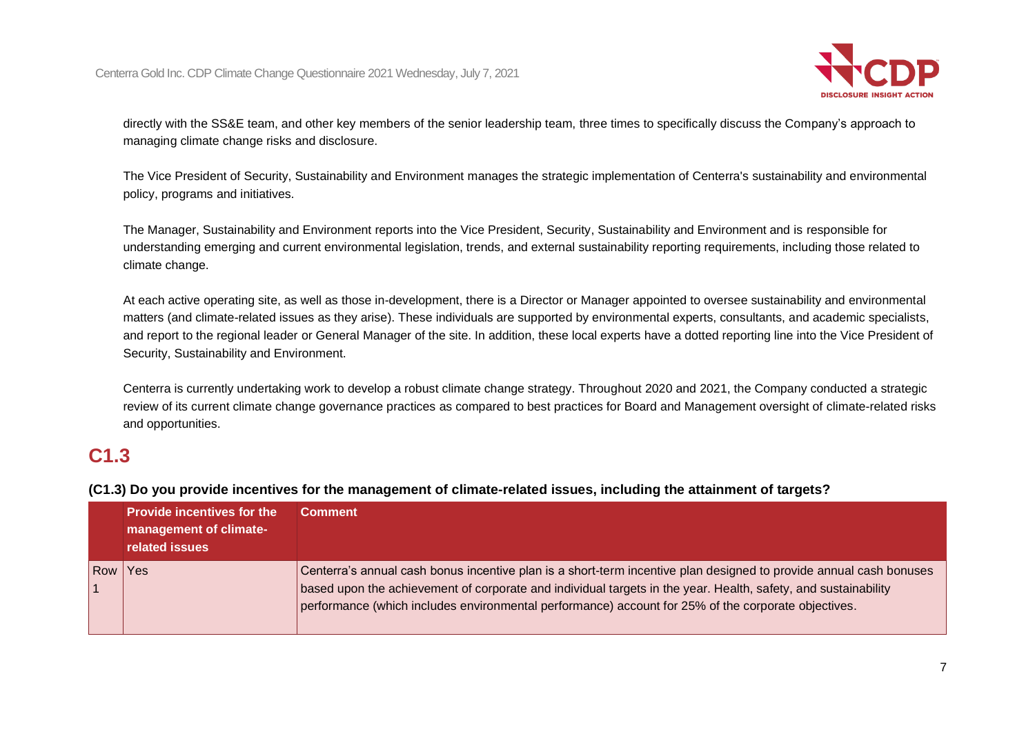directly with the SS&E team, and other key members of the senior leadership team, three times to specifically discuss the Company's approach to managing climate change risks and disclosure.

The Vice President of Security, Sustainability and Environment manages the strategic implementation of Centerra's sustainability and environmental policy, programs and initiatives.

The Manager, Sustainability and Environment reports into the Vice President, Security, Sustainability and Environment and is responsible for understanding emerging and current environmental legislation, trends, and external sustainability reporting requirements, including those related to climate change.

At each active operating site, as well as those in-development, there is a Director or Manager appointed to oversee sustainability and environmental matters (and climate-related issues as they arise). These individuals are supported by environmental experts, consultants, and academic specialists, and report to the regional leader or General Manager of the site. In addition, these local experts have a dotted reporting line into the Vice President of Security, Sustainability and Environment.

Centerra is currently undertaking work to develop a robust climate change strategy. Throughout 2020 and 2021, the Company conducted a strategic review of its current climate change governance practices as compared to best practices for Board and Management oversight of climate-related risks and opportunities.

## C1.3

**(C1.3) Do you provide incentives for the management of climate-related issues, including the attainment of targets?**

| | Provide incentives for the management of climate-related issues | Comment |
|---|---|---|
| Row 1 | Yes | Centerra's annual cash bonus incentive plan is a short-term incentive plan designed to provide annual cash bonuses based upon the achievement of corporate and individual targets in the year. Health, safety, and sustainability performance (which includes environmental performance) account for 25% of the corporate objectives. |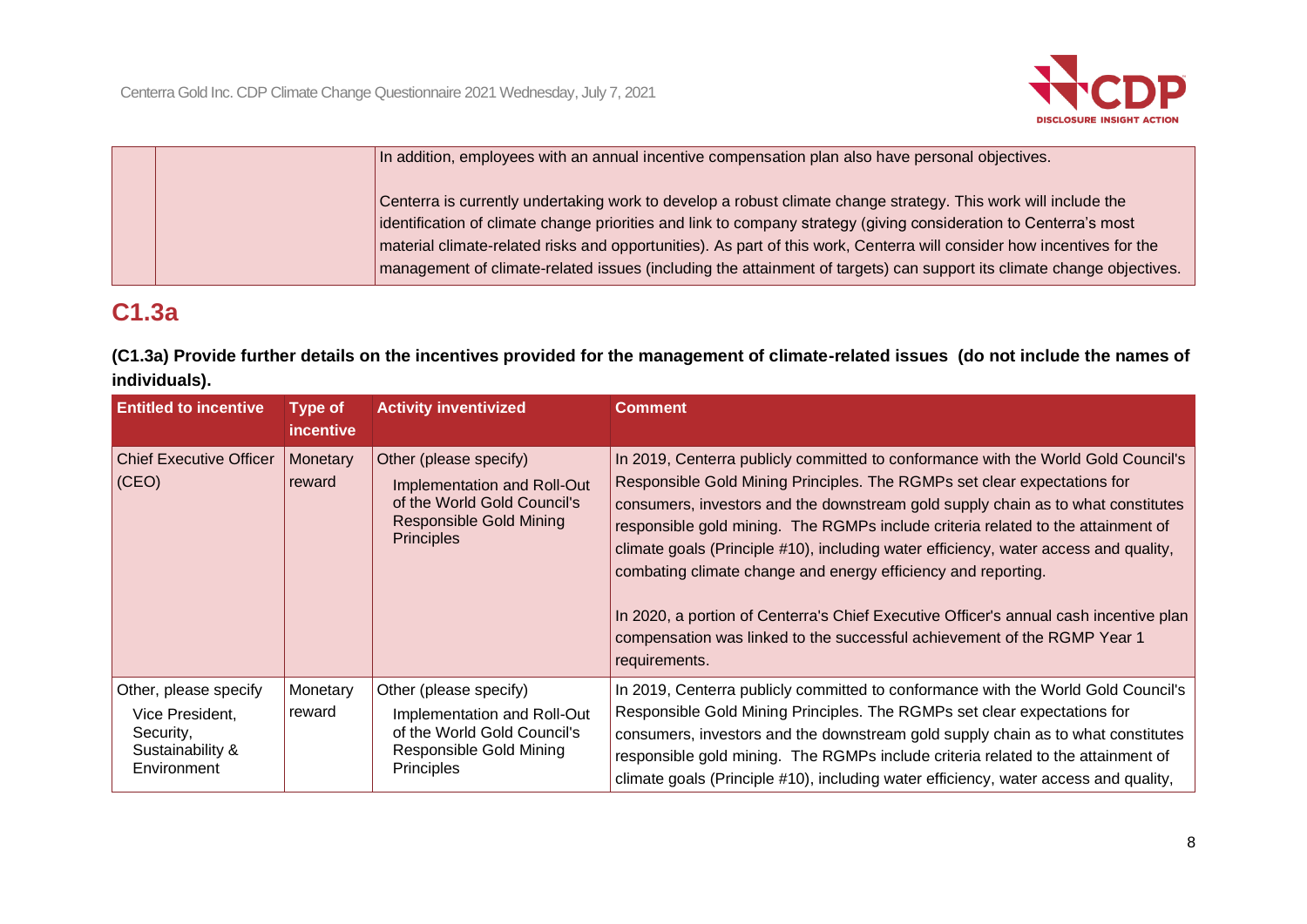| | | In addition, employees with an annual incentive compensation plan also have personal objectives.<br><br>Centerra is currently undertaking work to develop a robust climate change strategy. This work will include the identification of climate change priorities and link to company strategy (giving consideration to Centerra's most material climate-related risks and opportunities). As part of this work, Centerra will consider how incentives for the management of climate-related issues (including the attainment of targets) can support its climate change objectives. |
|---|---|---|

## C1.3a

**(C1.3a) Provide further details on the incentives provided for the management of climate-related issues (do not include the names of individuals).**

| Entitled to incentive | Type of incentive | Activity inventivized | Comment |
|---|---|---|---|
| Chief Executive Officer (CEO) | Monetary reward | Other (please specify)<br>Implementation and Roll-Out of the World Gold Council's Responsible Gold Mining Principles | In 2019, Centerra publicly committed to conformance with the World Gold Council's Responsible Gold Mining Principles. The RGMPs set clear expectations for consumers, investors and the downstream gold supply chain as to what constitutes responsible gold mining. The RGMPs include criteria related to the attainment of climate goals (Principle #10), including water efficiency, water access and quality, combating climate change and energy efficiency and reporting.<br><br>In 2020, a portion of Centerra's Chief Executive Officer's annual cash incentive plan compensation was linked to the successful achievement of the RGMP Year 1 requirements. |
| Other, please specify<br>Vice President, Security, Sustainability & Environment | Monetary reward | Other (please specify)<br>Implementation and Roll-Out of the World Gold Council's Responsible Gold Mining Principles | In 2019, Centerra publicly committed to conformance with the World Gold Council's Responsible Gold Mining Principles. The RGMPs set clear expectations for consumers, investors and the downstream gold supply chain as to what constitutes responsible gold mining. The RGMPs include criteria related to the attainment of climate goals (Principle #10), including water efficiency, water access and quality, |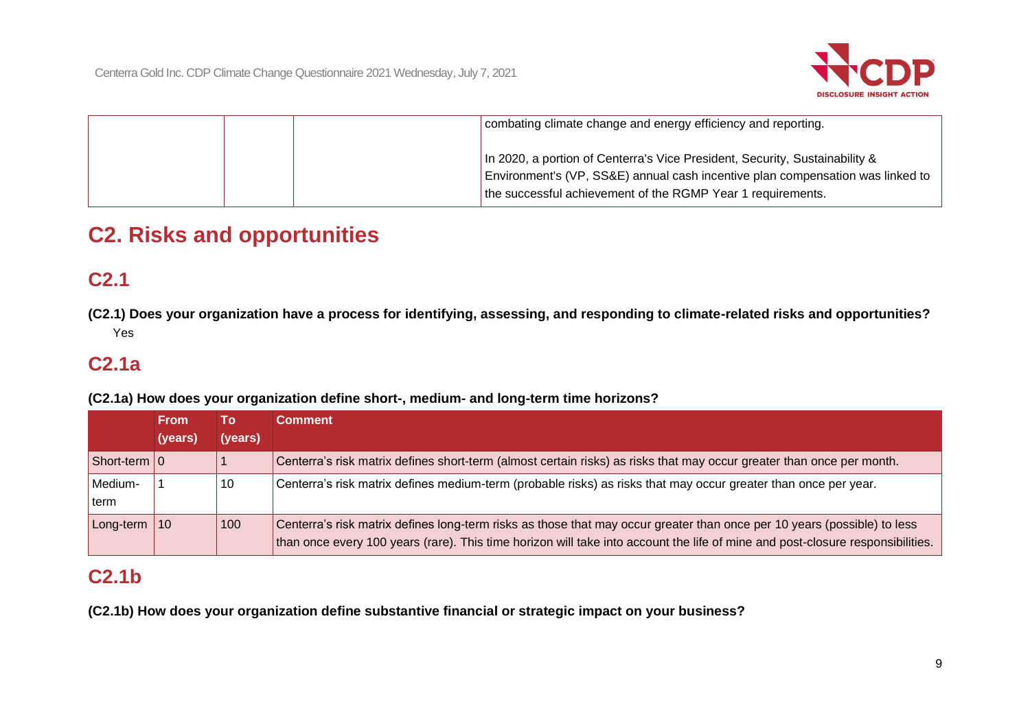| | | | combating climate change and energy efficiency and reporting.<br><br>In 2020, a portion of Centerra's Vice President, Security, Sustainability & Environment's (VP, SS&E) annual cash incentive plan compensation was linked to the successful achievement of the RGMP Year 1 requirements. |
|---|---|---|---|

# C2. Risks and opportunities

## C2.1

**(C2.1) Does your organization have a process for identifying, assessing, and responding to climate-related risks and opportunities?**

Yes

## C2.1a

**(C2.1a) How does your organization define short-, medium- and long-term time horizons?**

| | From (years) | To (years) | Comment |
|---|---|---|---|
| Short-term | 0 | 1 | Centerra's risk matrix defines short-term (almost certain risks) as risks that may occur greater than once per month. |
| Medium-term | 1 | 10 | Centerra's risk matrix defines medium-term (probable risks) as risks that may occur greater than once per year. |
| Long-term | 10 | 100 | Centerra's risk matrix defines long-term risks as those that may occur greater than once per 10 years (possible) to less than once every 100 years (rare). This time horizon will take into account the life of mine and post-closure responsibilities. |

## C2.1b

**(C2.1b) How does your organization define substantive financial or strategic impact on your business?**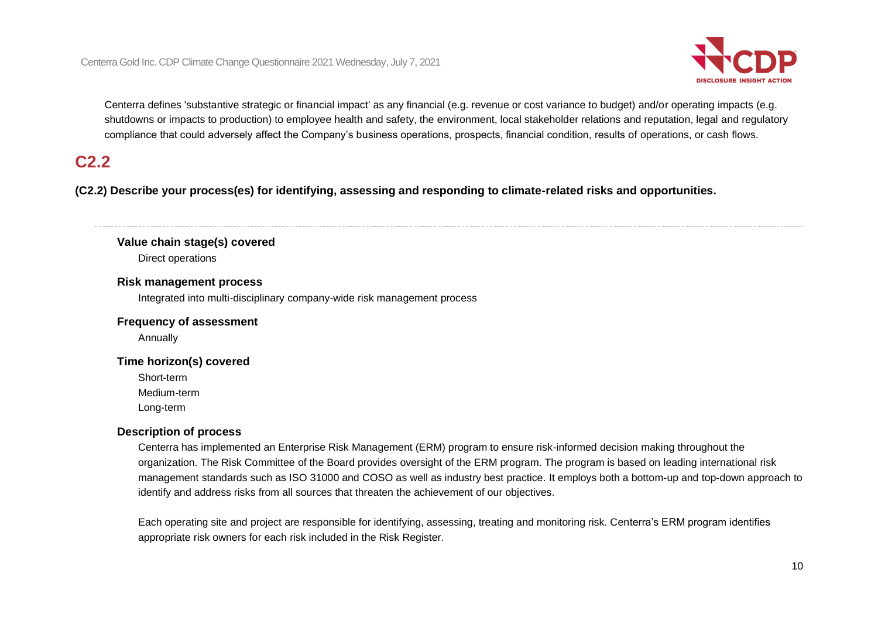Centerra defines 'substantive strategic or financial impact' as any financial (e.g. revenue or cost variance to budget) and/or operating impacts (e.g. shutdowns or impacts to production) to employee health and safety, the environment, local stakeholder relations and reputation, legal and regulatory compliance that could adversely affect the Company's business operations, prospects, financial condition, results of operations, or cash flows.

## C2.2

**(C2.2) Describe your process(es) for identifying, assessing and responding to climate-related risks and opportunities.**

**Value chain stage(s) covered**

Direct operations

**Risk management process**

Integrated into multi-disciplinary company-wide risk management process

**Frequency of assessment**

Annually

**Time horizon(s) covered**

Short-term
Medium-term
Long-term

**Description of process**

Centerra has implemented an Enterprise Risk Management (ERM) program to ensure risk-informed decision making throughout the organization. The Risk Committee of the Board provides oversight of the ERM program. The program is based on leading international risk management standards such as ISO 31000 and COSO as well as industry best practice. It employs both a bottom-up and top-down approach to identify and address risks from all sources that threaten the achievement of our objectives.

Each operating site and project are responsible for identifying, assessing, treating and monitoring risk. Centerra's ERM program identifies appropriate risk owners for each risk included in the Risk Register.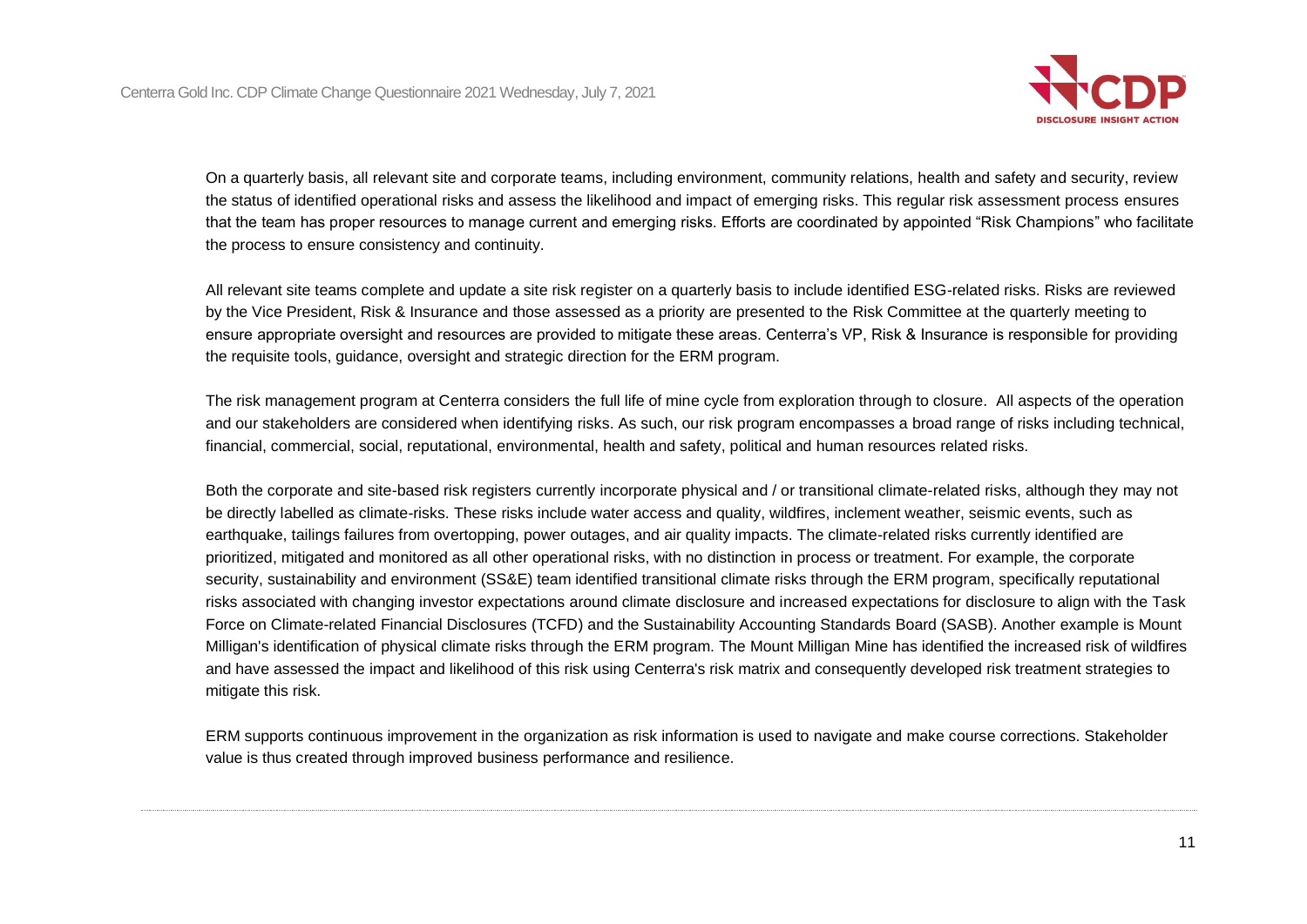On a quarterly basis, all relevant site and corporate teams, including environment, community relations, health and safety and security, review the status of identified operational risks and assess the likelihood and impact of emerging risks. This regular risk assessment process ensures that the team has proper resources to manage current and emerging risks. Efforts are coordinated by appointed "Risk Champions" who facilitate the process to ensure consistency and continuity.

All relevant site teams complete and update a site risk register on a quarterly basis to include identified ESG-related risks. Risks are reviewed by the Vice President, Risk & Insurance and those assessed as a priority are presented to the Risk Committee at the quarterly meeting to ensure appropriate oversight and resources are provided to mitigate these areas. Centerra's VP, Risk & Insurance is responsible for providing the requisite tools, guidance, oversight and strategic direction for the ERM program.

The risk management program at Centerra considers the full life of mine cycle from exploration through to closure. All aspects of the operation and our stakeholders are considered when identifying risks. As such, our risk program encompasses a broad range of risks including technical, financial, commercial, social, reputational, environmental, health and safety, political and human resources related risks.

Both the corporate and site-based risk registers currently incorporate physical and / or transitional climate-related risks, although they may not be directly labelled as climate-risks. These risks include water access and quality, wildfires, inclement weather, seismic events, such as earthquake, tailings failures from overtopping, power outages, and air quality impacts. The climate-related risks currently identified are prioritized, mitigated and monitored as all other operational risks, with no distinction in process or treatment. For example, the corporate security, sustainability and environment (SS&E) team identified transitional climate risks through the ERM program, specifically reputational risks associated with changing investor expectations around climate disclosure and increased expectations for disclosure to align with the Task Force on Climate-related Financial Disclosures (TCFD) and the Sustainability Accounting Standards Board (SASB). Another example is Mount Milligan's identification of physical climate risks through the ERM program. The Mount Milligan Mine has identified the increased risk of wildfires and have assessed the impact and likelihood of this risk using Centerra's risk matrix and consequently developed risk treatment strategies to mitigate this risk.

ERM supports continuous improvement in the organization as risk information is used to navigate and make course corrections. Stakeholder value is thus created through improved business performance and resilience.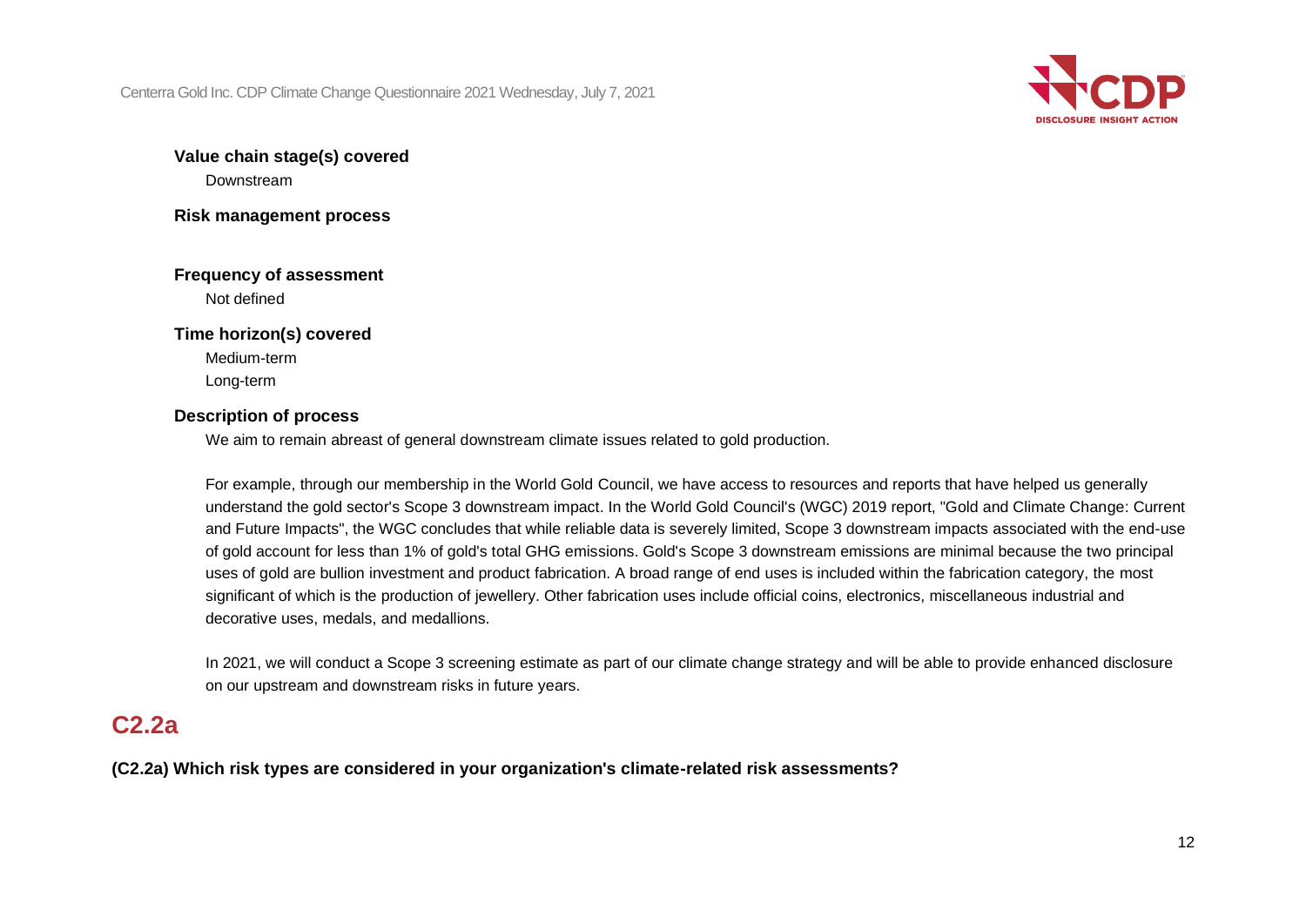**Value chain stage(s) covered**

Downstream

**Risk management process**

**Frequency of assessment**

Not defined

**Time horizon(s) covered**

Medium-term

Long-term

**Description of process**

We aim to remain abreast of general downstream climate issues related to gold production.

For example, through our membership in the World Gold Council, we have access to resources and reports that have helped us generally understand the gold sector's Scope 3 downstream impact. In the World Gold Council's (WGC) 2019 report, "Gold and Climate Change: Current and Future Impacts", the WGC concludes that while reliable data is severely limited, Scope 3 downstream impacts associated with the end-use of gold account for less than 1% of gold's total GHG emissions. Gold's Scope 3 downstream emissions are minimal because the two principal uses of gold are bullion investment and product fabrication. A broad range of end uses is included within the fabrication category, the most significant of which is the production of jewellery. Other fabrication uses include official coins, electronics, miscellaneous industrial and decorative uses, medals, and medallions.

In 2021, we will conduct a Scope 3 screening estimate as part of our climate change strategy and will be able to provide enhanced disclosure on our upstream and downstream risks in future years.

## C2.2a

**(C2.2a) Which risk types are considered in your organization's climate-related risk assessments?**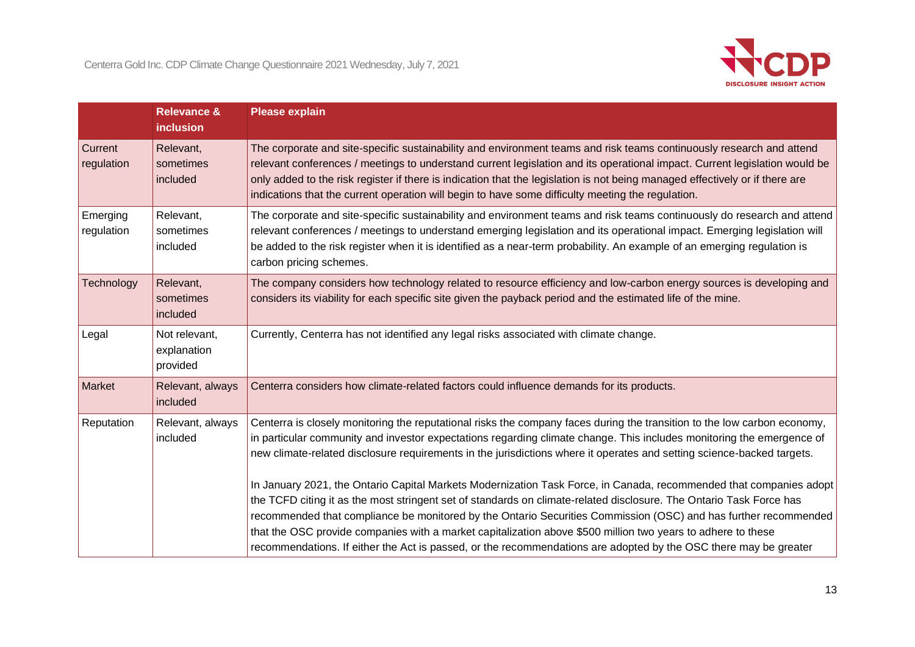|  | Relevance & inclusion | Please explain |
| --- | --- | --- |
| Current regulation | Relevant, sometimes included | The corporate and site-specific sustainability and environment teams and risk teams continuously research and attend relevant conferences / meetings to understand current legislation and its operational impact. Current legislation would be only added to the risk register if there is indication that the legislation is not being managed effectively or if there are indications that the current operation will begin to have some difficulty meeting the regulation. |
| Emerging regulation | Relevant, sometimes included | The corporate and site-specific sustainability and environment teams and risk teams continuously do research and attend relevant conferences / meetings to understand emerging legislation and its operational impact. Emerging legislation will be added to the risk register when it is identified as a near-term probability. An example of an emerging regulation is carbon pricing schemes. |
| Technology | Relevant, sometimes included | The company considers how technology related to resource efficiency and low-carbon energy sources is developing and considers its viability for each specific site given the payback period and the estimated life of the mine. |
| Legal | Not relevant, explanation provided | Currently, Centerra has not identified any legal risks associated with climate change. |
| Market | Relevant, always included | Centerra considers how climate-related factors could influence demands for its products. |
| Reputation | Relevant, always included | Centerra is closely monitoring the reputational risks the company faces during the transition to the low carbon economy, in particular community and investor expectations regarding climate change. This includes monitoring the emergence of new climate-related disclosure requirements in the jurisdictions where it operates and setting science-backed targets.<br><br>In January 2021, the Ontario Capital Markets Modernization Task Force, in Canada, recommended that companies adopt the TCFD citing it as the most stringent set of standards on climate-related disclosure. The Ontario Task Force has recommended that compliance be monitored by the Ontario Securities Commission (OSC) and has further recommended that the OSC provide companies with a market capitalization above $500 million two years to adhere to these recommendations. If either the Act is passed, or the recommendations are adopted by the OSC there may be greater |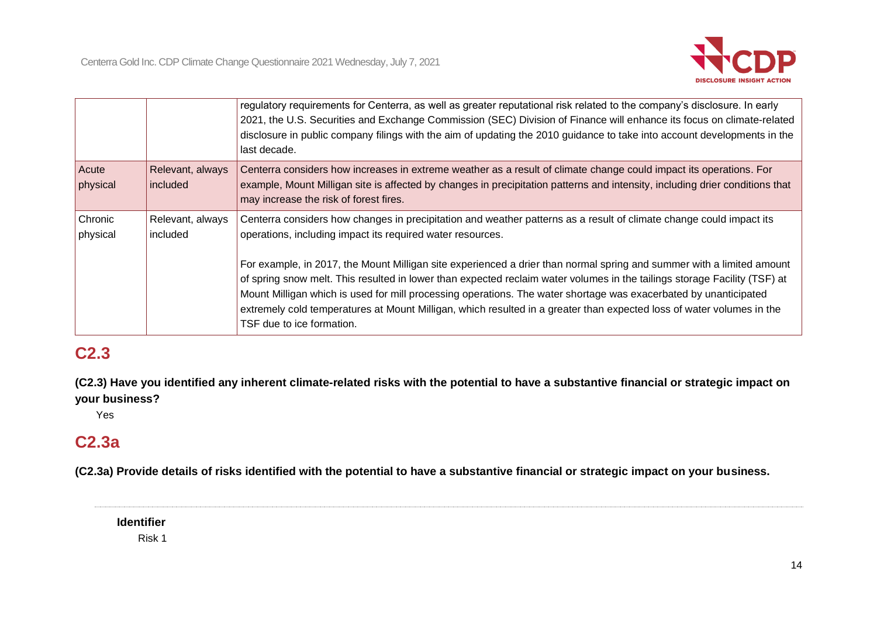| | | |
|---|---|---|
| | | regulatory requirements for Centerra, as well as greater reputational risk related to the company's disclosure. In early 2021, the U.S. Securities and Exchange Commission (SEC) Division of Finance will enhance its focus on climate-related disclosure in public company filings with the aim of updating the 2010 guidance to take into account developments in the last decade. |
| Acute physical | Relevant, always included | Centerra considers how increases in extreme weather as a result of climate change could impact its operations. For example, Mount Milligan site is affected by changes in precipitation patterns and intensity, including drier conditions that may increase the risk of forest fires. |
| Chronic physical | Relevant, always included | Centerra considers how changes in precipitation and weather patterns as a result of climate change could impact its operations, including impact its required water resources.<br><br>For example, in 2017, the Mount Milligan site experienced a drier than normal spring and summer with a limited amount of spring snow melt. This resulted in lower than expected reclaim water volumes in the tailings storage Facility (TSF) at Mount Milligan which is used for mill processing operations. The water shortage was exacerbated by unanticipated extremely cold temperatures at Mount Milligan, which resulted in a greater than expected loss of water volumes in the TSF due to ice formation. |

## C2.3

**(C2.3) Have you identified any inherent climate-related risks with the potential to have a substantive financial or strategic impact on your business?**

Yes

## C2.3a

**(C2.3a) Provide details of risks identified with the potential to have a substantive financial or strategic impact on your business.**

**Identifier**

Risk 1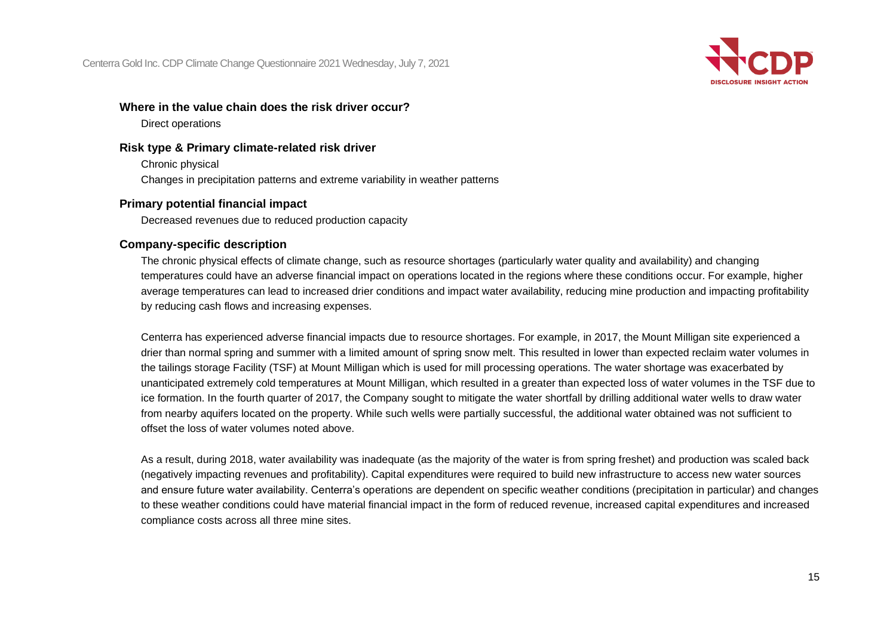**Where in the value chain does the risk driver occur?**

Direct operations

**Risk type & Primary climate-related risk driver**

Chronic physical

Changes in precipitation patterns and extreme variability in weather patterns

**Primary potential financial impact**

Decreased revenues due to reduced production capacity

**Company-specific description**

The chronic physical effects of climate change, such as resource shortages (particularly water quality and availability) and changing temperatures could have an adverse financial impact on operations located in the regions where these conditions occur. For example, higher average temperatures can lead to increased drier conditions and impact water availability, reducing mine production and impacting profitability by reducing cash flows and increasing expenses.

Centerra has experienced adverse financial impacts due to resource shortages. For example, in 2017, the Mount Milligan site experienced a drier than normal spring and summer with a limited amount of spring snow melt. This resulted in lower than expected reclaim water volumes in the tailings storage Facility (TSF) at Mount Milligan which is used for mill processing operations. The water shortage was exacerbated by unanticipated extremely cold temperatures at Mount Milligan, which resulted in a greater than expected loss of water volumes in the TSF due to ice formation. In the fourth quarter of 2017, the Company sought to mitigate the water shortfall by drilling additional water wells to draw water from nearby aquifers located on the property. While such wells were partially successful, the additional water obtained was not sufficient to offset the loss of water volumes noted above.

As a result, during 2018, water availability was inadequate (as the majority of the water is from spring freshet) and production was scaled back (negatively impacting revenues and profitability). Capital expenditures were required to build new infrastructure to access new water sources and ensure future water availability. Centerra's operations are dependent on specific weather conditions (precipitation in particular) and changes to these weather conditions could have material financial impact in the form of reduced revenue, increased capital expenditures and increased compliance costs across all three mine sites.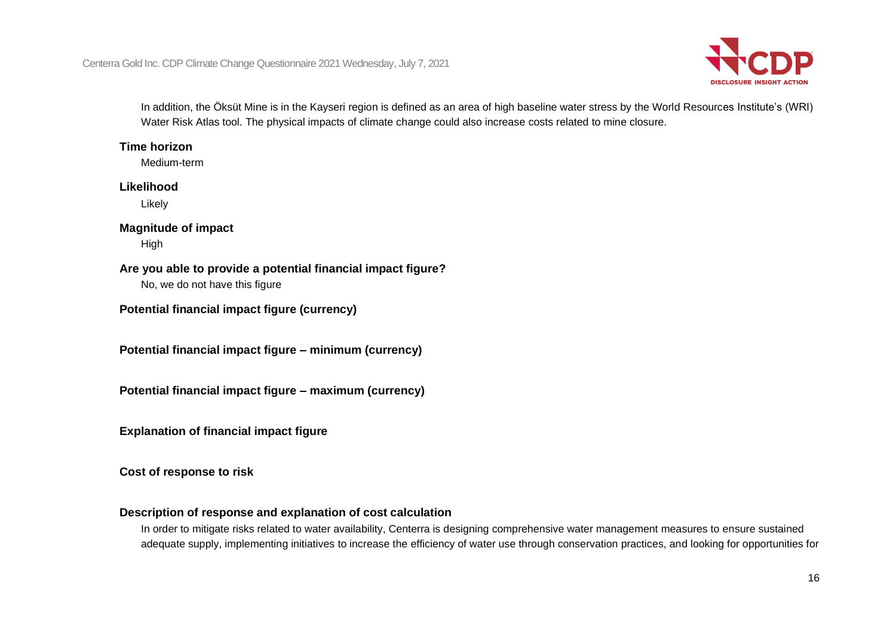In addition, the Öksüt Mine is in the Kayseri region is defined as an area of high baseline water stress by the World Resources Institute's (WRI) Water Risk Atlas tool. The physical impacts of climate change could also increase costs related to mine closure.

**Time horizon**

Medium-term

**Likelihood**

Likely

**Magnitude of impact**

High

**Are you able to provide a potential financial impact figure?**

No, we do not have this figure

**Potential financial impact figure (currency)**

**Potential financial impact figure – minimum (currency)**

**Potential financial impact figure – maximum (currency)**

**Explanation of financial impact figure**

**Cost of response to risk**

**Description of response and explanation of cost calculation**

In order to mitigate risks related to water availability, Centerra is designing comprehensive water management measures to ensure sustained adequate supply, implementing initiatives to increase the efficiency of water use through conservation practices, and looking for opportunities for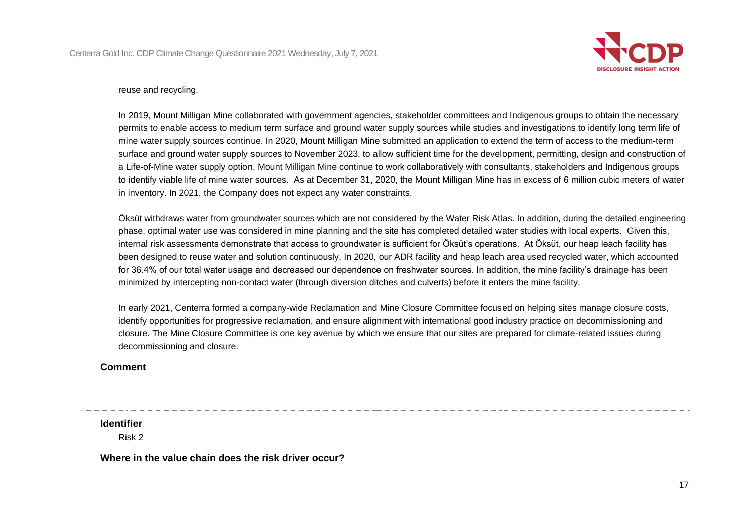reuse and recycling.

In 2019, Mount Milligan Mine collaborated with government agencies, stakeholder committees and Indigenous groups to obtain the necessary permits to enable access to medium term surface and ground water supply sources while studies and investigations to identify long term life of mine water supply sources continue. In 2020, Mount Milligan Mine submitted an application to extend the term of access to the medium-term surface and ground water supply sources to November 2023, to allow sufficient time for the development, permitting, design and construction of a Life-of-Mine water supply option. Mount Milligan Mine continue to work collaboratively with consultants, stakeholders and Indigenous groups to identify viable life of mine water sources. As at December 31, 2020, the Mount Milligan Mine has in excess of 6 million cubic meters of water in inventory. In 2021, the Company does not expect any water constraints.

Öksüt withdraws water from groundwater sources which are not considered by the Water Risk Atlas. In addition, during the detailed engineering phase, optimal water use was considered in mine planning and the site has completed detailed water studies with local experts. Given this, internal risk assessments demonstrate that access to groundwater is sufficient for Öksüt's operations. At Öksüt, our heap leach facility has been designed to reuse water and solution continuously. In 2020, our ADR facility and heap leach area used recycled water, which accounted for 36.4% of our total water usage and decreased our dependence on freshwater sources. In addition, the mine facility's drainage has been minimized by intercepting non-contact water (through diversion ditches and culverts) before it enters the mine facility.

In early 2021, Centerra formed a company-wide Reclamation and Mine Closure Committee focused on helping sites manage closure costs, identify opportunities for progressive reclamation, and ensure alignment with international good industry practice on decommissioning and closure. The Mine Closure Committee is one key avenue by which we ensure that our sites are prepared for climate-related issues during decommissioning and closure.

**Comment**

---

**Identifier**

Risk 2

**Where in the value chain does the risk driver occur?**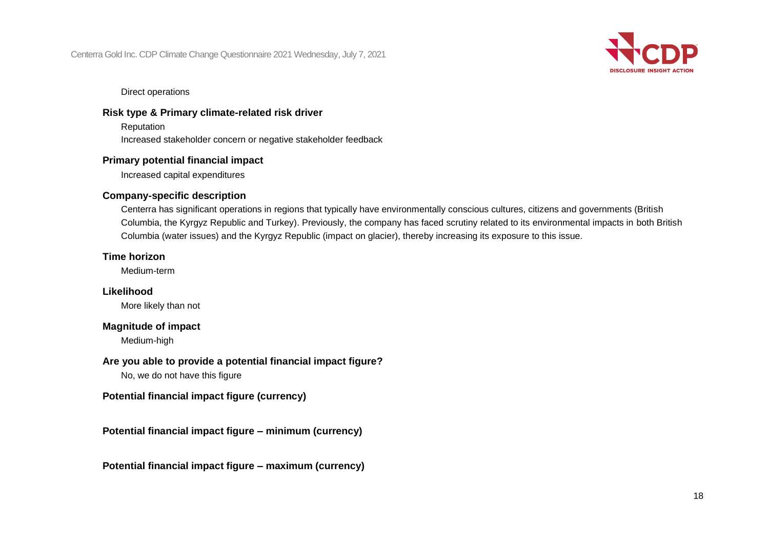Direct operations

**Risk type & Primary climate-related risk driver**

Reputation

Increased stakeholder concern or negative stakeholder feedback

**Primary potential financial impact**

Increased capital expenditures

**Company-specific description**

Centerra has significant operations in regions that typically have environmentally conscious cultures, citizens and governments (British Columbia, the Kyrgyz Republic and Turkey). Previously, the company has faced scrutiny related to its environmental impacts in both British Columbia (water issues) and the Kyrgyz Republic (impact on glacier), thereby increasing its exposure to this issue.

**Time horizon**

Medium-term

**Likelihood**

More likely than not

**Magnitude of impact**

Medium-high

**Are you able to provide a potential financial impact figure?**

No, we do not have this figure

**Potential financial impact figure (currency)**

**Potential financial impact figure – minimum (currency)**

**Potential financial impact figure – maximum (currency)**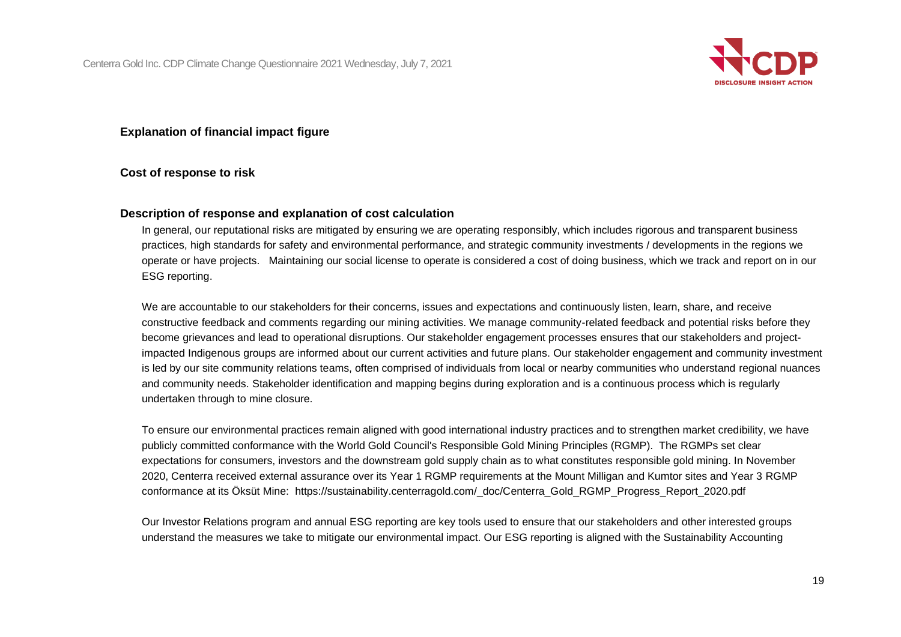**Explanation of financial impact figure**

**Cost of response to risk**

**Description of response and explanation of cost calculation**

In general, our reputational risks are mitigated by ensuring we are operating responsibly, which includes rigorous and transparent business practices, high standards for safety and environmental performance, and strategic community investments / developments in the regions we operate or have projects. Maintaining our social license to operate is considered a cost of doing business, which we track and report on in our ESG reporting.

We are accountable to our stakeholders for their concerns, issues and expectations and continuously listen, learn, share, and receive constructive feedback and comments regarding our mining activities. We manage community-related feedback and potential risks before they become grievances and lead to operational disruptions. Our stakeholder engagement processes ensures that our stakeholders and project-impacted Indigenous groups are informed about our current activities and future plans. Our stakeholder engagement and community investment is led by our site community relations teams, often comprised of individuals from local or nearby communities who understand regional nuances and community needs. Stakeholder identification and mapping begins during exploration and is a continuous process which is regularly undertaken through to mine closure.

To ensure our environmental practices remain aligned with good international industry practices and to strengthen market credibility, we have publicly committed conformance with the World Gold Council's Responsible Gold Mining Principles (RGMP). The RGMPs set clear expectations for consumers, investors and the downstream gold supply chain as to what constitutes responsible gold mining. In November 2020, Centerra received external assurance over its Year 1 RGMP requirements at the Mount Milligan and Kumtor sites and Year 3 RGMP conformance at its Öksüt Mine: https://sustainability.centerragold.com/_doc/Centerra_Gold_RGMP_Progress_Report_2020.pdf

Our Investor Relations program and annual ESG reporting are key tools used to ensure that our stakeholders and other interested groups understand the measures we take to mitigate our environmental impact. Our ESG reporting is aligned with the Sustainability Accounting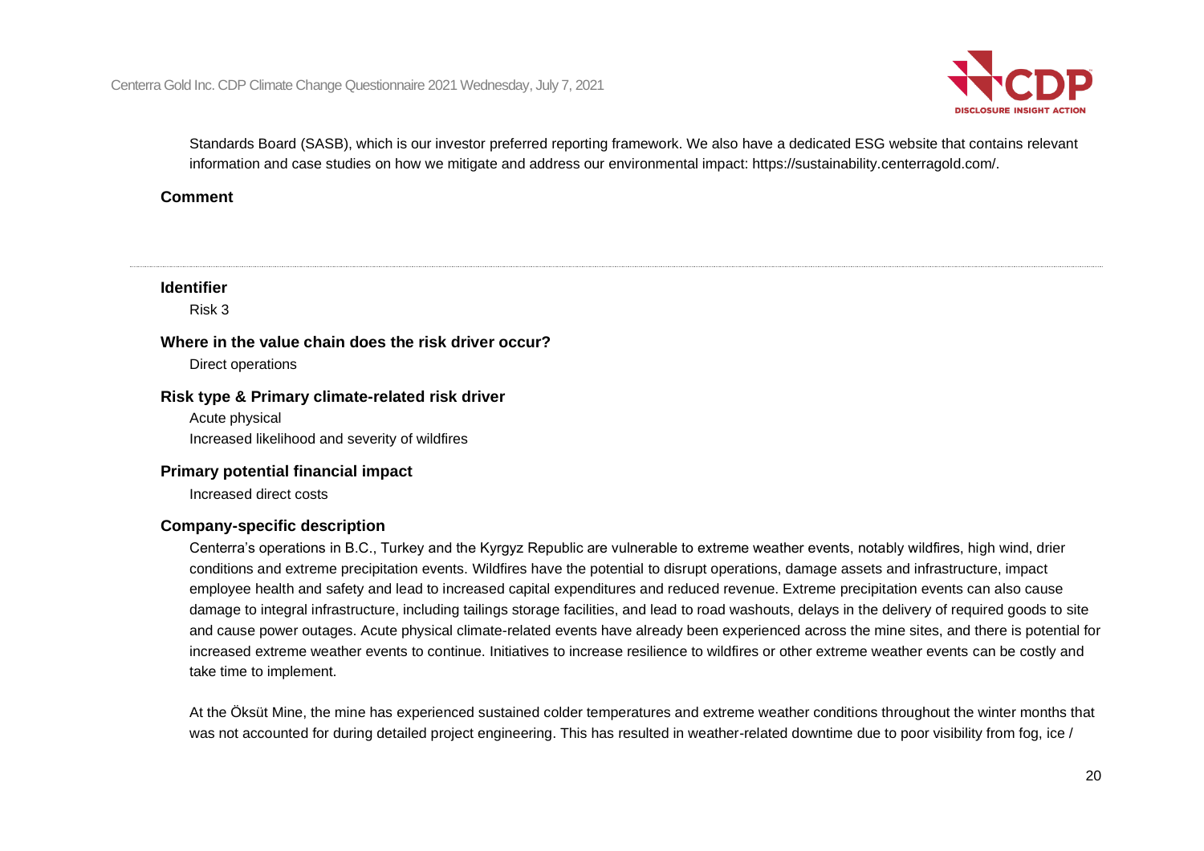Standards Board (SASB), which is our investor preferred reporting framework. We also have a dedicated ESG website that contains relevant information and case studies on how we mitigate and address our environmental impact: https://sustainability.centerragold.com/.

**Comment**

---

**Identifier**

Risk 3

**Where in the value chain does the risk driver occur?**

Direct operations

**Risk type & Primary climate-related risk driver**

Acute physical

Increased likelihood and severity of wildfires

**Primary potential financial impact**

Increased direct costs

**Company-specific description**

Centerra's operations in B.C., Turkey and the Kyrgyz Republic are vulnerable to extreme weather events, notably wildfires, high wind, drier conditions and extreme precipitation events. Wildfires have the potential to disrupt operations, damage assets and infrastructure, impact employee health and safety and lead to increased capital expenditures and reduced revenue. Extreme precipitation events can also cause damage to integral infrastructure, including tailings storage facilities, and lead to road washouts, delays in the delivery of required goods to site and cause power outages. Acute physical climate-related events have already been experienced across the mine sites, and there is potential for increased extreme weather events to continue. Initiatives to increase resilience to wildfires or other extreme weather events can be costly and take time to implement.

At the Öksüt Mine, the mine has experienced sustained colder temperatures and extreme weather conditions throughout the winter months that was not accounted for during detailed project engineering. This has resulted in weather-related downtime due to poor visibility from fog, ice /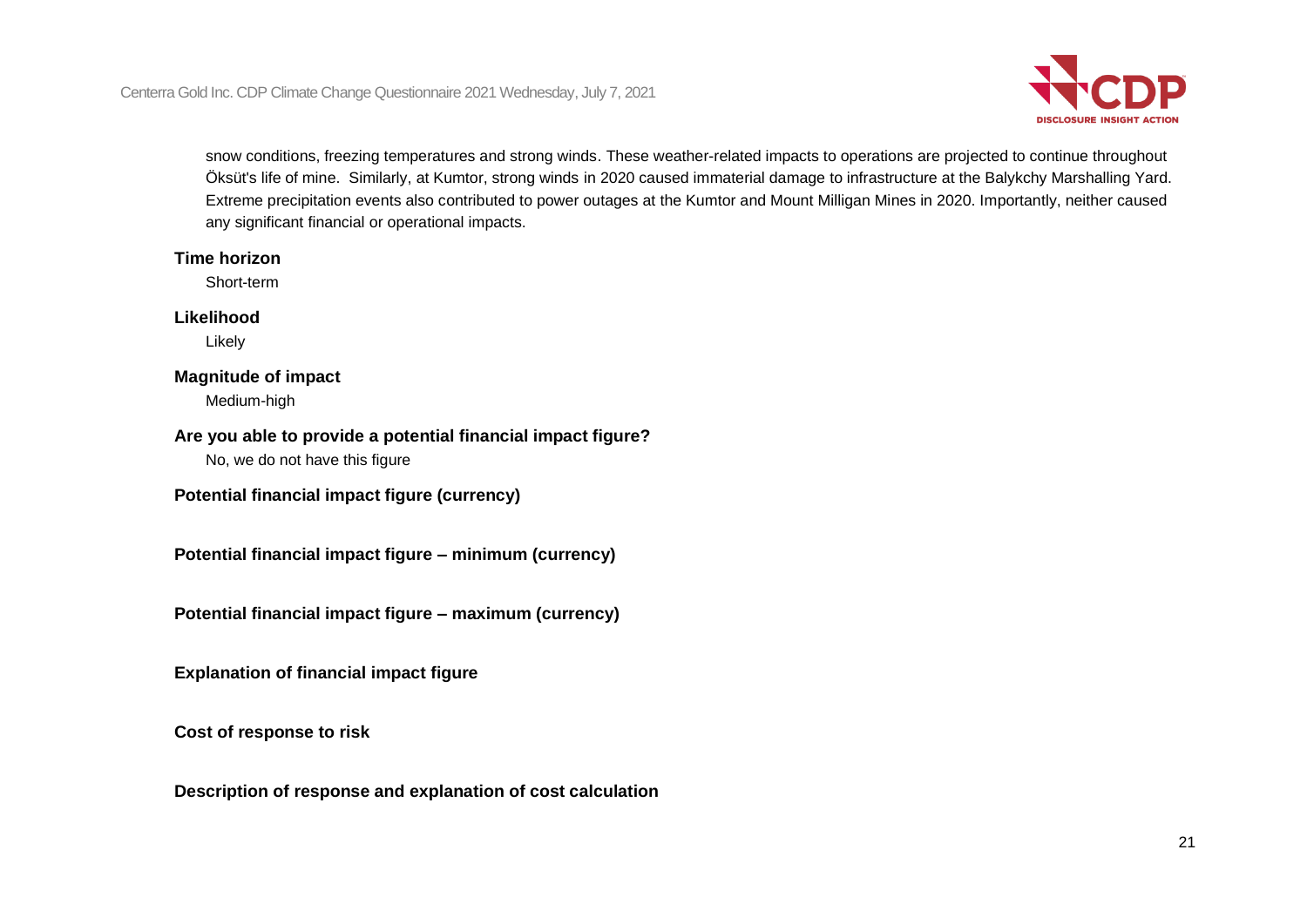snow conditions, freezing temperatures and strong winds. These weather-related impacts to operations are projected to continue throughout Öksüt's life of mine. Similarly, at Kumtor, strong winds in 2020 caused immaterial damage to infrastructure at the Balykchy Marshalling Yard. Extreme precipitation events also contributed to power outages at the Kumtor and Mount Milligan Mines in 2020. Importantly, neither caused any significant financial or operational impacts.

**Time horizon**

Short-term

**Likelihood**

Likely

**Magnitude of impact**

Medium-high

**Are you able to provide a potential financial impact figure?**

No, we do not have this figure

**Potential financial impact figure (currency)**

**Potential financial impact figure – minimum (currency)**

**Potential financial impact figure – maximum (currency)**

**Explanation of financial impact figure**

**Cost of response to risk**

**Description of response and explanation of cost calculation**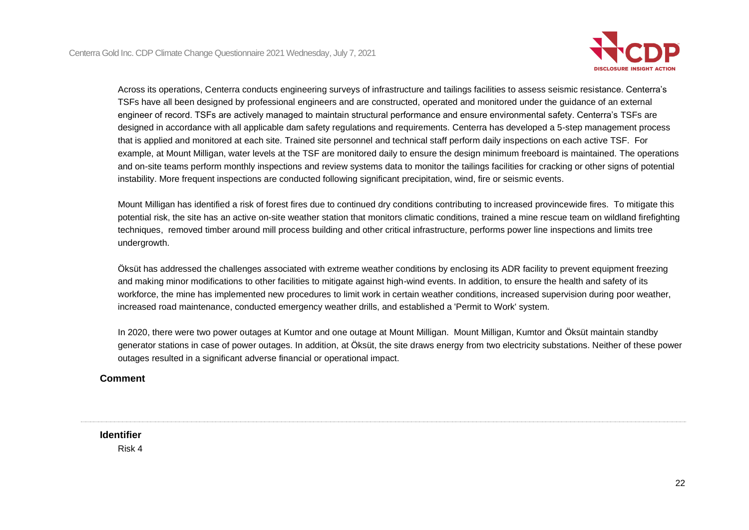Across its operations, Centerra conducts engineering surveys of infrastructure and tailings facilities to assess seismic resistance. Centerra's TSFs have all been designed by professional engineers and are constructed, operated and monitored under the guidance of an external engineer of record. TSFs are actively managed to maintain structural performance and ensure environmental safety. Centerra's TSFs are designed in accordance with all applicable dam safety regulations and requirements. Centerra has developed a 5-step management process that is applied and monitored at each site. Trained site personnel and technical staff perform daily inspections on each active TSF. For example, at Mount Milligan, water levels at the TSF are monitored daily to ensure the design minimum freeboard is maintained. The operations and on-site teams perform monthly inspections and review systems data to monitor the tailings facilities for cracking or other signs of potential instability. More frequent inspections are conducted following significant precipitation, wind, fire or seismic events.

Mount Milligan has identified a risk of forest fires due to continued dry conditions contributing to increased provincewide fires. To mitigate this potential risk, the site has an active on-site weather station that monitors climatic conditions, trained a mine rescue team on wildland firefighting techniques, removed timber around mill process building and other critical infrastructure, performs power line inspections and limits tree undergrowth.

Öksüt has addressed the challenges associated with extreme weather conditions by enclosing its ADR facility to prevent equipment freezing and making minor modifications to other facilities to mitigate against high-wind events. In addition, to ensure the health and safety of its workforce, the mine has implemented new procedures to limit work in certain weather conditions, increased supervision during poor weather, increased road maintenance, conducted emergency weather drills, and established a 'Permit to Work' system.

In 2020, there were two power outages at Kumtor and one outage at Mount Milligan. Mount Milligan, Kumtor and Öksüt maintain standby generator stations in case of power outages. In addition, at Öksüt, the site draws energy from two electricity substations. Neither of these power outages resulted in a significant adverse financial or operational impact.

**Comment**

---

**Identifier**

Risk 4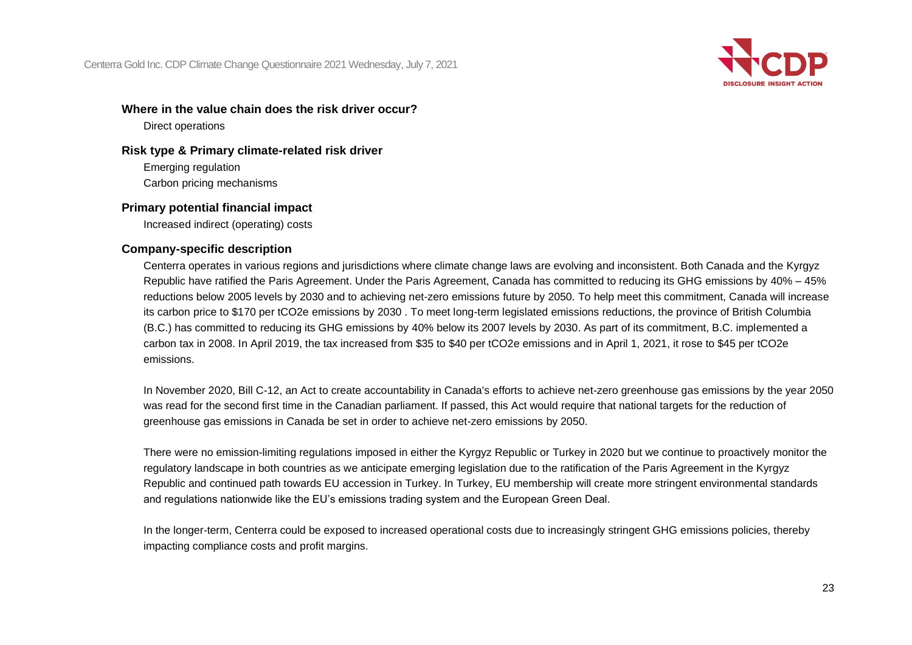**Where in the value chain does the risk driver occur?**

Direct operations

**Risk type & Primary climate-related risk driver**

Emerging regulation

Carbon pricing mechanisms

**Primary potential financial impact**

Increased indirect (operating) costs

**Company-specific description**

Centerra operates in various regions and jurisdictions where climate change laws are evolving and inconsistent. Both Canada and the Kyrgyz Republic have ratified the Paris Agreement. Under the Paris Agreement, Canada has committed to reducing its GHG emissions by 40% – 45% reductions below 2005 levels by 2030 and to achieving net-zero emissions future by 2050. To help meet this commitment, Canada will increase its carbon price to \$170 per tCO2e emissions by 2030 . To meet long-term legislated emissions reductions, the province of British Columbia (B.C.) has committed to reducing its GHG emissions by 40% below its 2007 levels by 2030. As part of its commitment, B.C. implemented a carbon tax in 2008. In April 2019, the tax increased from \$35 to \$40 per tCO2e emissions and in April 1, 2021, it rose to \$45 per tCO2e emissions.

In November 2020, Bill C-12, an Act to create accountability in Canada's efforts to achieve net-zero greenhouse gas emissions by the year 2050 was read for the second first time in the Canadian parliament. If passed, this Act would require that national targets for the reduction of greenhouse gas emissions in Canada be set in order to achieve net-zero emissions by 2050.

There were no emission-limiting regulations imposed in either the Kyrgyz Republic or Turkey in 2020 but we continue to proactively monitor the regulatory landscape in both countries as we anticipate emerging legislation due to the ratification of the Paris Agreement in the Kyrgyz Republic and continued path towards EU accession in Turkey. In Turkey, EU membership will create more stringent environmental standards and regulations nationwide like the EU's emissions trading system and the European Green Deal.

In the longer-term, Centerra could be exposed to increased operational costs due to increasingly stringent GHG emissions policies, thereby impacting compliance costs and profit margins.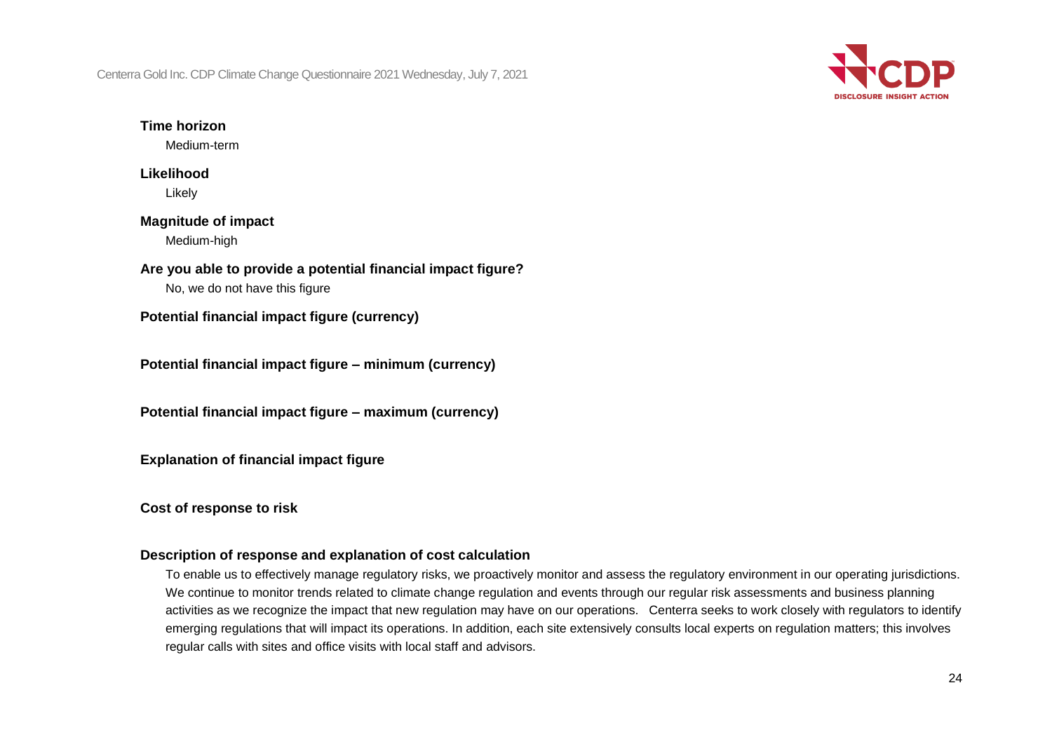**Time horizon**

Medium-term

**Likelihood**

Likely

**Magnitude of impact**

Medium-high

**Are you able to provide a potential financial impact figure?**

No, we do not have this figure

**Potential financial impact figure (currency)**

**Potential financial impact figure – minimum (currency)**

**Potential financial impact figure – maximum (currency)**

**Explanation of financial impact figure**

**Cost of response to risk**

**Description of response and explanation of cost calculation**

To enable us to effectively manage regulatory risks, we proactively monitor and assess the regulatory environment in our operating jurisdictions. We continue to monitor trends related to climate change regulation and events through our regular risk assessments and business planning activities as we recognize the impact that new regulation may have on our operations. Centerra seeks to work closely with regulators to identify emerging regulations that will impact its operations. In addition, each site extensively consults local experts on regulation matters; this involves regular calls with sites and office visits with local staff and advisors.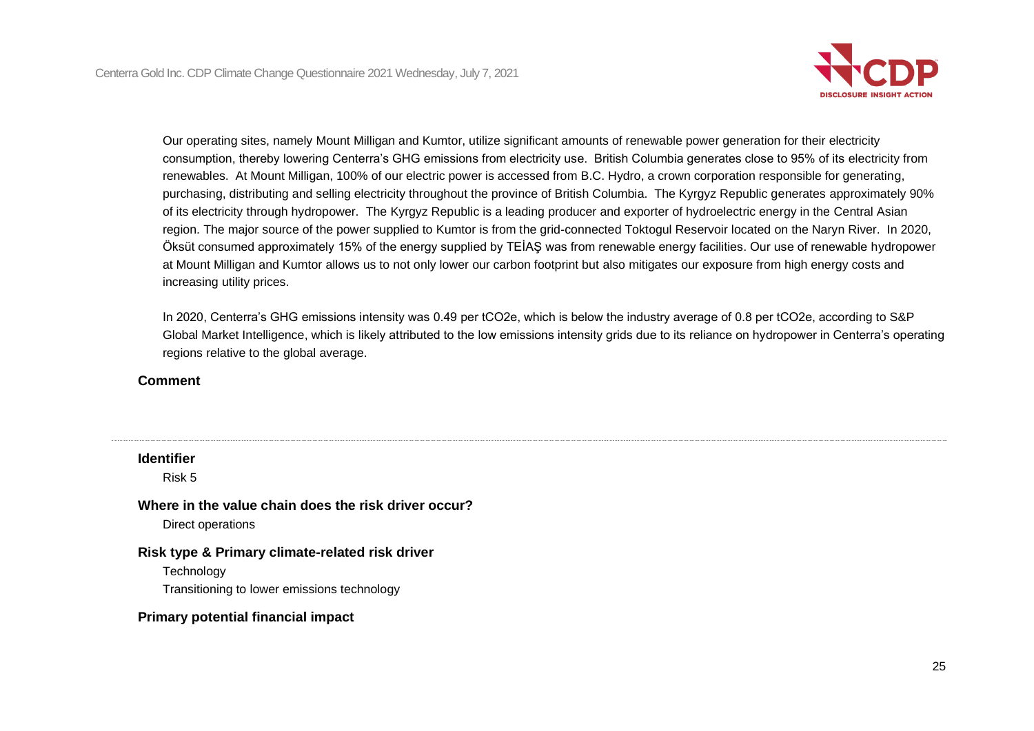Our operating sites, namely Mount Milligan and Kumtor, utilize significant amounts of renewable power generation for their electricity consumption, thereby lowering Centerra's GHG emissions from electricity use. British Columbia generates close to 95% of its electricity from renewables. At Mount Milligan, 100% of our electric power is accessed from B.C. Hydro, a crown corporation responsible for generating, purchasing, distributing and selling electricity throughout the province of British Columbia. The Kyrgyz Republic generates approximately 90% of its electricity through hydropower. The Kyrgyz Republic is a leading producer and exporter of hydroelectric energy in the Central Asian region. The major source of the power supplied to Kumtor is from the grid-connected Toktogul Reservoir located on the Naryn River. In 2020, Öksüt consumed approximately 15% of the energy supplied by TEİAŞ was from renewable energy facilities. Our use of renewable hydropower at Mount Milligan and Kumtor allows us to not only lower our carbon footprint but also mitigates our exposure from high energy costs and increasing utility prices.

In 2020, Centerra's GHG emissions intensity was 0.49 per tCO2e, which is below the industry average of 0.8 per tCO2e, according to S&P Global Market Intelligence, which is likely attributed to the low emissions intensity grids due to its reliance on hydropower in Centerra's operating regions relative to the global average.

**Comment**

---

**Identifier**

Risk 5

**Where in the value chain does the risk driver occur?**

Direct operations

**Risk type & Primary climate-related risk driver**

Technology

Transitioning to lower emissions technology

**Primary potential financial impact**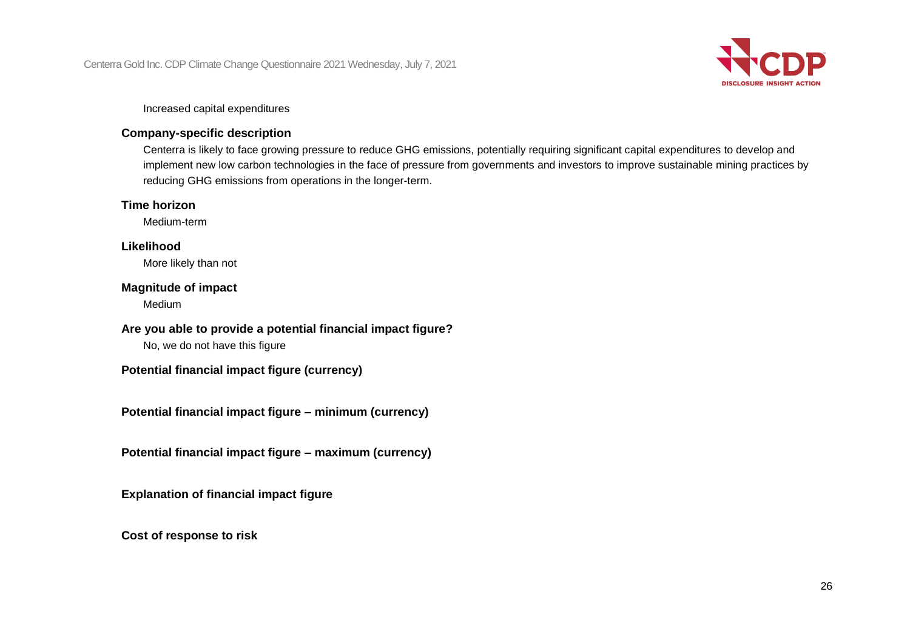Increased capital expenditures

**Company-specific description**

Centerra is likely to face growing pressure to reduce GHG emissions, potentially requiring significant capital expenditures to develop and implement new low carbon technologies in the face of pressure from governments and investors to improve sustainable mining practices by reducing GHG emissions from operations in the longer-term.

**Time horizon**

Medium-term

**Likelihood**

More likely than not

**Magnitude of impact**

Medium

**Are you able to provide a potential financial impact figure?**

No, we do not have this figure

**Potential financial impact figure (currency)**

**Potential financial impact figure – minimum (currency)**

**Potential financial impact figure – maximum (currency)**

**Explanation of financial impact figure**

**Cost of response to risk**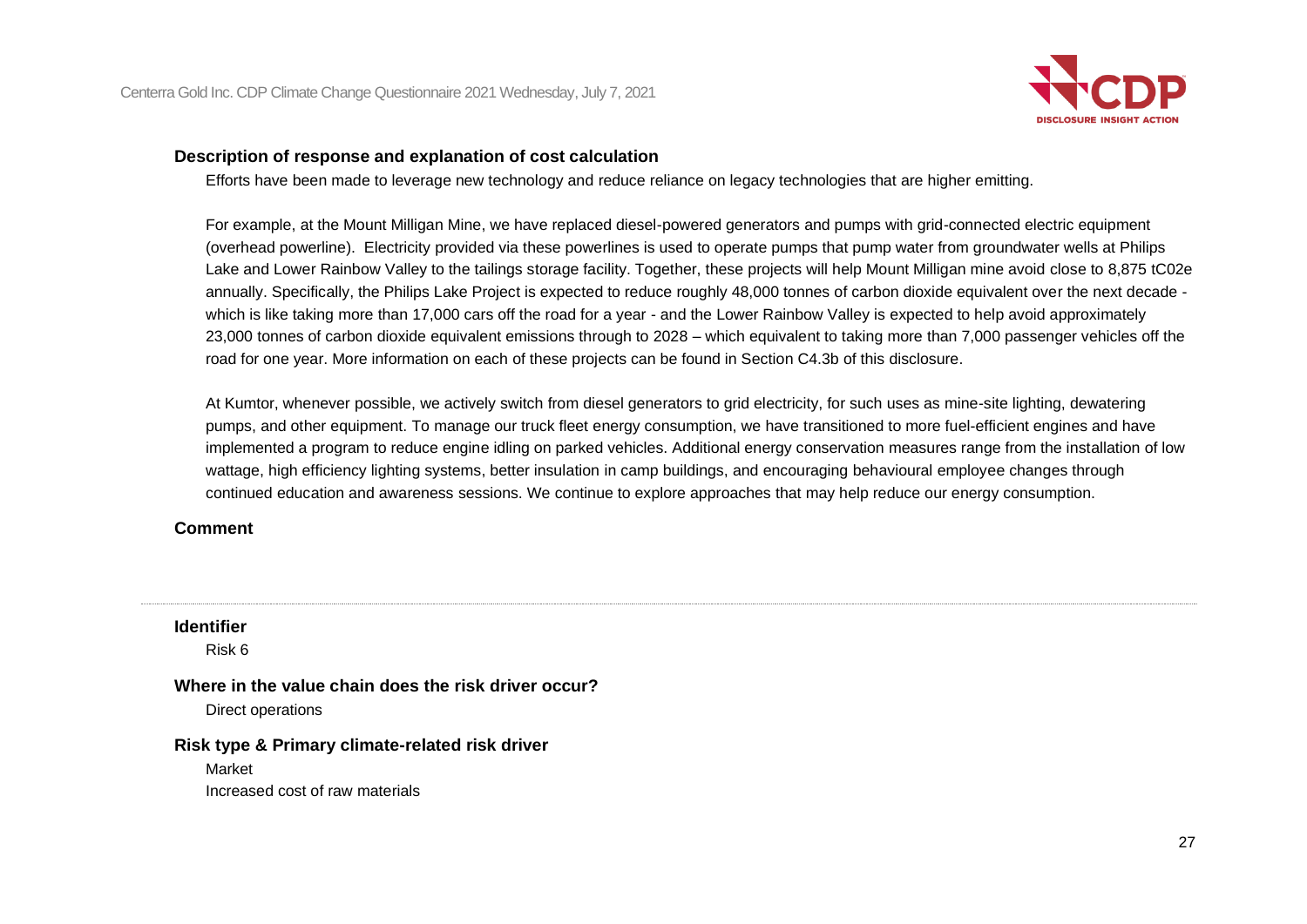### Description of response and explanation of cost calculation

Efforts have been made to leverage new technology and reduce reliance on legacy technologies that are higher emitting.

For example, at the Mount Milligan Mine, we have replaced diesel-powered generators and pumps with grid-connected electric equipment (overhead powerline). Electricity provided via these powerlines is used to operate pumps that pump water from groundwater wells at Philips Lake and Lower Rainbow Valley to the tailings storage facility. Together, these projects will help Mount Milligan mine avoid close to 8,875 tC02e annually. Specifically, the Philips Lake Project is expected to reduce roughly 48,000 tonnes of carbon dioxide equivalent over the next decade - which is like taking more than 17,000 cars off the road for a year - and the Lower Rainbow Valley is expected to help avoid approximately 23,000 tonnes of carbon dioxide equivalent emissions through to 2028 – which equivalent to taking more than 7,000 passenger vehicles off the road for one year. More information on each of these projects can be found in Section C4.3b of this disclosure.

At Kumtor, whenever possible, we actively switch from diesel generators to grid electricity, for such uses as mine-site lighting, dewatering pumps, and other equipment. To manage our truck fleet energy consumption, we have transitioned to more fuel-efficient engines and have implemented a program to reduce engine idling on parked vehicles. Additional energy conservation measures range from the installation of low wattage, high efficiency lighting systems, better insulation in camp buildings, and encouraging behavioural employee changes through continued education and awareness sessions. We continue to explore approaches that may help reduce our energy consumption.

### Comment

---

### Identifier

Risk 6

### Where in the value chain does the risk driver occur?

Direct operations

### Risk type & Primary climate-related risk driver

Market

Increased cost of raw materials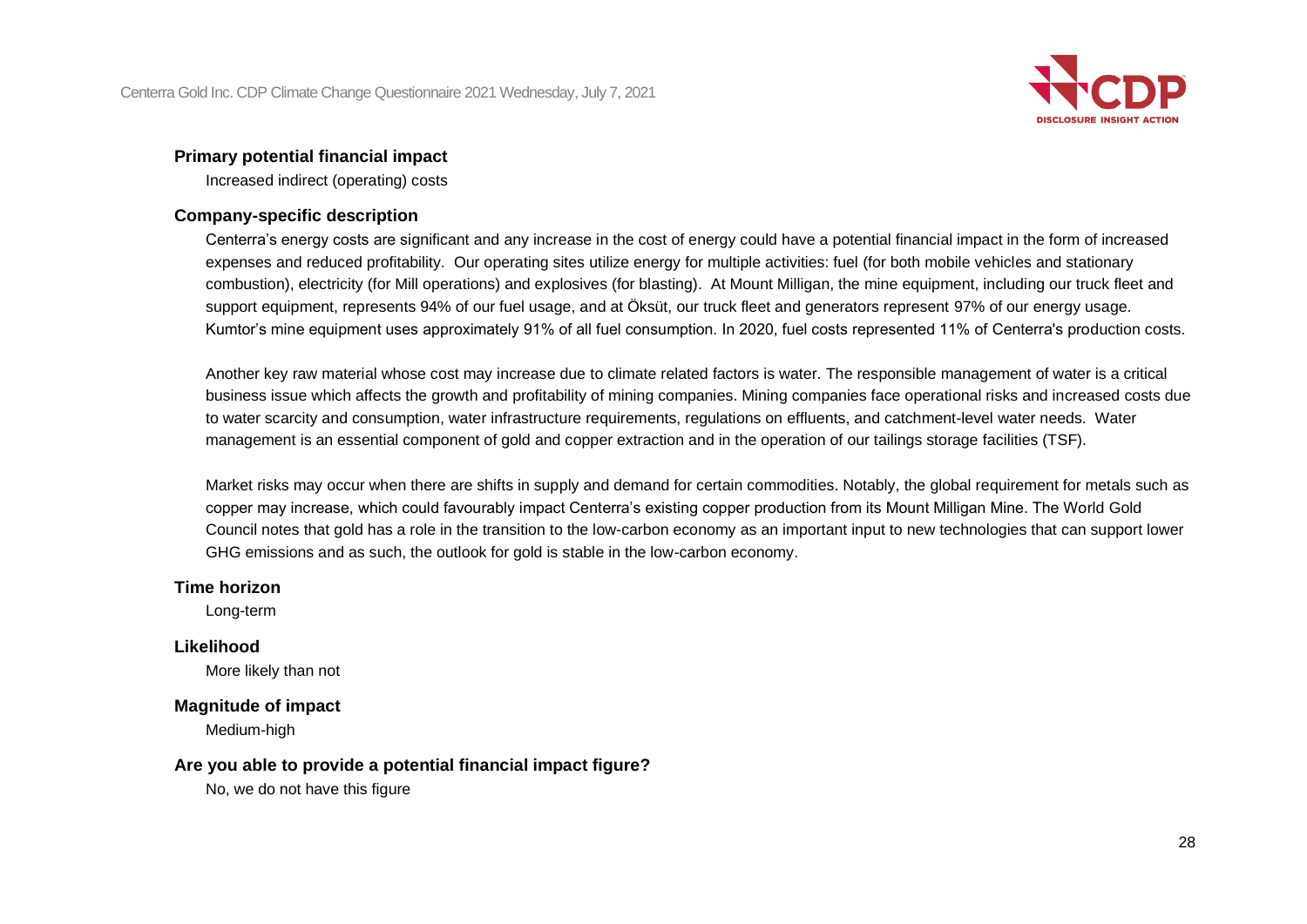**Primary potential financial impact**

Increased indirect (operating) costs

**Company-specific description**

Centerra's energy costs are significant and any increase in the cost of energy could have a potential financial impact in the form of increased expenses and reduced profitability. Our operating sites utilize energy for multiple activities: fuel (for both mobile vehicles and stationary combustion), electricity (for Mill operations) and explosives (for blasting). At Mount Milligan, the mine equipment, including our truck fleet and support equipment, represents 94% of our fuel usage, and at Öksüt, our truck fleet and generators represent 97% of our energy usage. Kumtor's mine equipment uses approximately 91% of all fuel consumption. In 2020, fuel costs represented 11% of Centerra's production costs.

Another key raw material whose cost may increase due to climate related factors is water. The responsible management of water is a critical business issue which affects the growth and profitability of mining companies. Mining companies face operational risks and increased costs due to water scarcity and consumption, water infrastructure requirements, regulations on effluents, and catchment-level water needs. Water management is an essential component of gold and copper extraction and in the operation of our tailings storage facilities (TSF).

Market risks may occur when there are shifts in supply and demand for certain commodities. Notably, the global requirement for metals such as copper may increase, which could favourably impact Centerra's existing copper production from its Mount Milligan Mine. The World Gold Council notes that gold has a role in the transition to the low-carbon economy as an important input to new technologies that can support lower GHG emissions and as such, the outlook for gold is stable in the low-carbon economy.

**Time horizon**

Long-term

**Likelihood**

More likely than not

**Magnitude of impact**

Medium-high

**Are you able to provide a potential financial impact figure?**

No, we do not have this figure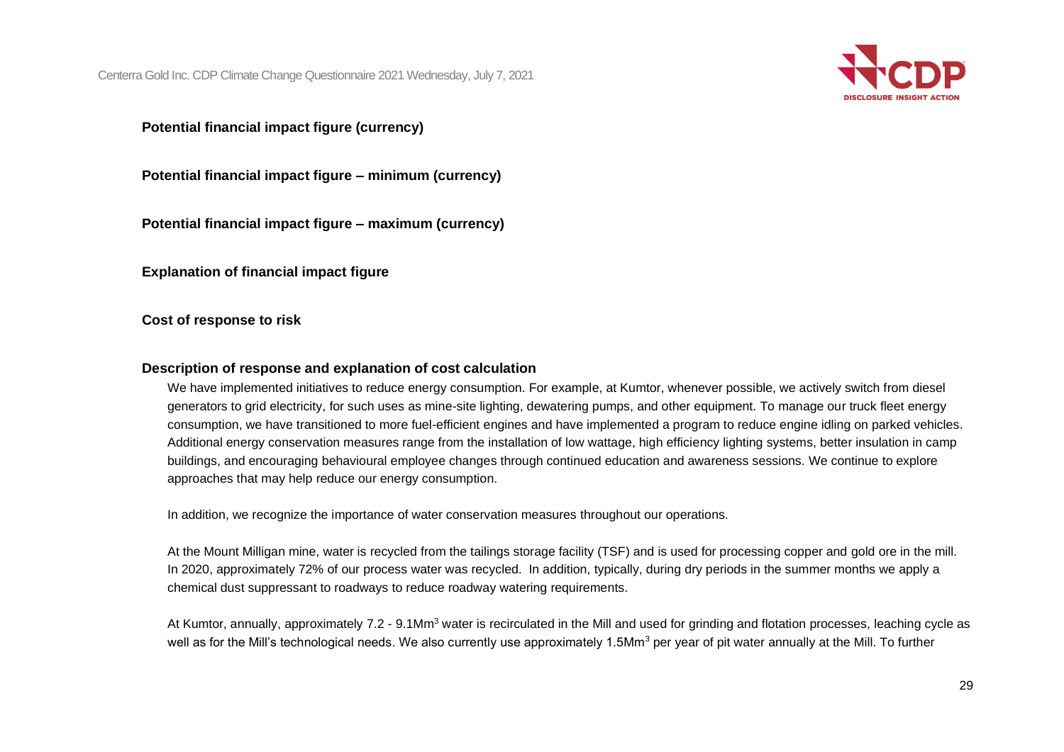**Potential financial impact figure (currency)**

**Potential financial impact figure – minimum (currency)**

**Potential financial impact figure – maximum (currency)**

**Explanation of financial impact figure**

**Cost of response to risk**

**Description of response and explanation of cost calculation**

We have implemented initiatives to reduce energy consumption. For example, at Kumtor, whenever possible, we actively switch from diesel generators to grid electricity, for such uses as mine-site lighting, dewatering pumps, and other equipment. To manage our truck fleet energy consumption, we have transitioned to more fuel-efficient engines and have implemented a program to reduce engine idling on parked vehicles. Additional energy conservation measures range from the installation of low wattage, high efficiency lighting systems, better insulation in camp buildings, and encouraging behavioural employee changes through continued education and awareness sessions. We continue to explore approaches that may help reduce our energy consumption.

In addition, we recognize the importance of water conservation measures throughout our operations.

At the Mount Milligan mine, water is recycled from the tailings storage facility (TSF) and is used for processing copper and gold ore in the mill. In 2020, approximately 72% of our process water was recycled. In addition, typically, during dry periods in the summer months we apply a chemical dust suppressant to roadways to reduce roadway watering requirements.

At Kumtor, annually, approximately 7.2 - 9.1Mm$^3$ water is recirculated in the Mill and used for grinding and flotation processes, leaching cycle as well as for the Mill's technological needs. We also currently use approximately 1.5Mm$^3$ per year of pit water annually at the Mill. To further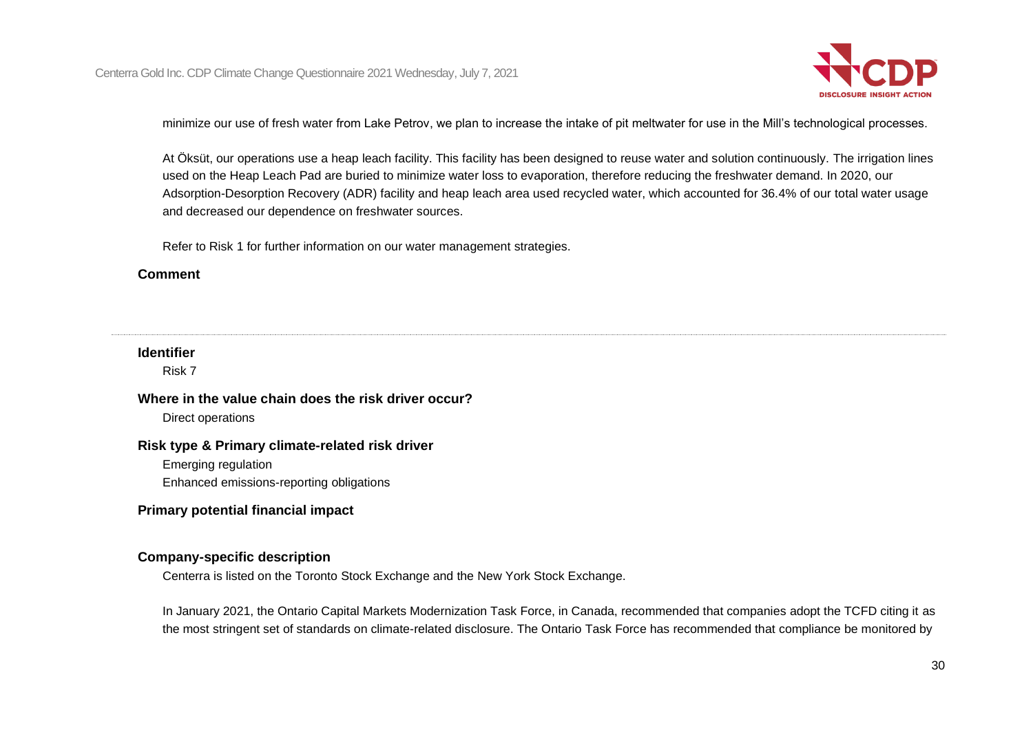minimize our use of fresh water from Lake Petrov, we plan to increase the intake of pit meltwater for use in the Mill's technological processes.

At Öksüt, our operations use a heap leach facility. This facility has been designed to reuse water and solution continuously. The irrigation lines used on the Heap Leach Pad are buried to minimize water loss to evaporation, therefore reducing the freshwater demand. In 2020, our Adsorption-Desorption Recovery (ADR) facility and heap leach area used recycled water, which accounted for 36.4% of our total water usage and decreased our dependence on freshwater sources.

Refer to Risk 1 for further information on our water management strategies.

**Comment**

---

**Identifier**

Risk 7

**Where in the value chain does the risk driver occur?**

Direct operations

**Risk type & Primary climate-related risk driver**

Emerging regulation

Enhanced emissions-reporting obligations

**Primary potential financial impact**

**Company-specific description**

Centerra is listed on the Toronto Stock Exchange and the New York Stock Exchange.

In January 2021, the Ontario Capital Markets Modernization Task Force, in Canada, recommended that companies adopt the TCFD citing it as the most stringent set of standards on climate-related disclosure. The Ontario Task Force has recommended that compliance be monitored by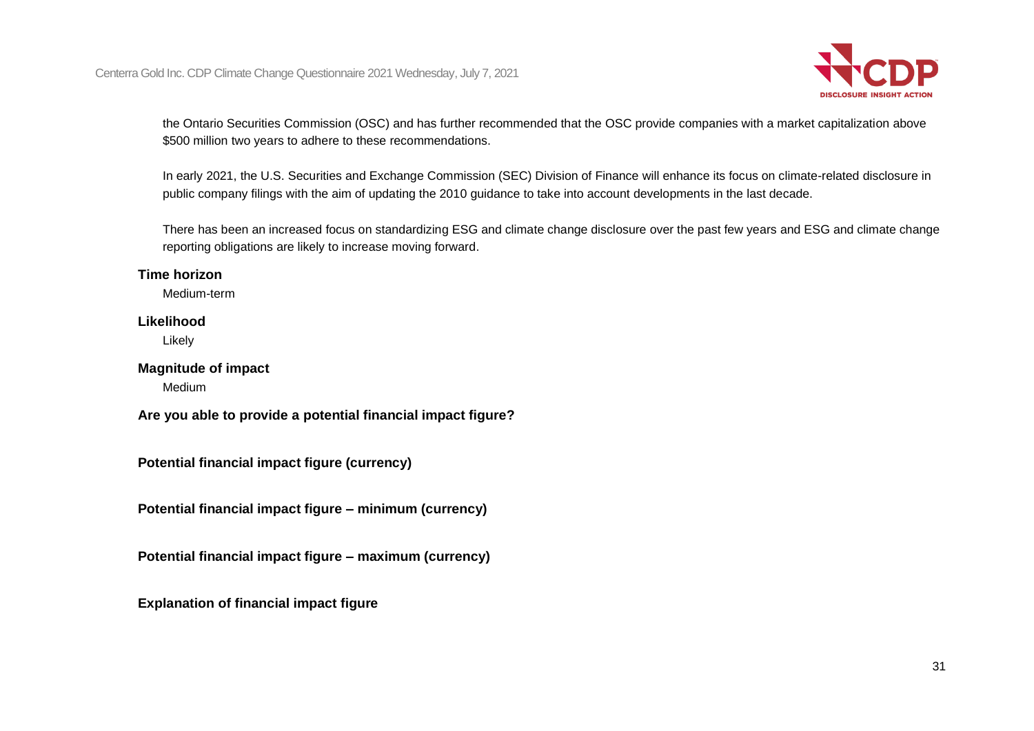the Ontario Securities Commission (OSC) and has further recommended that the OSC provide companies with a market capitalization above $500 million two years to adhere to these recommendations.

In early 2021, the U.S. Securities and Exchange Commission (SEC) Division of Finance will enhance its focus on climate-related disclosure in public company filings with the aim of updating the 2010 guidance to take into account developments in the last decade.

There has been an increased focus on standardizing ESG and climate change disclosure over the past few years and ESG and climate change reporting obligations are likely to increase moving forward.

**Time horizon**

Medium-term

**Likelihood**

Likely

**Magnitude of impact**

Medium

**Are you able to provide a potential financial impact figure?**

**Potential financial impact figure (currency)**

**Potential financial impact figure – minimum (currency)**

**Potential financial impact figure – maximum (currency)**

**Explanation of financial impact figure**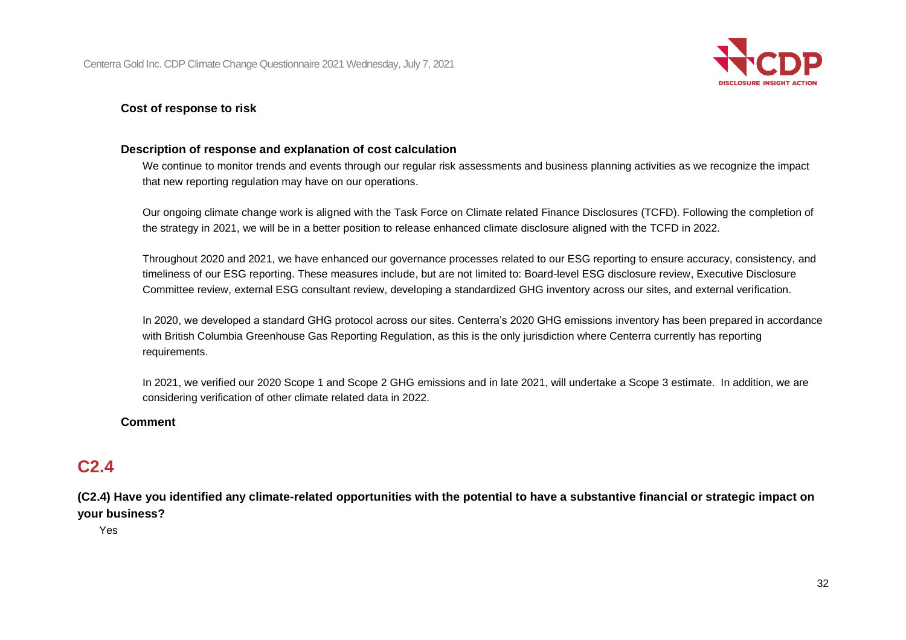**Cost of response to risk**

**Description of response and explanation of cost calculation**

We continue to monitor trends and events through our regular risk assessments and business planning activities as we recognize the impact that new reporting regulation may have on our operations.

Our ongoing climate change work is aligned with the Task Force on Climate related Finance Disclosures (TCFD). Following the completion of the strategy in 2021, we will be in a better position to release enhanced climate disclosure aligned with the TCFD in 2022.

Throughout 2020 and 2021, we have enhanced our governance processes related to our ESG reporting to ensure accuracy, consistency, and timeliness of our ESG reporting. These measures include, but are not limited to: Board-level ESG disclosure review, Executive Disclosure Committee review, external ESG consultant review, developing a standardized GHG inventory across our sites, and external verification.

In 2020, we developed a standard GHG protocol across our sites. Centerra's 2020 GHG emissions inventory has been prepared in accordance with British Columbia Greenhouse Gas Reporting Regulation, as this is the only jurisdiction where Centerra currently has reporting requirements.

In 2021, we verified our 2020 Scope 1 and Scope 2 GHG emissions and in late 2021, will undertake a Scope 3 estimate. In addition, we are considering verification of other climate related data in 2022.

**Comment**

## C2.4

**(C2.4) Have you identified any climate-related opportunities with the potential to have a substantive financial or strategic impact on your business?**

Yes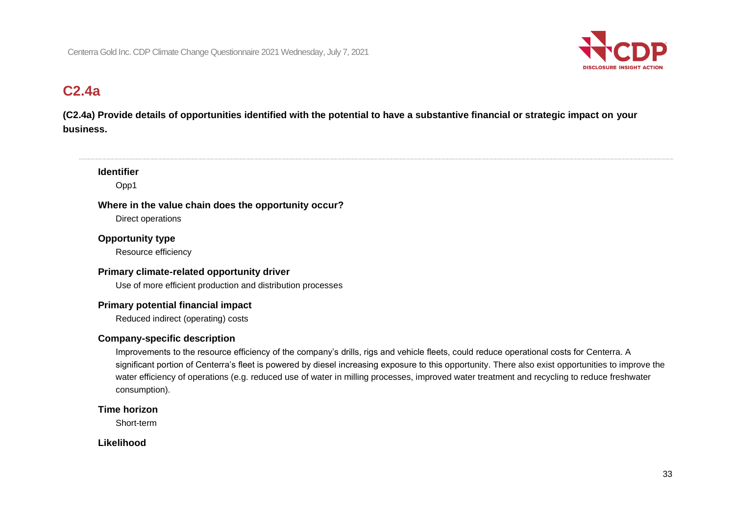## C2.4a

**(C2.4a) Provide details of opportunities identified with the potential to have a substantive financial or strategic impact on your business.**

---

**Identifier**

Opp1

**Where in the value chain does the opportunity occur?**

Direct operations

**Opportunity type**

Resource efficiency

**Primary climate-related opportunity driver**

Use of more efficient production and distribution processes

**Primary potential financial impact**

Reduced indirect (operating) costs

**Company-specific description**

Improvements to the resource efficiency of the company's drills, rigs and vehicle fleets, could reduce operational costs for Centerra. A significant portion of Centerra's fleet is powered by diesel increasing exposure to this opportunity. There also exist opportunities to improve the water efficiency of operations (e.g. reduced use of water in milling processes, improved water treatment and recycling to reduce freshwater consumption).

**Time horizon**

Short-term

**Likelihood**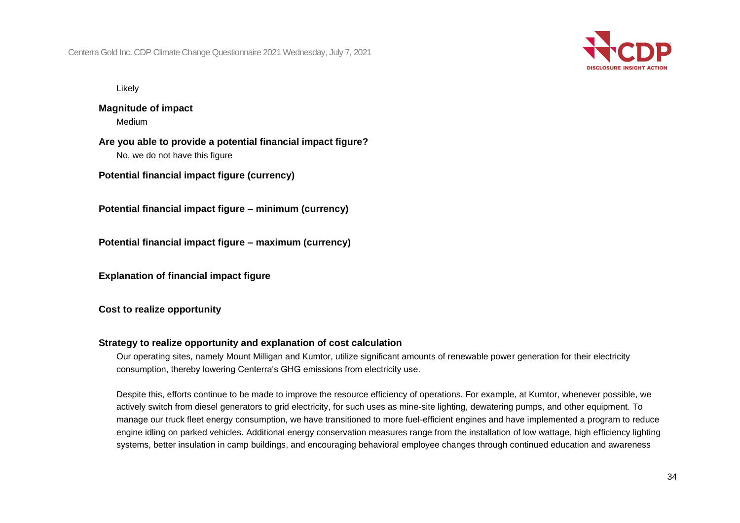Likely

**Magnitude of impact**

Medium

**Are you able to provide a potential financial impact figure?**

No, we do not have this figure

**Potential financial impact figure (currency)**

**Potential financial impact figure – minimum (currency)**

**Potential financial impact figure – maximum (currency)**

**Explanation of financial impact figure**

**Cost to realize opportunity**

**Strategy to realize opportunity and explanation of cost calculation**

Our operating sites, namely Mount Milligan and Kumtor, utilize significant amounts of renewable power generation for their electricity consumption, thereby lowering Centerra's GHG emissions from electricity use.

Despite this, efforts continue to be made to improve the resource efficiency of operations. For example, at Kumtor, whenever possible, we actively switch from diesel generators to grid electricity, for such uses as mine-site lighting, dewatering pumps, and other equipment. To manage our truck fleet energy consumption, we have transitioned to more fuel-efficient engines and have implemented a program to reduce engine idling on parked vehicles. Additional energy conservation measures range from the installation of low wattage, high efficiency lighting systems, better insulation in camp buildings, and encouraging behavioral employee changes through continued education and awareness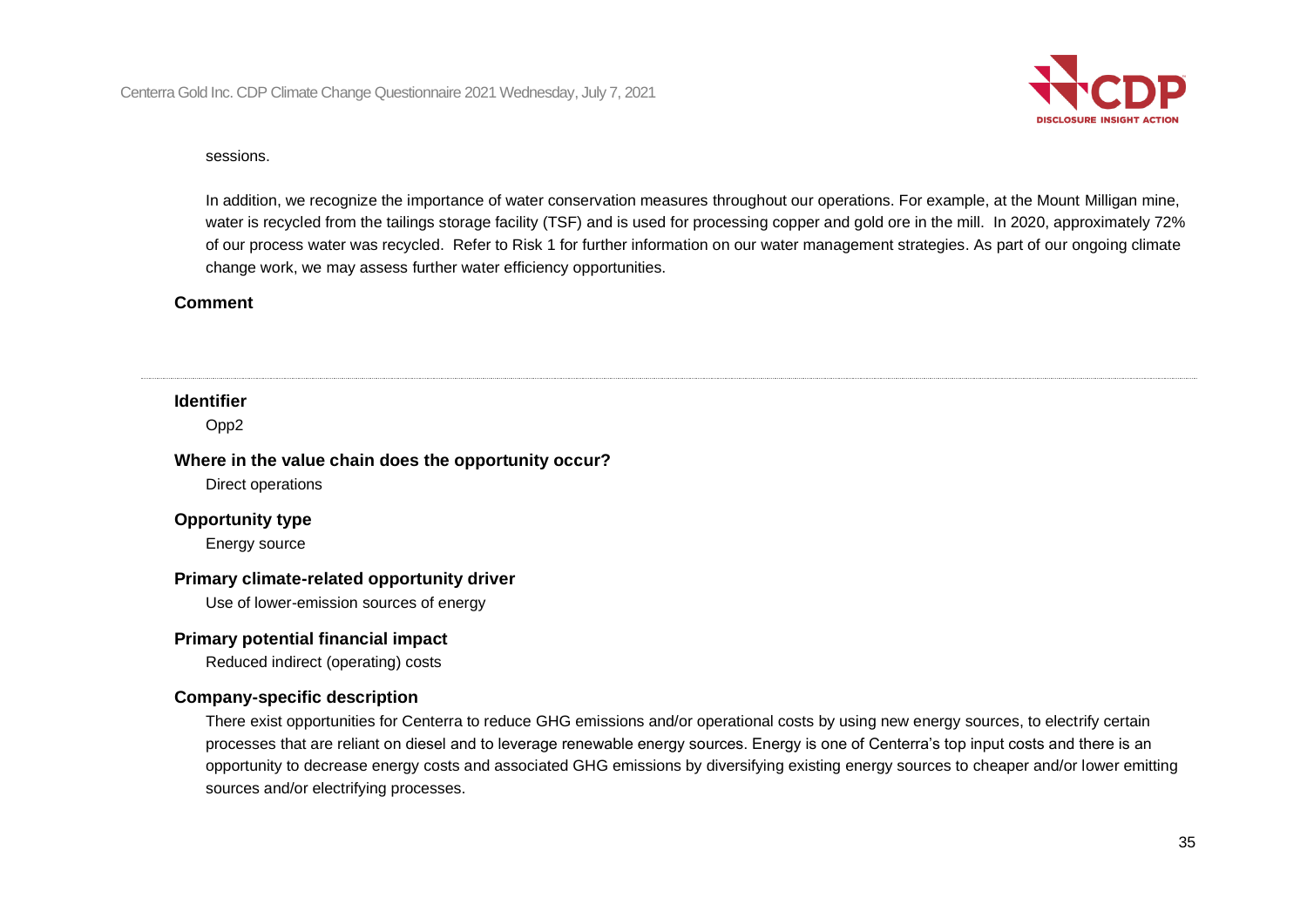sessions.

In addition, we recognize the importance of water conservation measures throughout our operations. For example, at the Mount Milligan mine, water is recycled from the tailings storage facility (TSF) and is used for processing copper and gold ore in the mill. In 2020, approximately 72% of our process water was recycled. Refer to Risk 1 for further information on our water management strategies. As part of our ongoing climate change work, we may assess further water efficiency opportunities.

**Comment**

---

**Identifier**

Opp2

**Where in the value chain does the opportunity occur?**

Direct operations

**Opportunity type**

Energy source

**Primary climate-related opportunity driver**

Use of lower-emission sources of energy

**Primary potential financial impact**

Reduced indirect (operating) costs

**Company-specific description**

There exist opportunities for Centerra to reduce GHG emissions and/or operational costs by using new energy sources, to electrify certain processes that are reliant on diesel and to leverage renewable energy sources. Energy is one of Centerra's top input costs and there is an opportunity to decrease energy costs and associated GHG emissions by diversifying existing energy sources to cheaper and/or lower emitting sources and/or electrifying processes.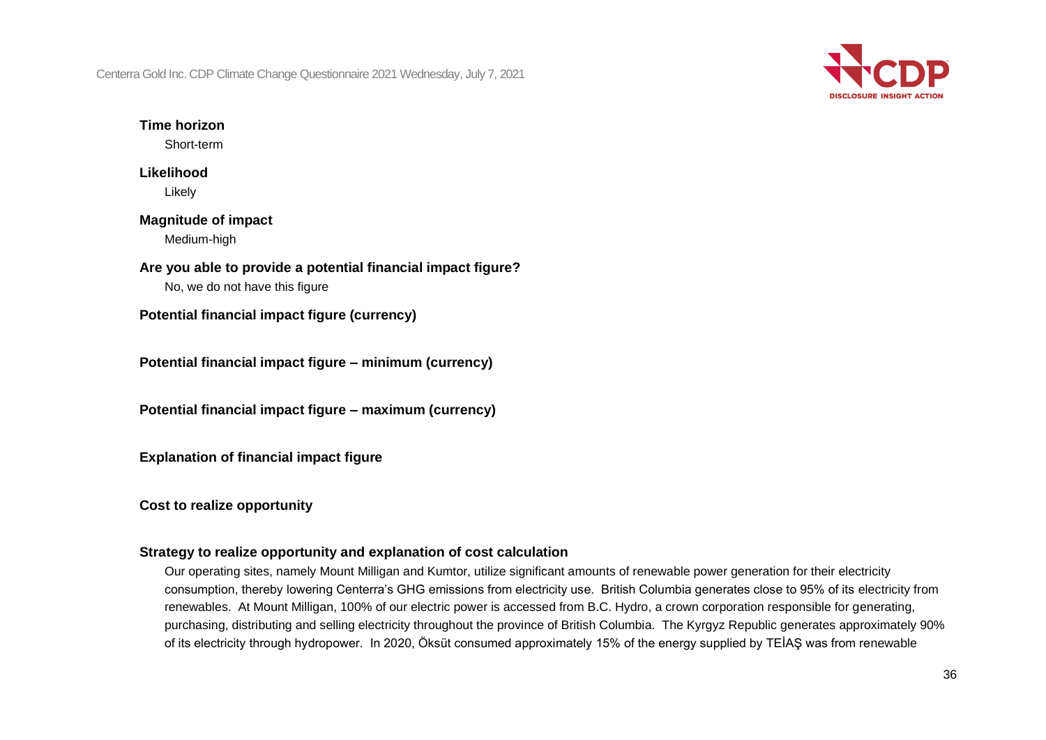**Time horizon**

Short-term

**Likelihood**

Likely

**Magnitude of impact**

Medium-high

**Are you able to provide a potential financial impact figure?**

No, we do not have this figure

**Potential financial impact figure (currency)**

**Potential financial impact figure – minimum (currency)**

**Potential financial impact figure – maximum (currency)**

**Explanation of financial impact figure**

**Cost to realize opportunity**

**Strategy to realize opportunity and explanation of cost calculation**

Our operating sites, namely Mount Milligan and Kumtor, utilize significant amounts of renewable power generation for their electricity consumption, thereby lowering Centerra's GHG emissions from electricity use. British Columbia generates close to 95% of its electricity from renewables. At Mount Milligan, 100% of our electric power is accessed from B.C. Hydro, a crown corporation responsible for generating, purchasing, distributing and selling electricity throughout the province of British Columbia. The Kyrgyz Republic generates approximately 90% of its electricity through hydropower. In 2020, Öksüt consumed approximately 15% of the energy supplied by TEİAŞ was from renewable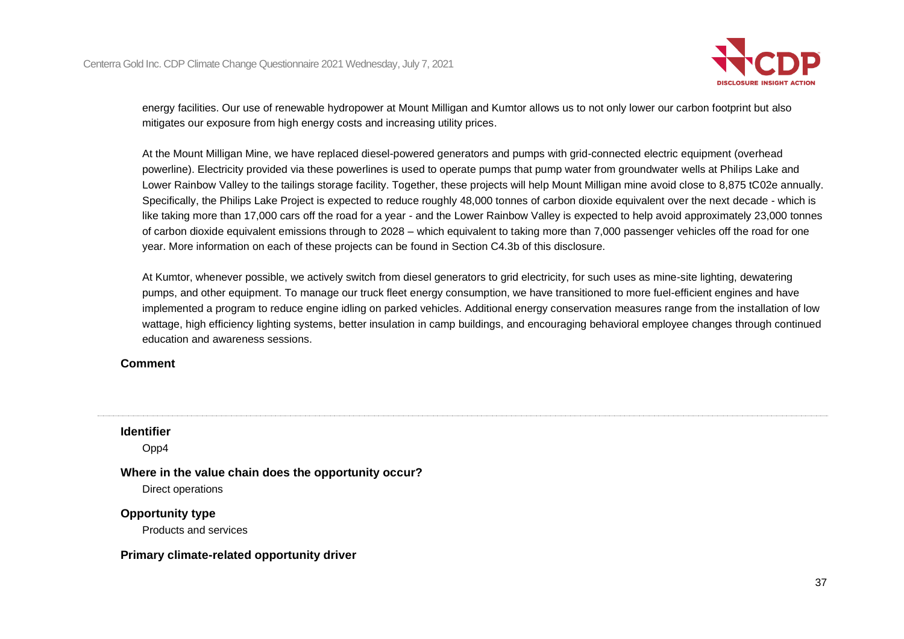energy facilities. Our use of renewable hydropower at Mount Milligan and Kumtor allows us to not only lower our carbon footprint but also mitigates our exposure from high energy costs and increasing utility prices.

At the Mount Milligan Mine, we have replaced diesel-powered generators and pumps with grid-connected electric equipment (overhead powerline). Electricity provided via these powerlines is used to operate pumps that pump water from groundwater wells at Philips Lake and Lower Rainbow Valley to the tailings storage facility. Together, these projects will help Mount Milligan mine avoid close to 8,875 tC02e annually. Specifically, the Philips Lake Project is expected to reduce roughly 48,000 tonnes of carbon dioxide equivalent over the next decade - which is like taking more than 17,000 cars off the road for a year - and the Lower Rainbow Valley is expected to help avoid approximately 23,000 tonnes of carbon dioxide equivalent emissions through to 2028 – which equivalent to taking more than 7,000 passenger vehicles off the road for one year. More information on each of these projects can be found in Section C4.3b of this disclosure.

At Kumtor, whenever possible, we actively switch from diesel generators to grid electricity, for such uses as mine-site lighting, dewatering pumps, and other equipment. To manage our truck fleet energy consumption, we have transitioned to more fuel-efficient engines and have implemented a program to reduce engine idling on parked vehicles. Additional energy conservation measures range from the installation of low wattage, high efficiency lighting systems, better insulation in camp buildings, and encouraging behavioral employee changes through continued education and awareness sessions.

**Comment**

---

**Identifier**

Opp4

**Where in the value chain does the opportunity occur?**

Direct operations

**Opportunity type**

Products and services

**Primary climate-related opportunity driver**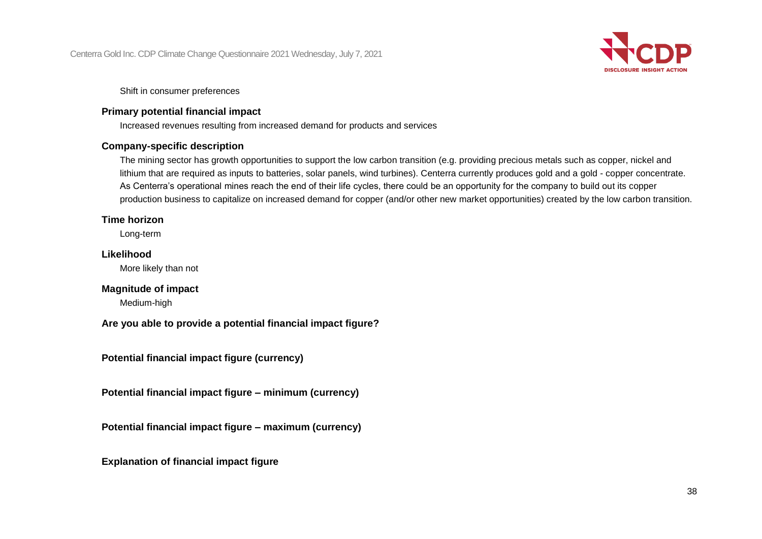Shift in consumer preferences

**Primary potential financial impact**

Increased revenues resulting from increased demand for products and services

**Company-specific description**

The mining sector has growth opportunities to support the low carbon transition (e.g. providing precious metals such as copper, nickel and lithium that are required as inputs to batteries, solar panels, wind turbines). Centerra currently produces gold and a gold - copper concentrate. As Centerra's operational mines reach the end of their life cycles, there could be an opportunity for the company to build out its copper production business to capitalize on increased demand for copper (and/or other new market opportunities) created by the low carbon transition.

**Time horizon**

Long-term

**Likelihood**

More likely than not

**Magnitude of impact**

Medium-high

**Are you able to provide a potential financial impact figure?**

**Potential financial impact figure (currency)**

**Potential financial impact figure – minimum (currency)**

**Potential financial impact figure – maximum (currency)**

**Explanation of financial impact figure**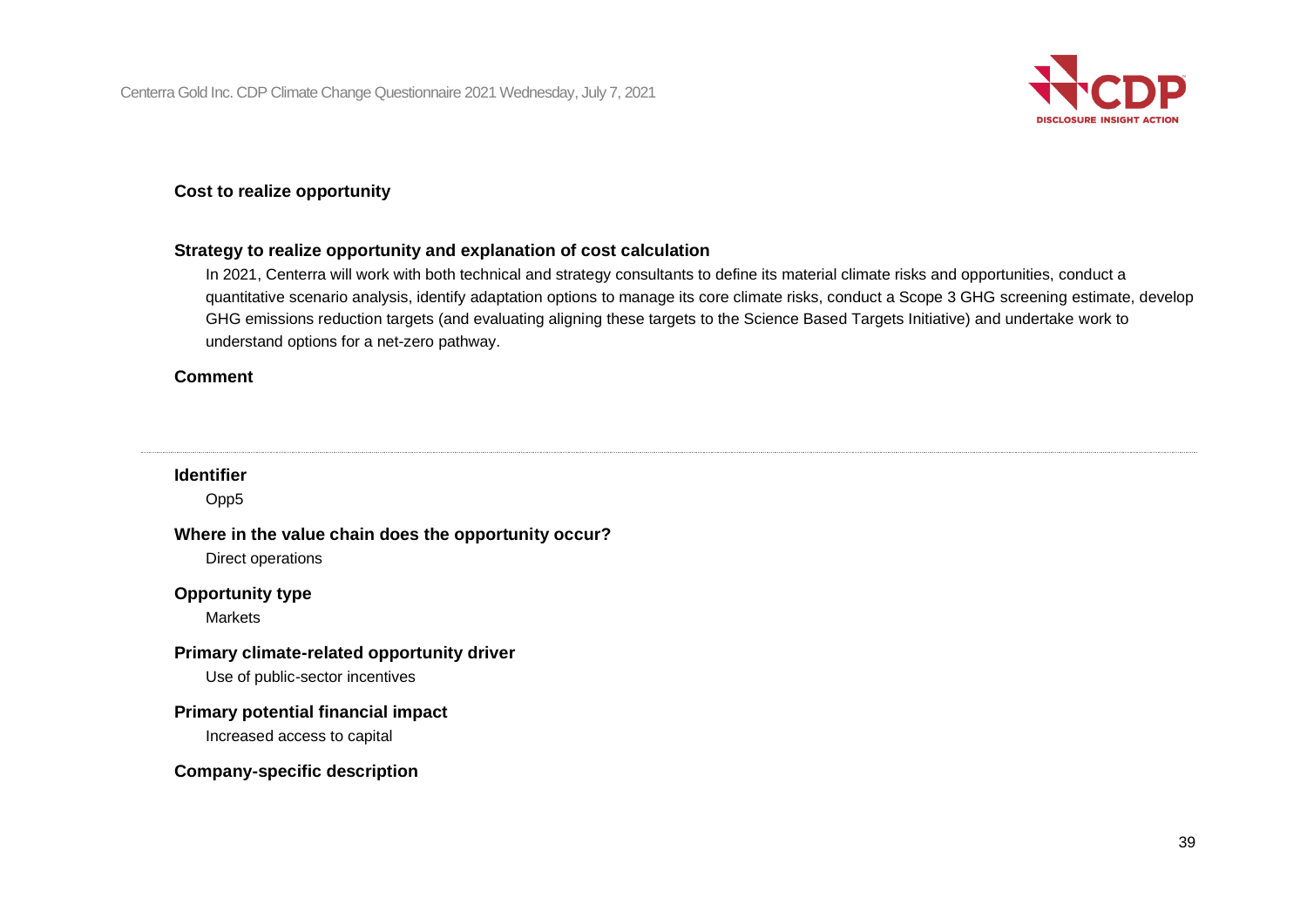**Cost to realize opportunity**

**Strategy to realize opportunity and explanation of cost calculation**

In 2021, Centerra will work with both technical and strategy consultants to define its material climate risks and opportunities, conduct a quantitative scenario analysis, identify adaptation options to manage its core climate risks, conduct a Scope 3 GHG screening estimate, develop GHG emissions reduction targets (and evaluating aligning these targets to the Science Based Targets Initiative) and undertake work to understand options for a net-zero pathway.

**Comment**

---

**Identifier**

Opp5

**Where in the value chain does the opportunity occur?**

Direct operations

**Opportunity type**

Markets

**Primary climate-related opportunity driver**

Use of public-sector incentives

**Primary potential financial impact**

Increased access to capital

**Company-specific description**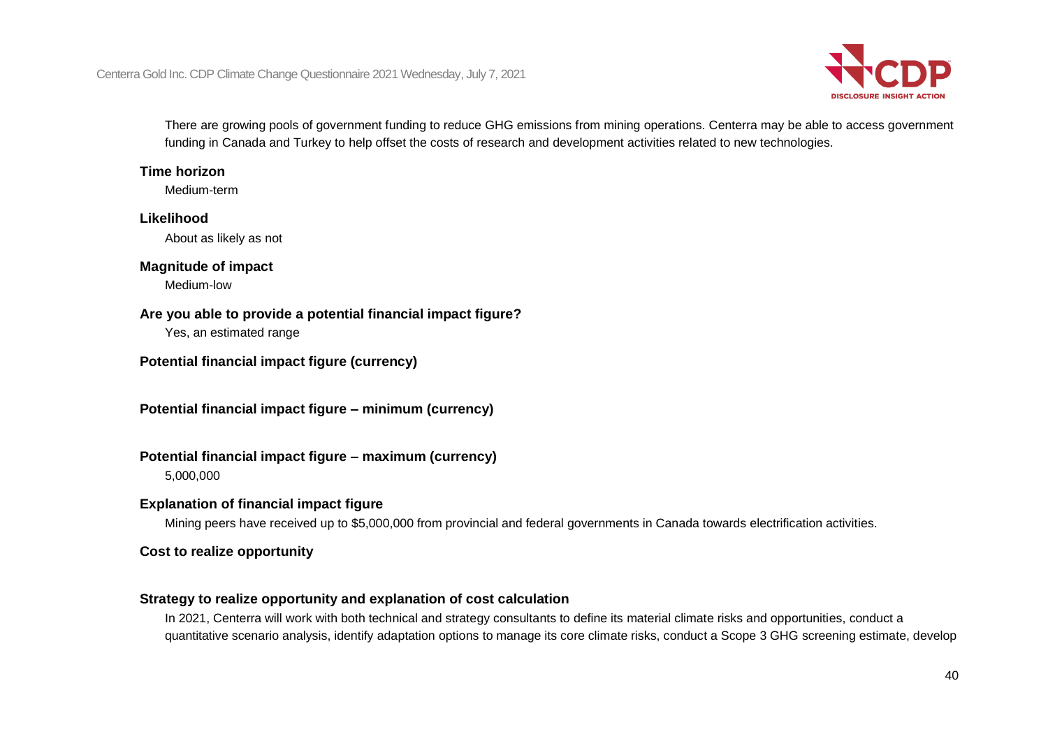There are growing pools of government funding to reduce GHG emissions from mining operations. Centerra may be able to access government funding in Canada and Turkey to help offset the costs of research and development activities related to new technologies.

**Time horizon**

Medium-term

**Likelihood**

About as likely as not

**Magnitude of impact**

Medium-low

**Are you able to provide a potential financial impact figure?**

Yes, an estimated range

**Potential financial impact figure (currency)**

**Potential financial impact figure – minimum (currency)**

**Potential financial impact figure – maximum (currency)**

5,000,000

**Explanation of financial impact figure**

Mining peers have received up to $5,000,000 from provincial and federal governments in Canada towards electrification activities.

**Cost to realize opportunity**

**Strategy to realize opportunity and explanation of cost calculation**

In 2021, Centerra will work with both technical and strategy consultants to define its material climate risks and opportunities, conduct a quantitative scenario analysis, identify adaptation options to manage its core climate risks, conduct a Scope 3 GHG screening estimate, develop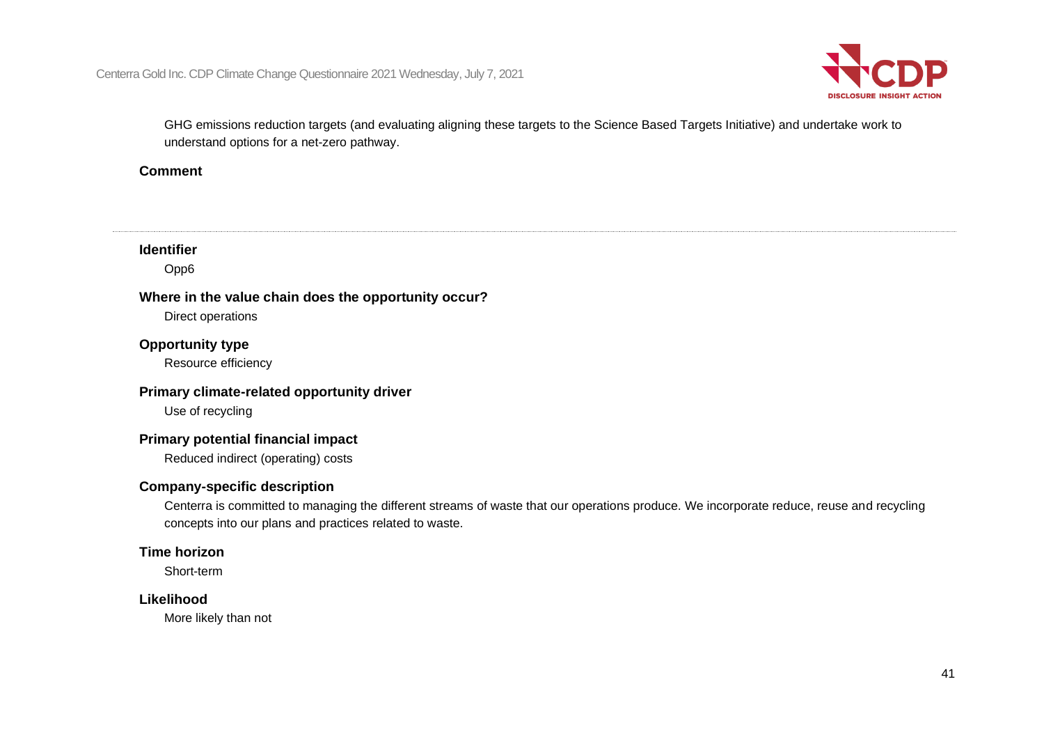GHG emissions reduction targets (and evaluating aligning these targets to the Science Based Targets Initiative) and undertake work to understand options for a net-zero pathway.

**Comment**

---

**Identifier**

Opp6

**Where in the value chain does the opportunity occur?**

Direct operations

**Opportunity type**

Resource efficiency

**Primary climate-related opportunity driver**

Use of recycling

**Primary potential financial impact**

Reduced indirect (operating) costs

**Company-specific description**

Centerra is committed to managing the different streams of waste that our operations produce. We incorporate reduce, reuse and recycling concepts into our plans and practices related to waste.

**Time horizon**

Short-term

**Likelihood**

More likely than not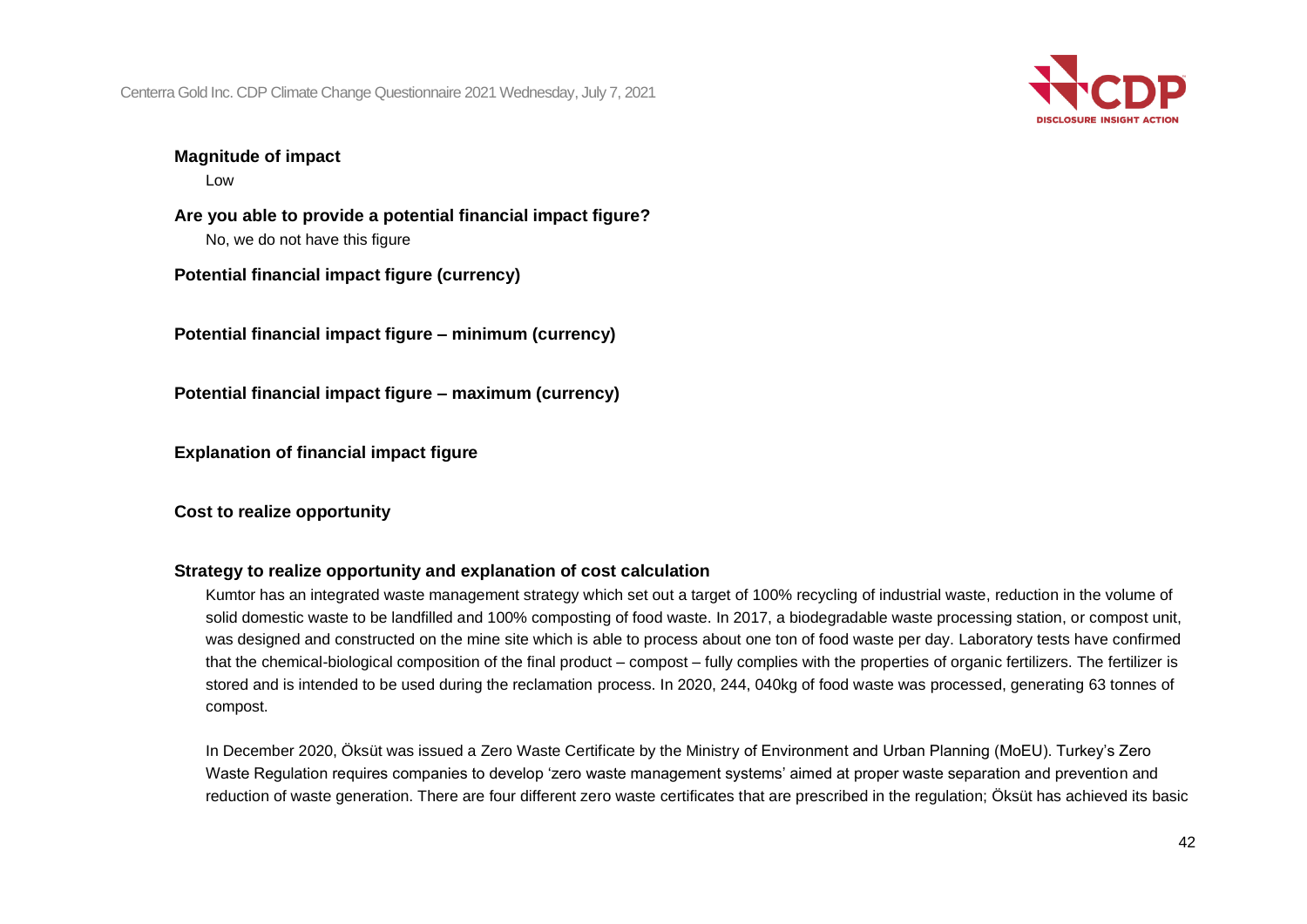**Magnitude of impact**

Low

**Are you able to provide a potential financial impact figure?**

No, we do not have this figure

**Potential financial impact figure (currency)**

**Potential financial impact figure – minimum (currency)**

**Potential financial impact figure – maximum (currency)**

**Explanation of financial impact figure**

**Cost to realize opportunity**

**Strategy to realize opportunity and explanation of cost calculation**

Kumtor has an integrated waste management strategy which set out a target of 100% recycling of industrial waste, reduction in the volume of solid domestic waste to be landfilled and 100% composting of food waste. In 2017, a biodegradable waste processing station, or compost unit, was designed and constructed on the mine site which is able to process about one ton of food waste per day. Laboratory tests have confirmed that the chemical-biological composition of the final product – compost – fully complies with the properties of organic fertilizers. The fertilizer is stored and is intended to be used during the reclamation process. In 2020, 244, 040kg of food waste was processed, generating 63 tonnes of compost.

In December 2020, Öksüt was issued a Zero Waste Certificate by the Ministry of Environment and Urban Planning (MoEU). Turkey's Zero Waste Regulation requires companies to develop 'zero waste management systems' aimed at proper waste separation and prevention and reduction of waste generation. There are four different zero waste certificates that are prescribed in the regulation; Öksüt has achieved its basic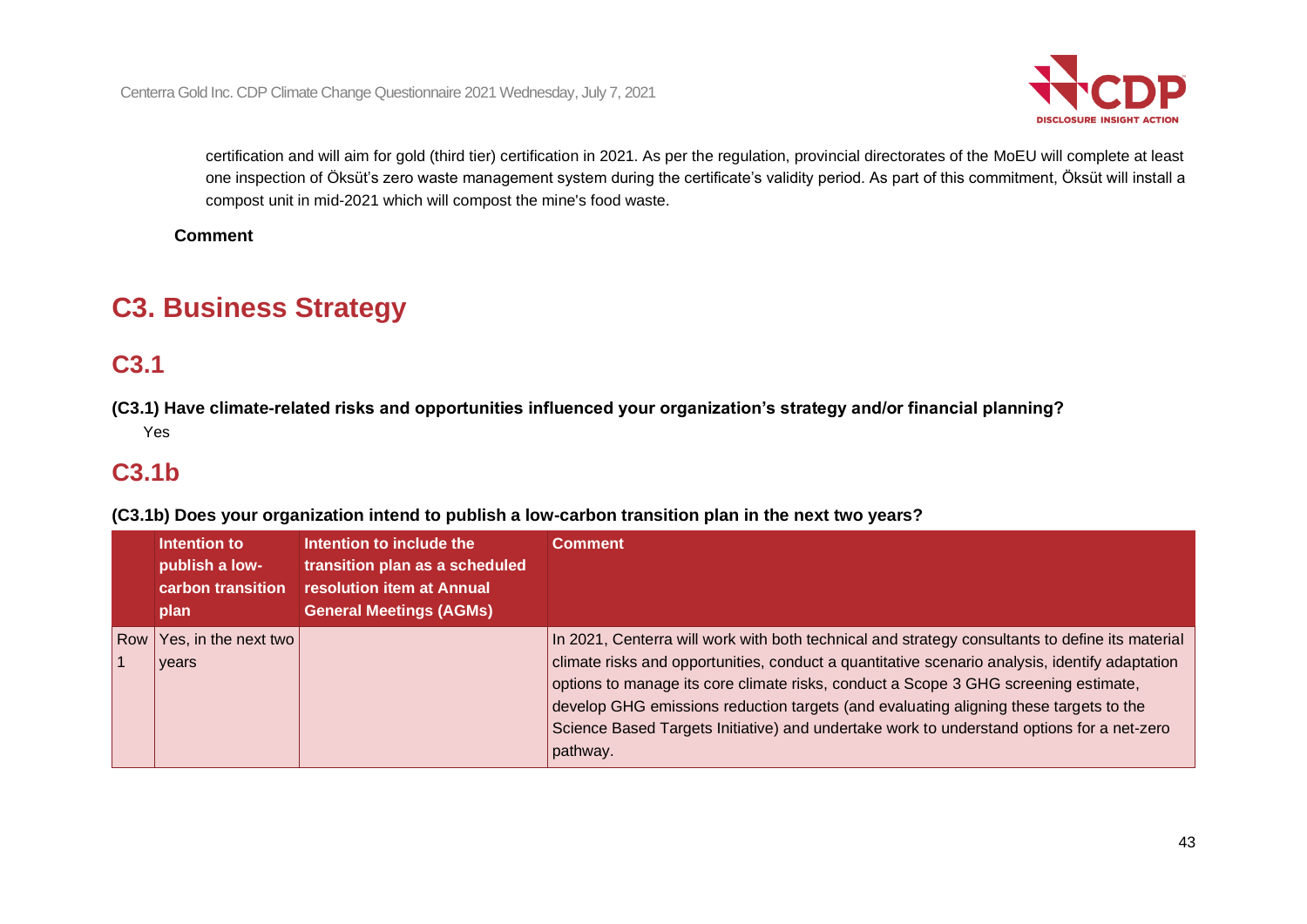certification and will aim for gold (third tier) certification in 2021. As per the regulation, provincial directorates of the MoEU will complete at least one inspection of Öksüt's zero waste management system during the certificate's validity period. As part of this commitment, Öksüt will install a compost unit in mid-2021 which will compost the mine's food waste.

**Comment**

# C3. Business Strategy

## C3.1

**(C3.1) Have climate-related risks and opportunities influenced your organization's strategy and/or financial planning?**

Yes

## C3.1b

**(C3.1b) Does your organization intend to publish a low-carbon transition plan in the next two years?**

| | Intention to publish a low-carbon transition plan | Intention to include the transition plan as a scheduled resolution item at Annual General Meetings (AGMs) | Comment |
|---|---|---|---|
| Row 1 | Yes, in the next two years | | In 2021, Centerra will work with both technical and strategy consultants to define its material climate risks and opportunities, conduct a quantitative scenario analysis, identify adaptation options to manage its core climate risks, conduct a Scope 3 GHG screening estimate, develop GHG emissions reduction targets (and evaluating aligning these targets to the Science Based Targets Initiative) and undertake work to understand options for a net-zero pathway. |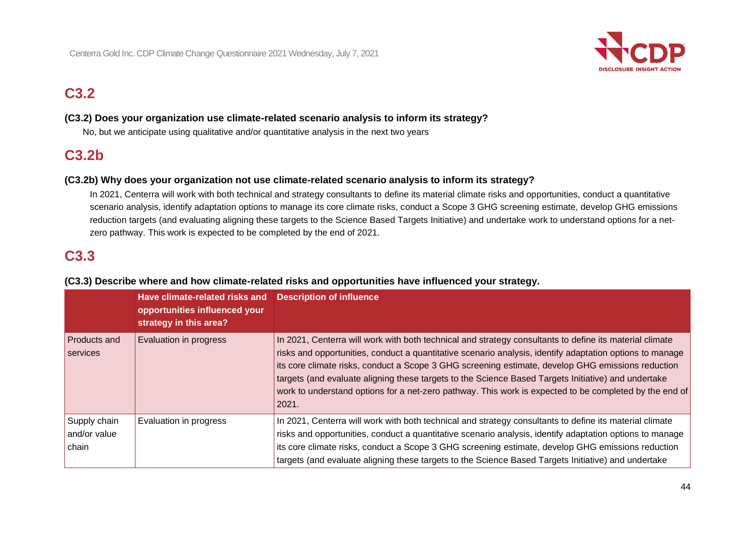## C3.2

**(C3.2) Does your organization use climate-related scenario analysis to inform its strategy?**

No, but we anticipate using qualitative and/or quantitative analysis in the next two years

## C3.2b

**(C3.2b) Why does your organization not use climate-related scenario analysis to inform its strategy?**

In 2021, Centerra will work with both technical and strategy consultants to define its material climate risks and opportunities, conduct a quantitative scenario analysis, identify adaptation options to manage its core climate risks, conduct a Scope 3 GHG screening estimate, develop GHG emissions reduction targets (and evaluating aligning these targets to the Science Based Targets Initiative) and undertake work to understand options for a net-zero pathway. This work is expected to be completed by the end of 2021.

## C3.3

**(C3.3) Describe where and how climate-related risks and opportunities have influenced your strategy.**

| | Have climate-related risks and opportunities influenced your strategy in this area? | Description of influence |
|---|---|---|
| Products and services | Evaluation in progress | In 2021, Centerra will work with both technical and strategy consultants to define its material climate risks and opportunities, conduct a quantitative scenario analysis, identify adaptation options to manage its core climate risks, conduct a Scope 3 GHG screening estimate, develop GHG emissions reduction targets (and evaluate aligning these targets to the Science Based Targets Initiative) and undertake work to understand options for a net-zero pathway. This work is expected to be completed by the end of 2021. |
| Supply chain and/or value chain | Evaluation in progress | In 2021, Centerra will work with both technical and strategy consultants to define its material climate risks and opportunities, conduct a quantitative scenario analysis, identify adaptation options to manage its core climate risks, conduct a Scope 3 GHG screening estimate, develop GHG emissions reduction targets (and evaluate aligning these targets to the Science Based Targets Initiative) and undertake |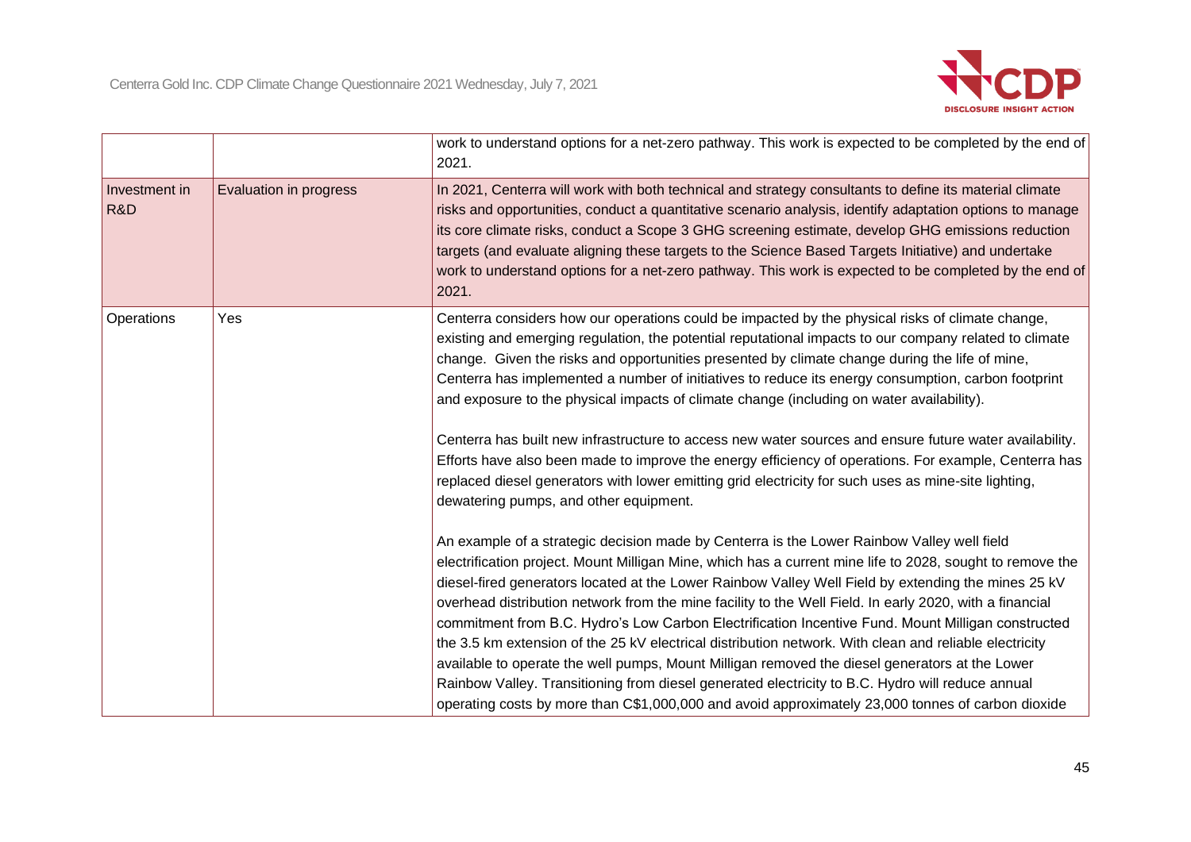| | | |
|---|---|---|
| | | work to understand options for a net-zero pathway. This work is expected to be completed by the end of 2021. |
| Investment in R&D | Evaluation in progress | In 2021, Centerra will work with both technical and strategy consultants to define its material climate risks and opportunities, conduct a quantitative scenario analysis, identify adaptation options to manage its core climate risks, conduct a Scope 3 GHG screening estimate, develop GHG emissions reduction targets (and evaluate aligning these targets to the Science Based Targets Initiative) and undertake work to understand options for a net-zero pathway. This work is expected to be completed by the end of 2021. |
| Operations | Yes | Centerra considers how our operations could be impacted by the physical risks of climate change, existing and emerging regulation, the potential reputational impacts to our company related to climate change. Given the risks and opportunities presented by climate change during the life of mine, Centerra has implemented a number of initiatives to reduce its energy consumption, carbon footprint and exposure to the physical impacts of climate change (including on water availability).<br><br>Centerra has built new infrastructure to access new water sources and ensure future water availability. Efforts have also been made to improve the energy efficiency of operations. For example, Centerra has replaced diesel generators with lower emitting grid electricity for such uses as mine-site lighting, dewatering pumps, and other equipment.<br><br>An example of a strategic decision made by Centerra is the Lower Rainbow Valley well field electrification project. Mount Milligan Mine, which has a current mine life to 2028, sought to remove the diesel-fired generators located at the Lower Rainbow Valley Well Field by extending the mines 25 kV overhead distribution network from the mine facility to the Well Field. In early 2020, with a financial commitment from B.C. Hydro's Low Carbon Electrification Incentive Fund. Mount Milligan constructed the 3.5 km extension of the 25 kV electrical distribution network. With clean and reliable electricity available to operate the well pumps, Mount Milligan removed the diesel generators at the Lower Rainbow Valley. Transitioning from diesel generated electricity to B.C. Hydro will reduce annual operating costs by more than C$1,000,000 and avoid approximately 23,000 tonnes of carbon dioxide |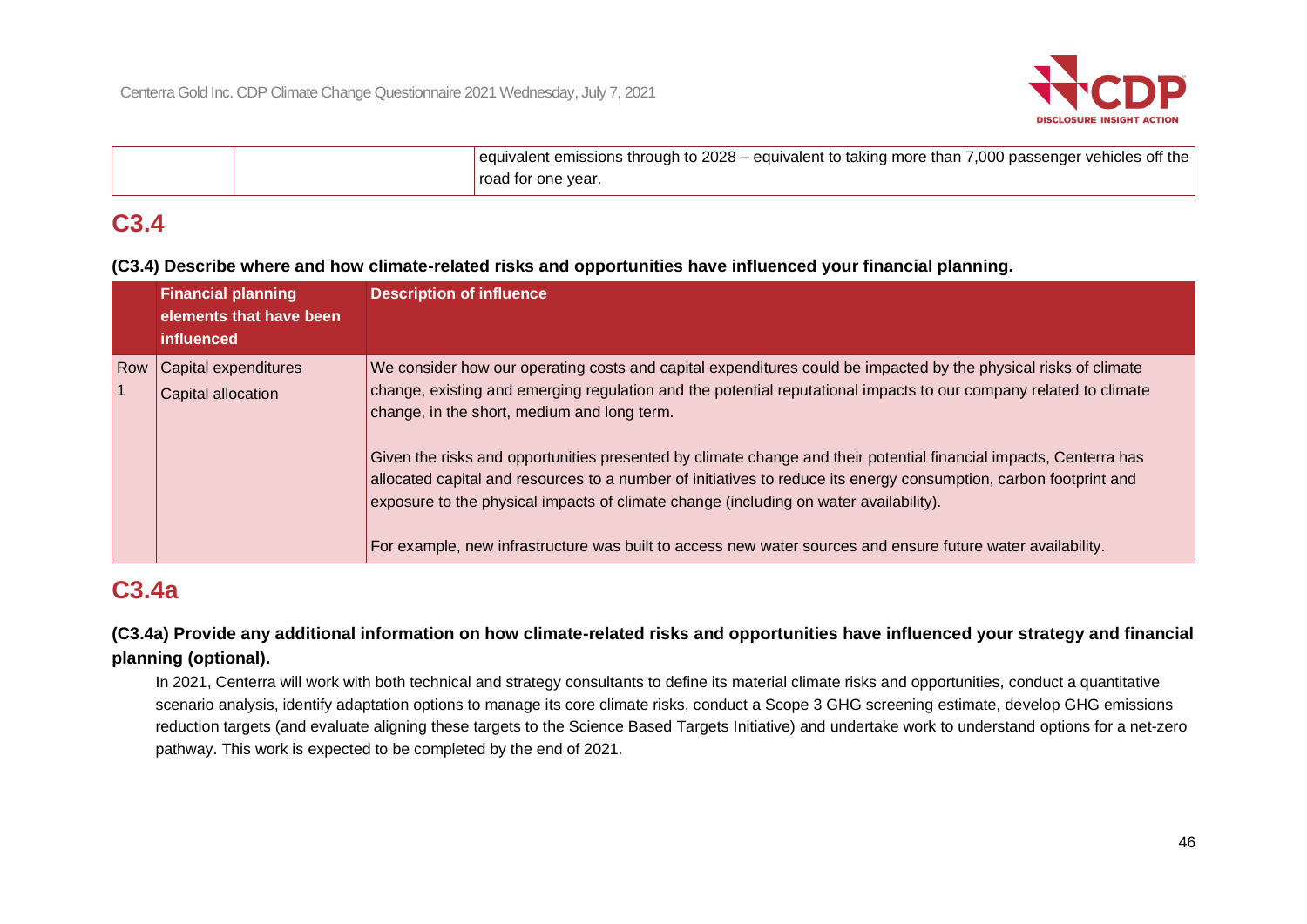|  |  | equivalent emissions through to 2028 – equivalent to taking more than 7,000 passenger vehicles off the road for one year. |
|---|---|---|

## C3.4

**(C3.4) Describe where and how climate-related risks and opportunities have influenced your financial planning.**

|  | Financial planning elements that have been influenced | Description of influence |
|---|---|---|
| Row 1 | Capital expenditures<br>Capital allocation | We consider how our operating costs and capital expenditures could be impacted by the physical risks of climate change, existing and emerging regulation and the potential reputational impacts to our company related to climate change, in the short, medium and long term.<br><br>Given the risks and opportunities presented by climate change and their potential financial impacts, Centerra has allocated capital and resources to a number of initiatives to reduce its energy consumption, carbon footprint and exposure to the physical impacts of climate change (including on water availability).<br><br>For example, new infrastructure was built to access new water sources and ensure future water availability. |

## C3.4a

**(C3.4a) Provide any additional information on how climate-related risks and opportunities have influenced your strategy and financial planning (optional).**

In 2021, Centerra will work with both technical and strategy consultants to define its material climate risks and opportunities, conduct a quantitative scenario analysis, identify adaptation options to manage its core climate risks, conduct a Scope 3 GHG screening estimate, develop GHG emissions reduction targets (and evaluate aligning these targets to the Science Based Targets Initiative) and undertake work to understand options for a net-zero pathway. This work is expected to be completed by the end of 2021.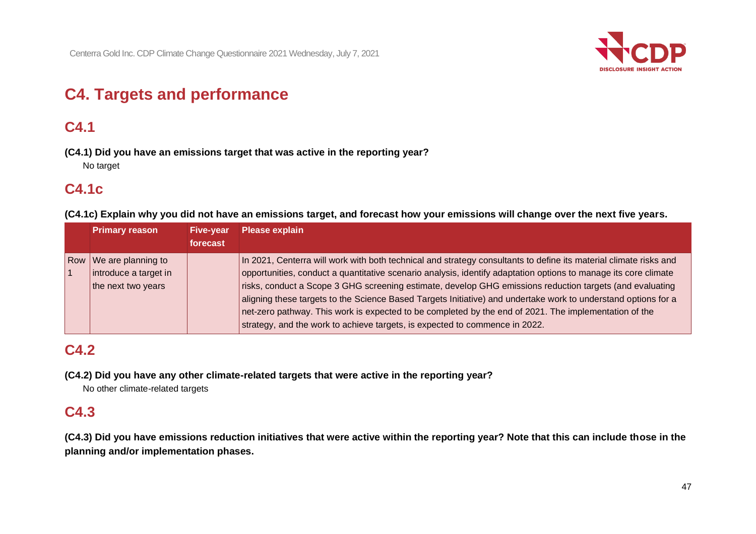# C4. Targets and performance

## C4.1

**(C4.1) Did you have an emissions target that was active in the reporting year?**

No target

## C4.1c

**(C4.1c) Explain why you did not have an emissions target, and forecast how your emissions will change over the next five years.**

| | Primary reason | Five-year forecast | Please explain |
|---|---|---|---|
| Row 1 | We are planning to introduce a target in the next two years | | In 2021, Centerra will work with both technical and strategy consultants to define its material climate risks and opportunities, conduct a quantitative scenario analysis, identify adaptation options to manage its core climate risks, conduct a Scope 3 GHG screening estimate, develop GHG emissions reduction targets (and evaluating aligning these targets to the Science Based Targets Initiative) and undertake work to understand options for a net-zero pathway. This work is expected to be completed by the end of 2021. The implementation of the strategy, and the work to achieve targets, is expected to commence in 2022. |

## C4.2

**(C4.2) Did you have any other climate-related targets that were active in the reporting year?**

No other climate-related targets

## C4.3

**(C4.3) Did you have emissions reduction initiatives that were active within the reporting year? Note that this can include those in the planning and/or implementation phases.**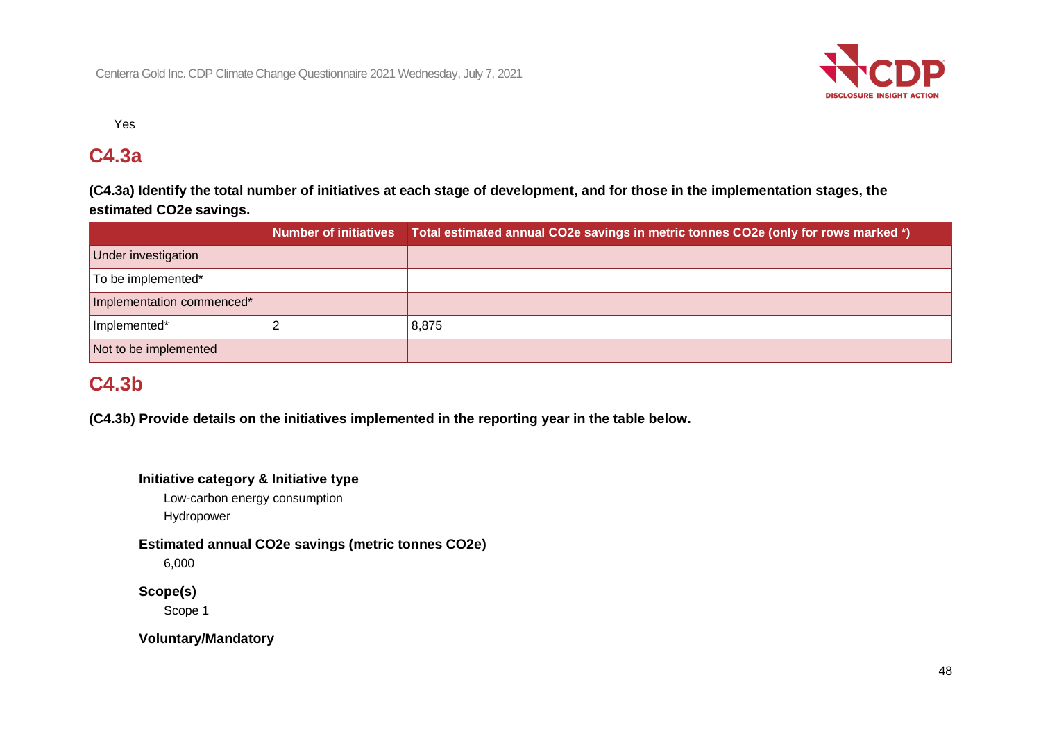Yes

## C4.3a

**(C4.3a) Identify the total number of initiatives at each stage of development, and for those in the implementation stages, the estimated CO2e savings.**

| | Number of initiatives | Total estimated annual CO2e savings in metric tonnes CO2e (only for rows marked *) |
|---|---|---|
| Under investigation | | |
| To be implemented* | | |
| Implementation commenced* | | |
| Implemented* | 2 | 8,875 |
| Not to be implemented | | |

## C4.3b

**(C4.3b) Provide details on the initiatives implemented in the reporting year in the table below.**

---

**Initiative category & Initiative type**

Low-carbon energy consumption

Hydropower

**Estimated annual CO2e savings (metric tonnes CO2e)**

6,000

**Scope(s)**

Scope 1

**Voluntary/Mandatory**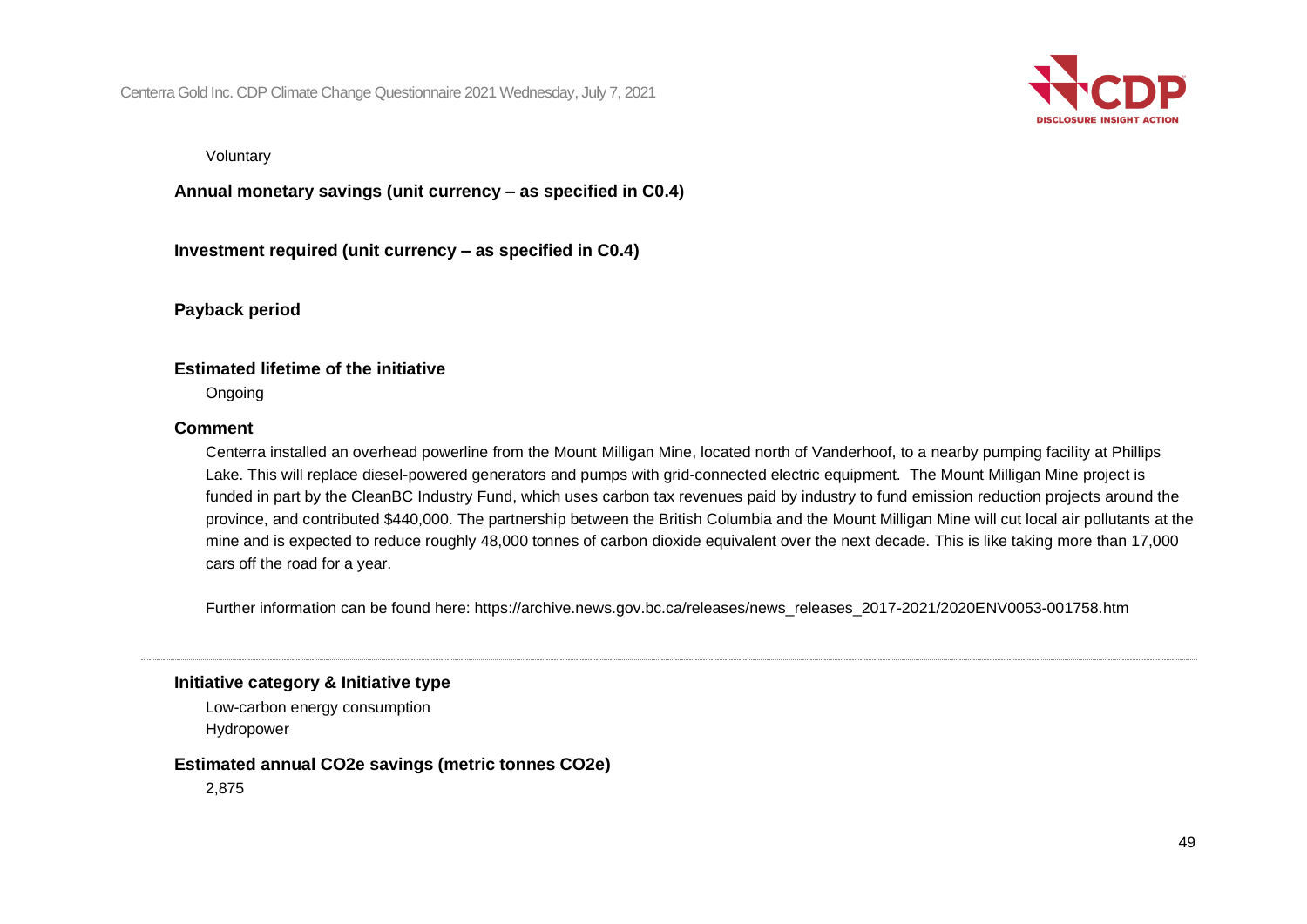Voluntary

**Annual monetary savings (unit currency – as specified in C0.4)**

**Investment required (unit currency – as specified in C0.4)**

**Payback period**

**Estimated lifetime of the initiative**

Ongoing

**Comment**

Centerra installed an overhead powerline from the Mount Milligan Mine, located north of Vanderhoof, to a nearby pumping facility at Phillips Lake. This will replace diesel-powered generators and pumps with grid-connected electric equipment. The Mount Milligan Mine project is funded in part by the CleanBC Industry Fund, which uses carbon tax revenues paid by industry to fund emission reduction projects around the province, and contributed $440,000. The partnership between the British Columbia and the Mount Milligan Mine will cut local air pollutants at the mine and is expected to reduce roughly 48,000 tonnes of carbon dioxide equivalent over the next decade. This is like taking more than 17,000 cars off the road for a year.

Further information can be found here: https://archive.news.gov.bc.ca/releases/news_releases_2017-2021/2020ENV0053-001758.htm

---

**Initiative category & Initiative type**

Low-carbon energy consumption
Hydropower

**Estimated annual CO2e savings (metric tonnes CO2e)**

2,875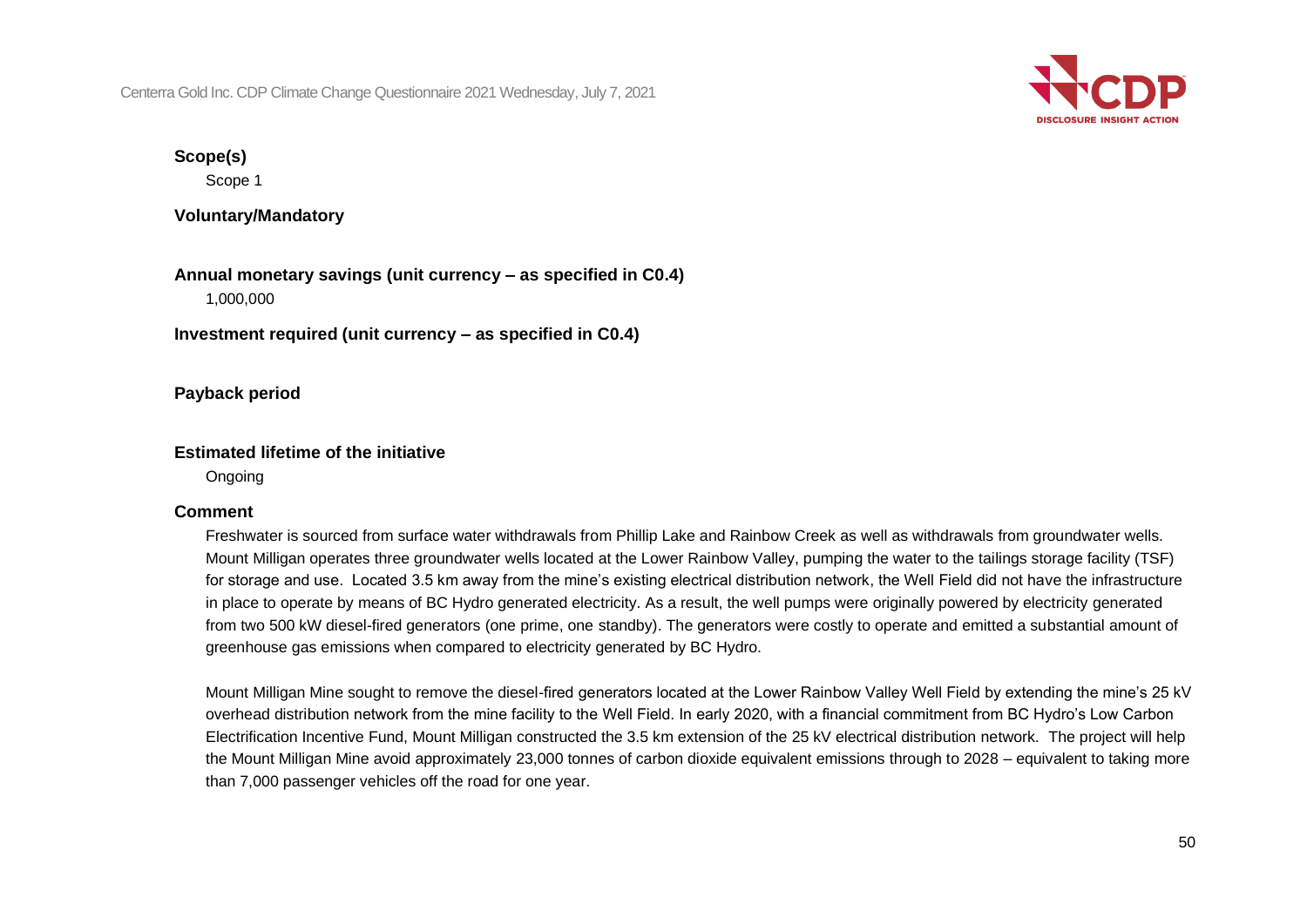**Scope(s)**

Scope 1

**Voluntary/Mandatory**

**Annual monetary savings (unit currency – as specified in C0.4)**

1,000,000

**Investment required (unit currency – as specified in C0.4)**

**Payback period**

**Estimated lifetime of the initiative**

Ongoing

**Comment**

Freshwater is sourced from surface water withdrawals from Phillip Lake and Rainbow Creek as well as withdrawals from groundwater wells. Mount Milligan operates three groundwater wells located at the Lower Rainbow Valley, pumping the water to the tailings storage facility (TSF) for storage and use. Located 3.5 km away from the mine's existing electrical distribution network, the Well Field did not have the infrastructure in place to operate by means of BC Hydro generated electricity. As a result, the well pumps were originally powered by electricity generated from two 500 kW diesel-fired generators (one prime, one standby). The generators were costly to operate and emitted a substantial amount of greenhouse gas emissions when compared to electricity generated by BC Hydro.

Mount Milligan Mine sought to remove the diesel-fired generators located at the Lower Rainbow Valley Well Field by extending the mine's 25 kV overhead distribution network from the mine facility to the Well Field. In early 2020, with a financial commitment from BC Hydro's Low Carbon Electrification Incentive Fund, Mount Milligan constructed the 3.5 km extension of the 25 kV electrical distribution network. The project will help the Mount Milligan Mine avoid approximately 23,000 tonnes of carbon dioxide equivalent emissions through to 2028 – equivalent to taking more than 7,000 passenger vehicles off the road for one year.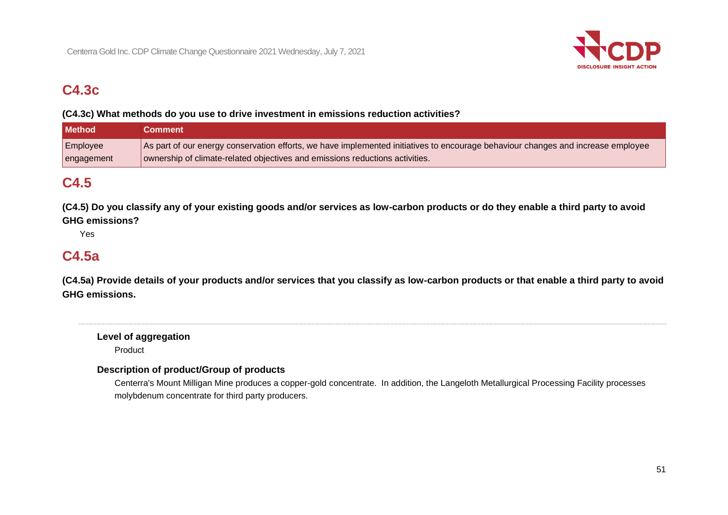## C4.3c

**(C4.3c) What methods do you use to drive investment in emissions reduction activities?**

| Method | Comment |
|---|---|
| Employee engagement | As part of our energy conservation efforts, we have implemented initiatives to encourage behaviour changes and increase employee ownership of climate-related objectives and emissions reductions activities. |

## C4.5

**(C4.5) Do you classify any of your existing goods and/or services as low-carbon products or do they enable a third party to avoid GHG emissions?**

Yes

## C4.5a

**(C4.5a) Provide details of your products and/or services that you classify as low-carbon products or that enable a third party to avoid GHG emissions.**

---

**Level of aggregation**

Product

**Description of product/Group of products**

Centerra's Mount Milligan Mine produces a copper-gold concentrate. In addition, the Langeloth Metallurgical Processing Facility processes molybdenum concentrate for third party producers.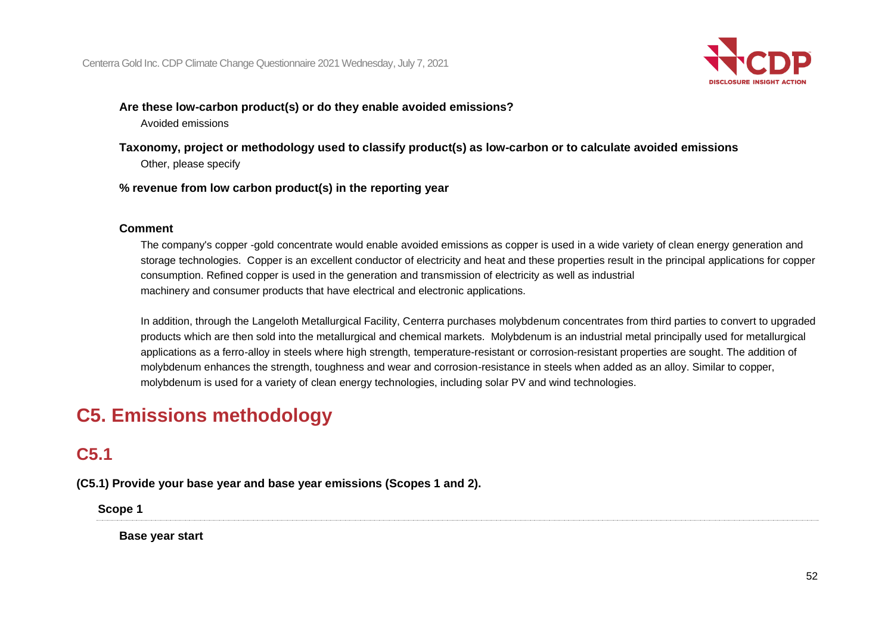**Are these low-carbon product(s) or do they enable avoided emissions?**

Avoided emissions

**Taxonomy, project or methodology used to classify product(s) as low-carbon or to calculate avoided emissions**

Other, please specify

**% revenue from low carbon product(s) in the reporting year**

**Comment**

The company's copper -gold concentrate would enable avoided emissions as copper is used in a wide variety of clean energy generation and storage technologies. Copper is an excellent conductor of electricity and heat and these properties result in the principal applications for copper consumption. Refined copper is used in the generation and transmission of electricity as well as industrial machinery and consumer products that have electrical and electronic applications.

In addition, through the Langeloth Metallurgical Facility, Centerra purchases molybdenum concentrates from third parties to convert to upgraded products which are then sold into the metallurgical and chemical markets. Molybdenum is an industrial metal principally used for metallurgical applications as a ferro-alloy in steels where high strength, temperature-resistant or corrosion-resistant properties are sought. The addition of molybdenum enhances the strength, toughness and wear and corrosion-resistance in steels when added as an alloy. Similar to copper, molybdenum is used for a variety of clean energy technologies, including solar PV and wind technologies.

# C5. Emissions methodology

## C5.1

**(C5.1) Provide your base year and base year emissions (Scopes 1 and 2).**

**Scope 1**

**Base year start**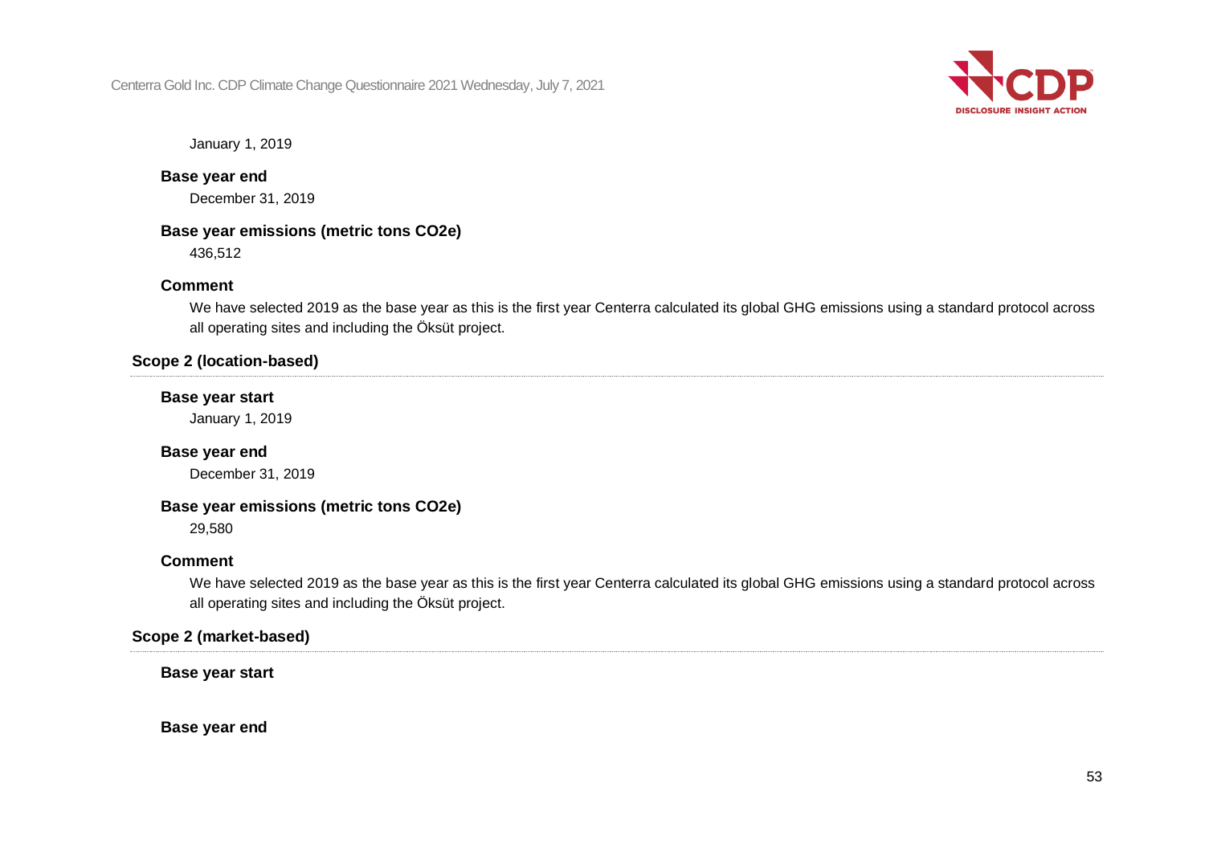January 1, 2019

**Base year end**

December 31, 2019

**Base year emissions (metric tons CO2e)**

436,512

**Comment**

We have selected 2019 as the base year as this is the first year Centerra calculated its global GHG emissions using a standard protocol across all operating sites and including the Öksüt project.

### Scope 2 (location-based)

**Base year start**

January 1, 2019

**Base year end**

December 31, 2019

**Base year emissions (metric tons CO2e)**

29,580

**Comment**

We have selected 2019 as the base year as this is the first year Centerra calculated its global GHG emissions using a standard protocol across all operating sites and including the Öksüt project.

### Scope 2 (market-based)

**Base year start**

**Base year end**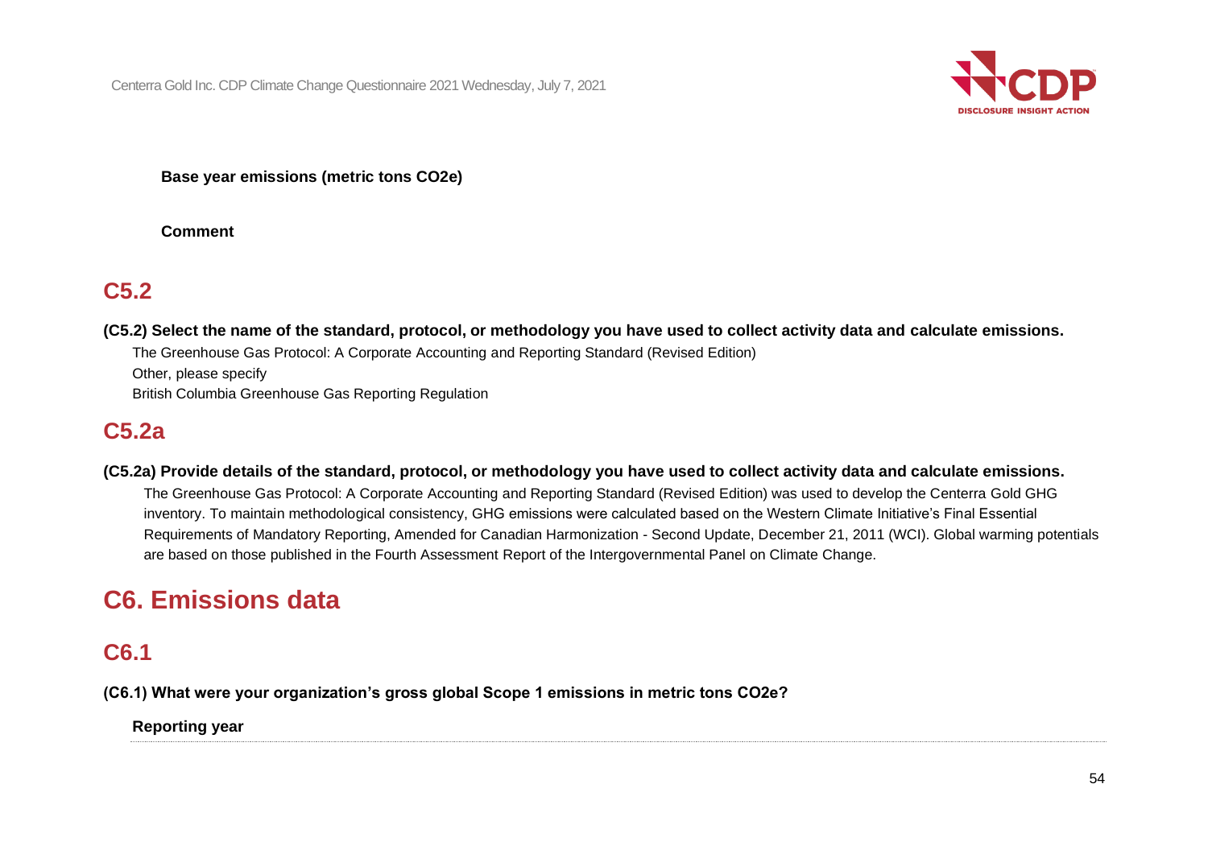**Base year emissions (metric tons CO2e)**

**Comment**

## C5.2

**(C5.2) Select the name of the standard, protocol, or methodology you have used to collect activity data and calculate emissions.**

The Greenhouse Gas Protocol: A Corporate Accounting and Reporting Standard (Revised Edition)

Other, please specify

British Columbia Greenhouse Gas Reporting Regulation

## C5.2a

**(C5.2a) Provide details of the standard, protocol, or methodology you have used to collect activity data and calculate emissions.**

The Greenhouse Gas Protocol: A Corporate Accounting and Reporting Standard (Revised Edition) was used to develop the Centerra Gold GHG inventory. To maintain methodological consistency, GHG emissions were calculated based on the Western Climate Initiative's Final Essential Requirements of Mandatory Reporting, Amended for Canadian Harmonization - Second Update, December 21, 2011 (WCI). Global warming potentials are based on those published in the Fourth Assessment Report of the Intergovernmental Panel on Climate Change.

# C6. Emissions data

## C6.1

**(C6.1) What were your organization's gross global Scope 1 emissions in metric tons CO2e?**

**Reporting year**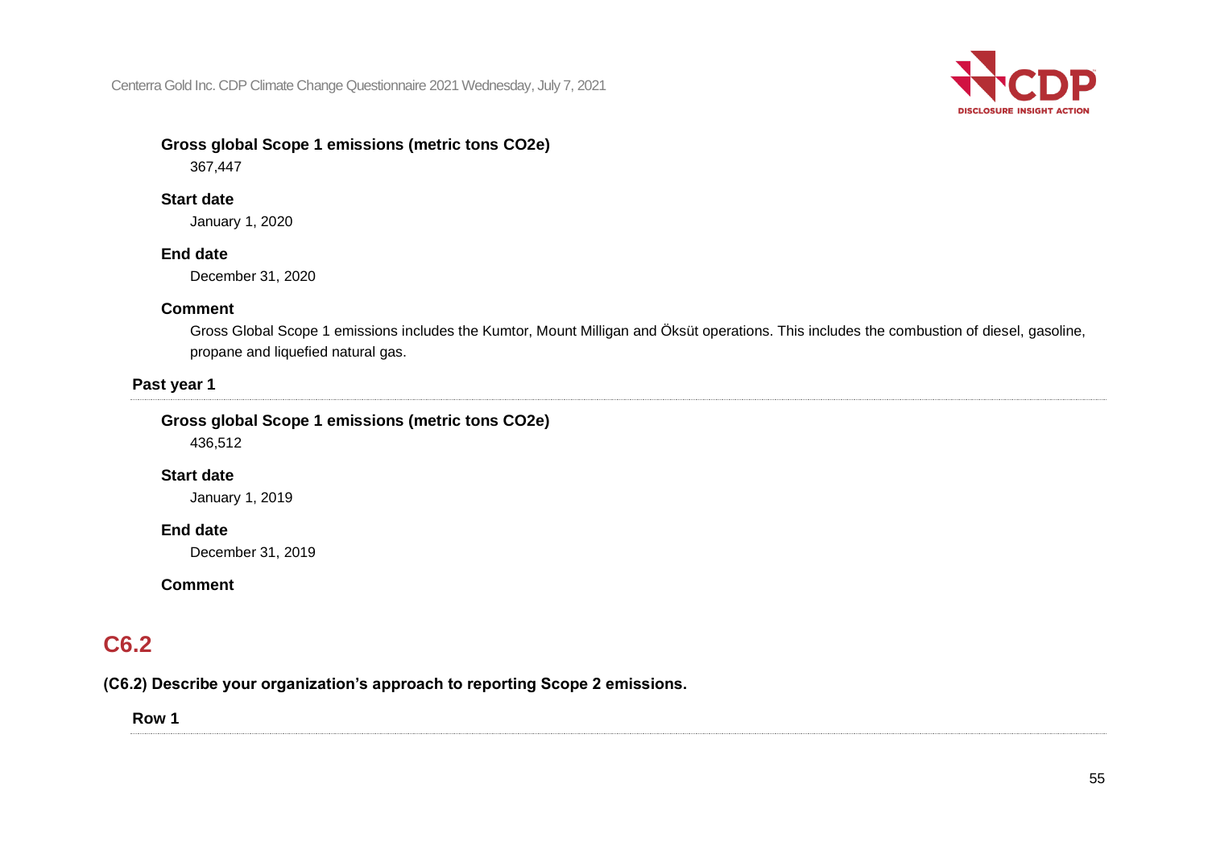**Gross global Scope 1 emissions (metric tons CO2e)**

367,447

**Start date**

January 1, 2020

**End date**

December 31, 2020

**Comment**

Gross Global Scope 1 emissions includes the Kumtor, Mount Milligan and Öksüt operations. This includes the combustion of diesel, gasoline, propane and liquefied natural gas.

**Past year 1**

**Gross global Scope 1 emissions (metric tons CO2e)**

436,512

**Start date**

January 1, 2019

**End date**

December 31, 2019

**Comment**

## C6.2

**(C6.2) Describe your organization's approach to reporting Scope 2 emissions.**

**Row 1**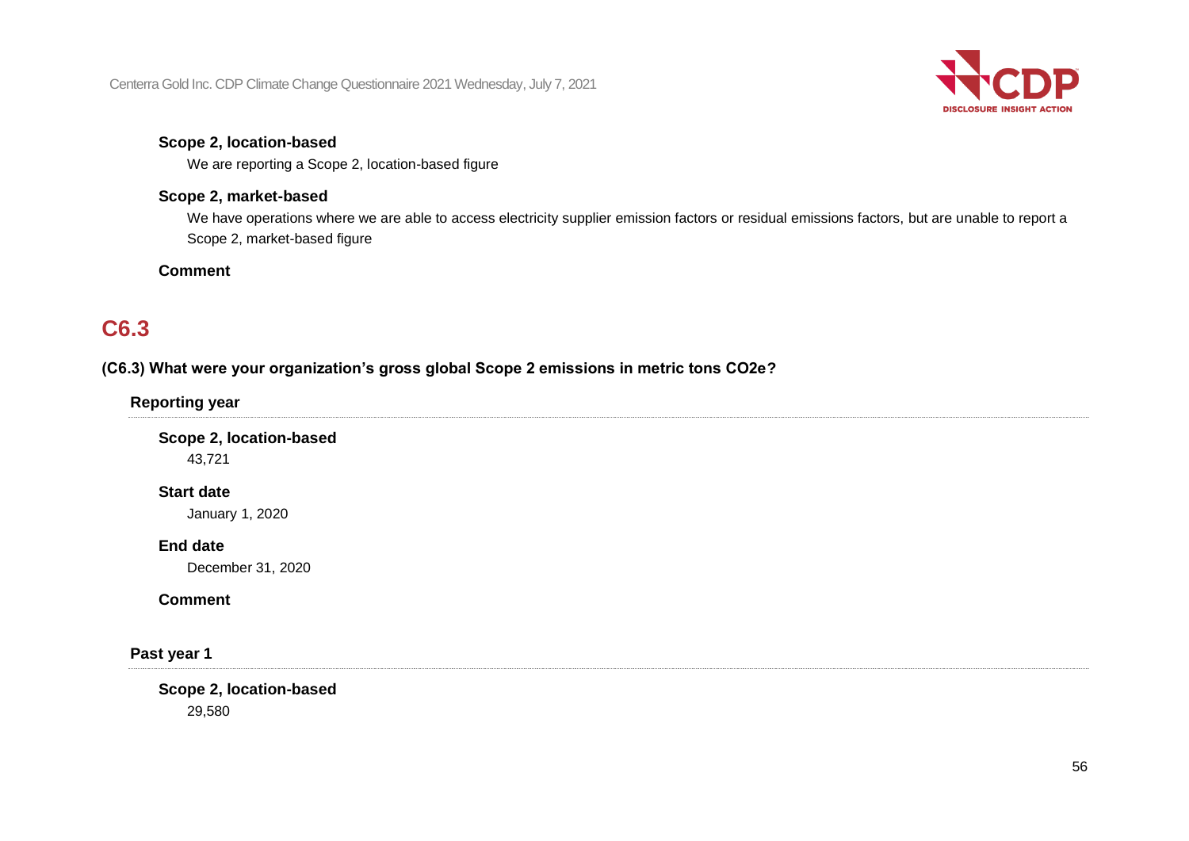**Scope 2, location-based**

We are reporting a Scope 2, location-based figure

**Scope 2, market-based**

We have operations where we are able to access electricity supplier emission factors or residual emissions factors, but are unable to report a Scope 2, market-based figure

**Comment**

## C6.3

**(C6.3) What were your organization's gross global Scope 2 emissions in metric tons CO2e?**

**Reporting year**

**Scope 2, location-based**

43,721

**Start date**

January 1, 2020

**End date**

December 31, 2020

**Comment**

**Past year 1**

**Scope 2, location-based**

29,580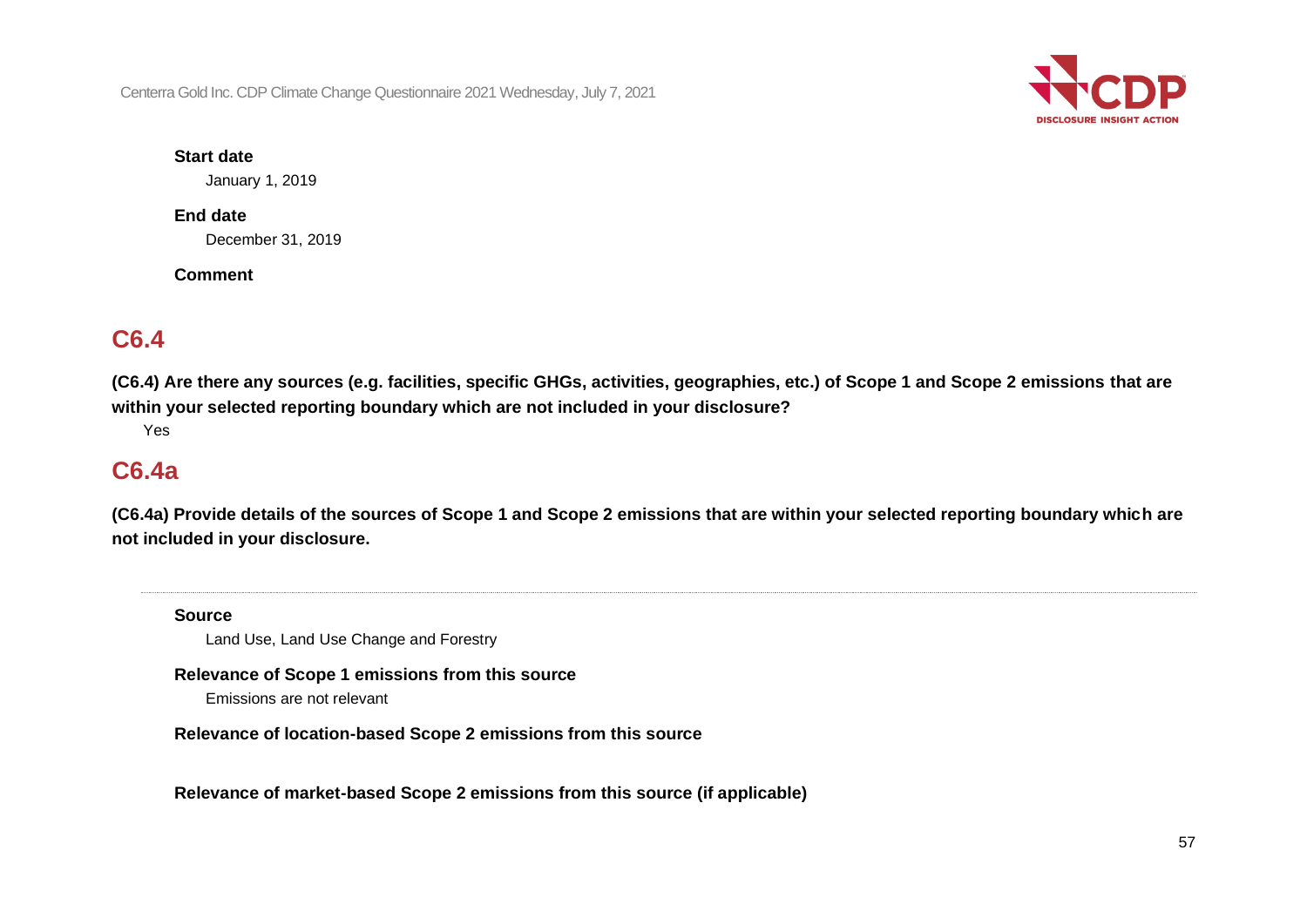**Start date**

January 1, 2019

**End date**

December 31, 2019

**Comment**

## C6.4

**(C6.4) Are there any sources (e.g. facilities, specific GHGs, activities, geographies, etc.) of Scope 1 and Scope 2 emissions that are within your selected reporting boundary which are not included in your disclosure?**

Yes

## C6.4a

**(C6.4a) Provide details of the sources of Scope 1 and Scope 2 emissions that are within your selected reporting boundary which are not included in your disclosure.**

---

**Source**

Land Use, Land Use Change and Forestry

**Relevance of Scope 1 emissions from this source**

Emissions are not relevant

**Relevance of location-based Scope 2 emissions from this source**

**Relevance of market-based Scope 2 emissions from this source (if applicable)**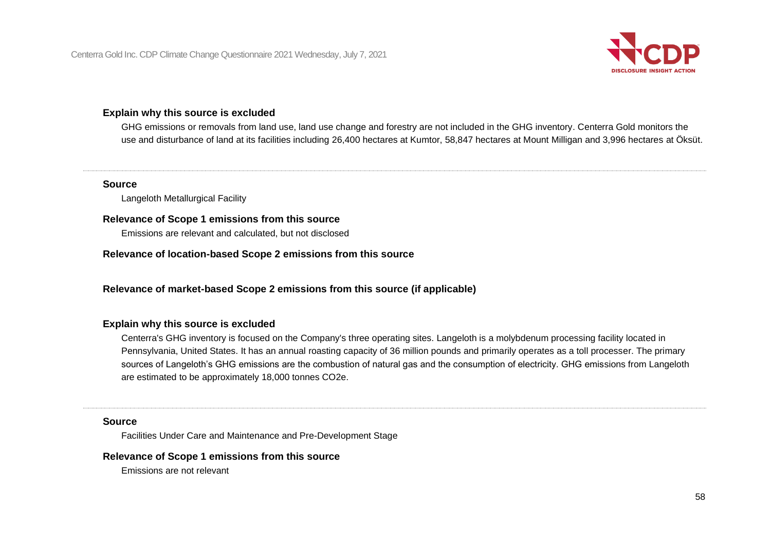**Explain why this source is excluded**

GHG emissions or removals from land use, land use change and forestry are not included in the GHG inventory. Centerra Gold monitors the use and disturbance of land at its facilities including 26,400 hectares at Kumtor, 58,847 hectares at Mount Milligan and 3,996 hectares at Öksüt.

---

**Source**

Langeloth Metallurgical Facility

**Relevance of Scope 1 emissions from this source**

Emissions are relevant and calculated, but not disclosed

**Relevance of location-based Scope 2 emissions from this source**

**Relevance of market-based Scope 2 emissions from this source (if applicable)**

**Explain why this source is excluded**

Centerra's GHG inventory is focused on the Company's three operating sites. Langeloth is a molybdenum processing facility located in Pennsylvania, United States. It has an annual roasting capacity of 36 million pounds and primarily operates as a toll processer. The primary sources of Langeloth's GHG emissions are the combustion of natural gas and the consumption of electricity. GHG emissions from Langeloth are estimated to be approximately 18,000 tonnes CO2e.

---

**Source**

Facilities Under Care and Maintenance and Pre-Development Stage

**Relevance of Scope 1 emissions from this source**

Emissions are not relevant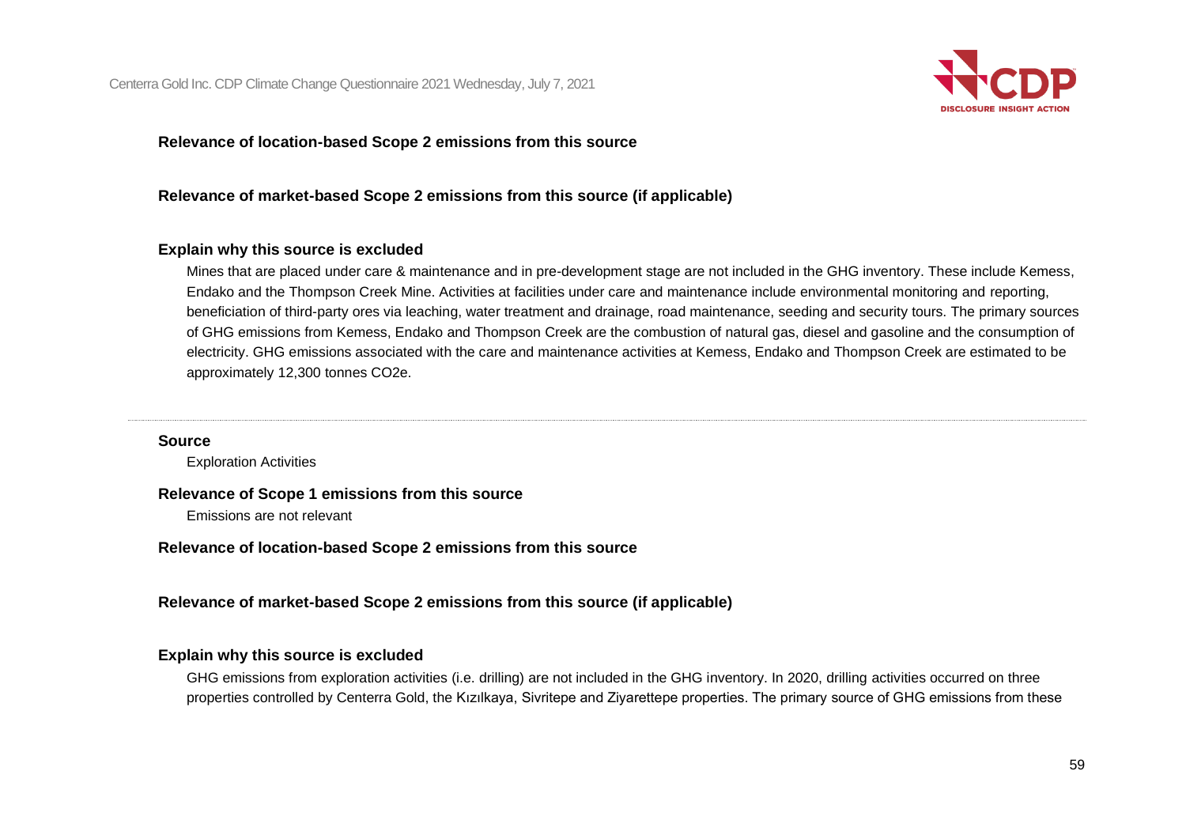**Relevance of location-based Scope 2 emissions from this source**

**Relevance of market-based Scope 2 emissions from this source (if applicable)**

**Explain why this source is excluded**

Mines that are placed under care & maintenance and in pre-development stage are not included in the GHG inventory. These include Kemess, Endako and the Thompson Creek Mine. Activities at facilities under care and maintenance include environmental monitoring and reporting, beneficiation of third-party ores via leaching, water treatment and drainage, road maintenance, seeding and security tours. The primary sources of GHG emissions from Kemess, Endako and Thompson Creek are the combustion of natural gas, diesel and gasoline and the consumption of electricity. GHG emissions associated with the care and maintenance activities at Kemess, Endako and Thompson Creek are estimated to be approximately 12,300 tonnes CO2e.

---

**Source**

Exploration Activities

**Relevance of Scope 1 emissions from this source**

Emissions are not relevant

**Relevance of location-based Scope 2 emissions from this source**

**Relevance of market-based Scope 2 emissions from this source (if applicable)**

**Explain why this source is excluded**

GHG emissions from exploration activities (i.e. drilling) are not included in the GHG inventory. In 2020, drilling activities occurred on three properties controlled by Centerra Gold, the Kızılkaya, Sivritepe and Ziyarettepe properties. The primary source of GHG emissions from these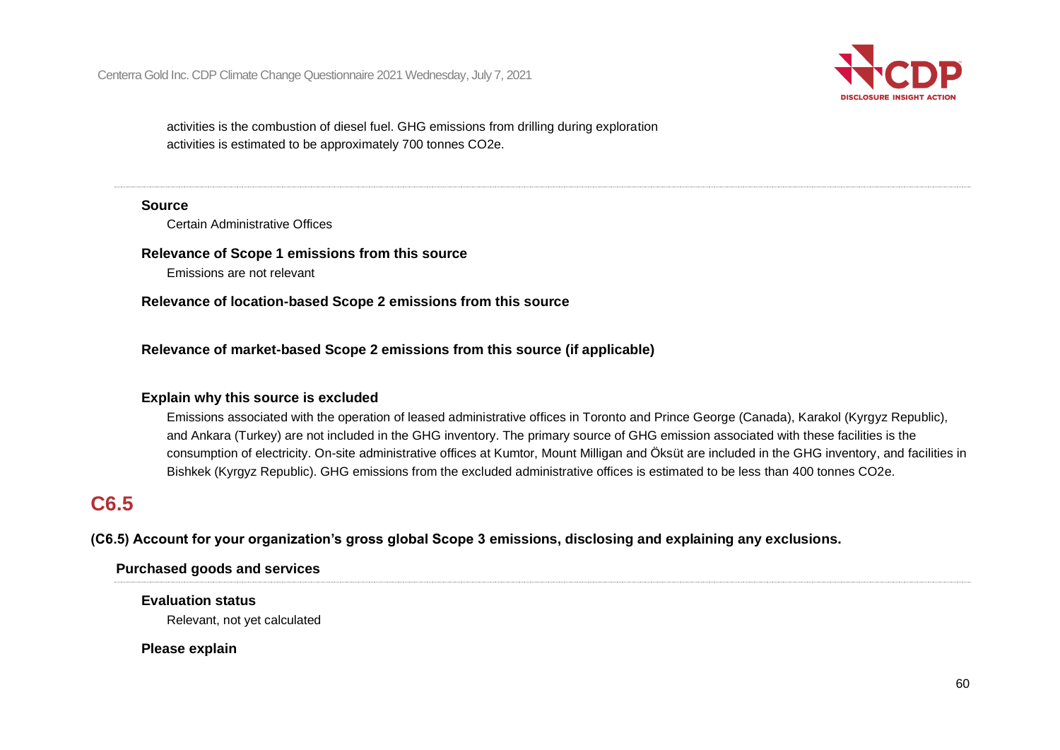activities is the combustion of diesel fuel. GHG emissions from drilling during exploration activities is estimated to be approximately 700 tonnes CO2e.

---

**Source**

Certain Administrative Offices

**Relevance of Scope 1 emissions from this source**

Emissions are not relevant

**Relevance of location-based Scope 2 emissions from this source**

**Relevance of market-based Scope 2 emissions from this source (if applicable)**

**Explain why this source is excluded**

Emissions associated with the operation of leased administrative offices in Toronto and Prince George (Canada), Karakol (Kyrgyz Republic), and Ankara (Turkey) are not included in the GHG inventory. The primary source of GHG emission associated with these facilities is the consumption of electricity. On-site administrative offices at Kumtor, Mount Milligan and Öksüt are included in the GHG inventory, and facilities in Bishkek (Kyrgyz Republic). GHG emissions from the excluded administrative offices is estimated to be less than 400 tonnes CO2e.

## C6.5

**(C6.5) Account for your organization's gross global Scope 3 emissions, disclosing and explaining any exclusions.**

**Purchased goods and services**

---

**Evaluation status**

Relevant, not yet calculated

**Please explain**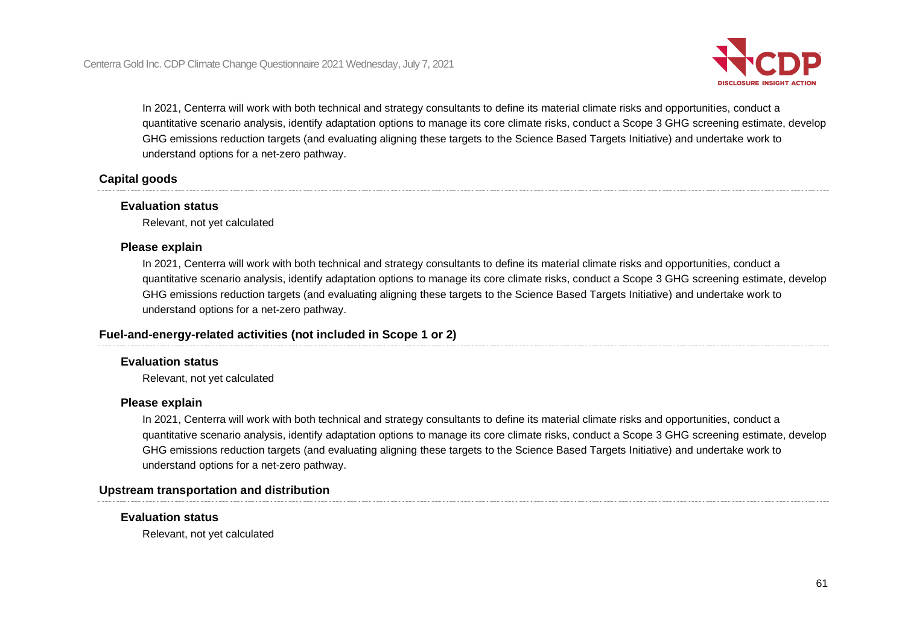In 2021, Centerra will work with both technical and strategy consultants to define its material climate risks and opportunities, conduct a quantitative scenario analysis, identify adaptation options to manage its core climate risks, conduct a Scope 3 GHG screening estimate, develop GHG emissions reduction targets (and evaluating aligning these targets to the Science Based Targets Initiative) and undertake work to understand options for a net-zero pathway.

### Capital goods

**Evaluation status**

Relevant, not yet calculated

**Please explain**

In 2021, Centerra will work with both technical and strategy consultants to define its material climate risks and opportunities, conduct a quantitative scenario analysis, identify adaptation options to manage its core climate risks, conduct a Scope 3 GHG screening estimate, develop GHG emissions reduction targets (and evaluating aligning these targets to the Science Based Targets Initiative) and undertake work to understand options for a net-zero pathway.

### Fuel-and-energy-related activities (not included in Scope 1 or 2)

**Evaluation status**

Relevant, not yet calculated

**Please explain**

In 2021, Centerra will work with both technical and strategy consultants to define its material climate risks and opportunities, conduct a quantitative scenario analysis, identify adaptation options to manage its core climate risks, conduct a Scope 3 GHG screening estimate, develop GHG emissions reduction targets (and evaluating aligning these targets to the Science Based Targets Initiative) and undertake work to understand options for a net-zero pathway.

### Upstream transportation and distribution

**Evaluation status**

Relevant, not yet calculated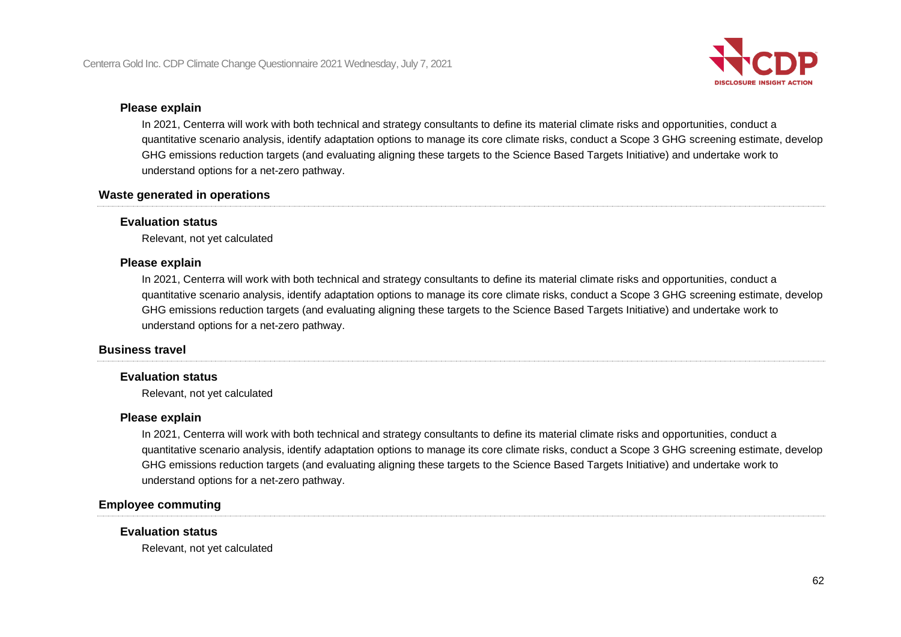**Please explain**

In 2021, Centerra will work with both technical and strategy consultants to define its material climate risks and opportunities, conduct a quantitative scenario analysis, identify adaptation options to manage its core climate risks, conduct a Scope 3 GHG screening estimate, develop GHG emissions reduction targets (and evaluating aligning these targets to the Science Based Targets Initiative) and undertake work to understand options for a net-zero pathway.

### Waste generated in operations

**Evaluation status**

Relevant, not yet calculated

**Please explain**

In 2021, Centerra will work with both technical and strategy consultants to define its material climate risks and opportunities, conduct a quantitative scenario analysis, identify adaptation options to manage its core climate risks, conduct a Scope 3 GHG screening estimate, develop GHG emissions reduction targets (and evaluating aligning these targets to the Science Based Targets Initiative) and undertake work to understand options for a net-zero pathway.

### Business travel

**Evaluation status**

Relevant, not yet calculated

**Please explain**

In 2021, Centerra will work with both technical and strategy consultants to define its material climate risks and opportunities, conduct a quantitative scenario analysis, identify adaptation options to manage its core climate risks, conduct a Scope 3 GHG screening estimate, develop GHG emissions reduction targets (and evaluating aligning these targets to the Science Based Targets Initiative) and undertake work to understand options for a net-zero pathway.

### Employee commuting

**Evaluation status**

Relevant, not yet calculated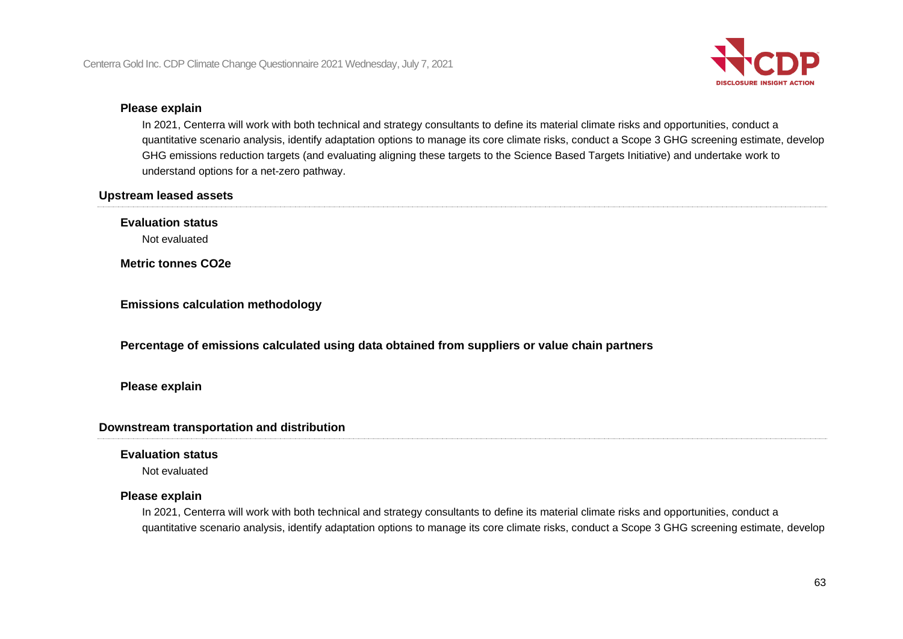**Please explain**

In 2021, Centerra will work with both technical and strategy consultants to define its material climate risks and opportunities, conduct a quantitative scenario analysis, identify adaptation options to manage its core climate risks, conduct a Scope 3 GHG screening estimate, develop GHG emissions reduction targets (and evaluating aligning these targets to the Science Based Targets Initiative) and undertake work to understand options for a net-zero pathway.

### Upstream leased assets

**Evaluation status**

Not evaluated

**Metric tonnes CO2e**

**Emissions calculation methodology**

**Percentage of emissions calculated using data obtained from suppliers or value chain partners**

**Please explain**

### Downstream transportation and distribution

**Evaluation status**

Not evaluated

**Please explain**

In 2021, Centerra will work with both technical and strategy consultants to define its material climate risks and opportunities, conduct a quantitative scenario analysis, identify adaptation options to manage its core climate risks, conduct a Scope 3 GHG screening estimate, develop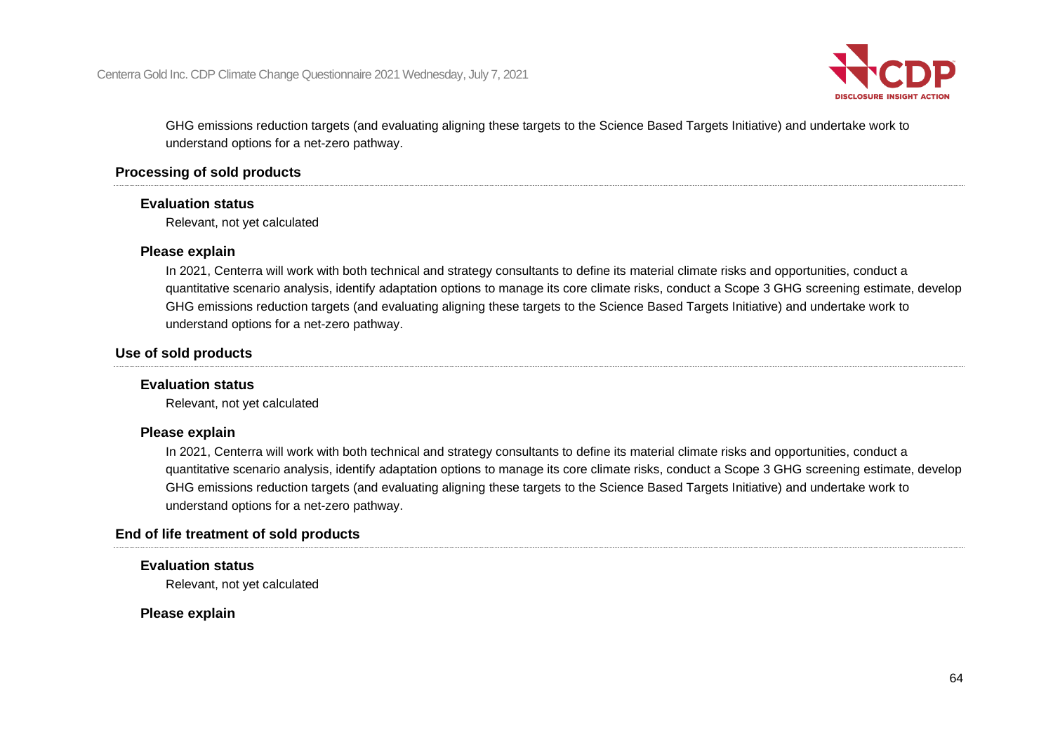GHG emissions reduction targets (and evaluating aligning these targets to the Science Based Targets Initiative) and undertake work to understand options for a net-zero pathway.

### Processing of sold products

**Evaluation status**

Relevant, not yet calculated

**Please explain**

In 2021, Centerra will work with both technical and strategy consultants to define its material climate risks and opportunities, conduct a quantitative scenario analysis, identify adaptation options to manage its core climate risks, conduct a Scope 3 GHG screening estimate, develop GHG emissions reduction targets (and evaluating aligning these targets to the Science Based Targets Initiative) and undertake work to understand options for a net-zero pathway.

### Use of sold products

**Evaluation status**

Relevant, not yet calculated

**Please explain**

In 2021, Centerra will work with both technical and strategy consultants to define its material climate risks and opportunities, conduct a quantitative scenario analysis, identify adaptation options to manage its core climate risks, conduct a Scope 3 GHG screening estimate, develop GHG emissions reduction targets (and evaluating aligning these targets to the Science Based Targets Initiative) and undertake work to understand options for a net-zero pathway.

### End of life treatment of sold products

**Evaluation status**

Relevant, not yet calculated

**Please explain**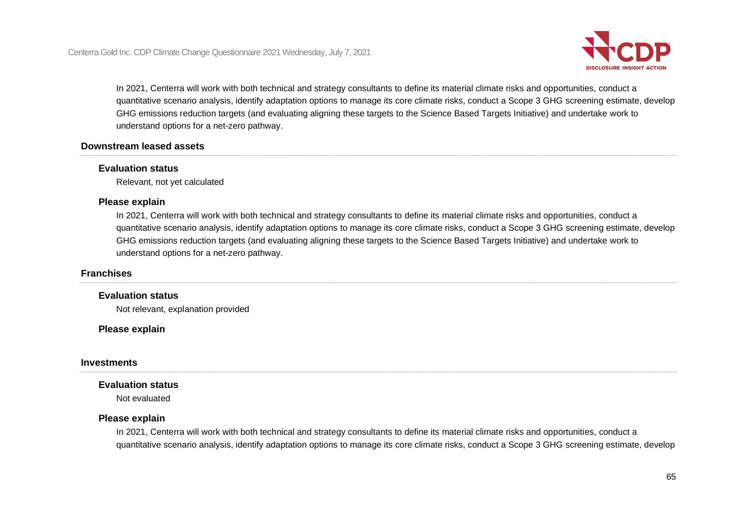In 2021, Centerra will work with both technical and strategy consultants to define its material climate risks and opportunities, conduct a quantitative scenario analysis, identify adaptation options to manage its core climate risks, conduct a Scope 3 GHG screening estimate, develop GHG emissions reduction targets (and evaluating aligning these targets to the Science Based Targets Initiative) and undertake work to understand options for a net-zero pathway.

### Downstream leased assets

**Evaluation status**

Relevant, not yet calculated

**Please explain**

In 2021, Centerra will work with both technical and strategy consultants to define its material climate risks and opportunities, conduct a quantitative scenario analysis, identify adaptation options to manage its core climate risks, conduct a Scope 3 GHG screening estimate, develop GHG emissions reduction targets (and evaluating aligning these targets to the Science Based Targets Initiative) and undertake work to understand options for a net-zero pathway.

### Franchises

**Evaluation status**

Not relevant, explanation provided

**Please explain**

### Investments

**Evaluation status**

Not evaluated

**Please explain**

In 2021, Centerra will work with both technical and strategy consultants to define its material climate risks and opportunities, conduct a quantitative scenario analysis, identify adaptation options to manage its core climate risks, conduct a Scope 3 GHG screening estimate, develop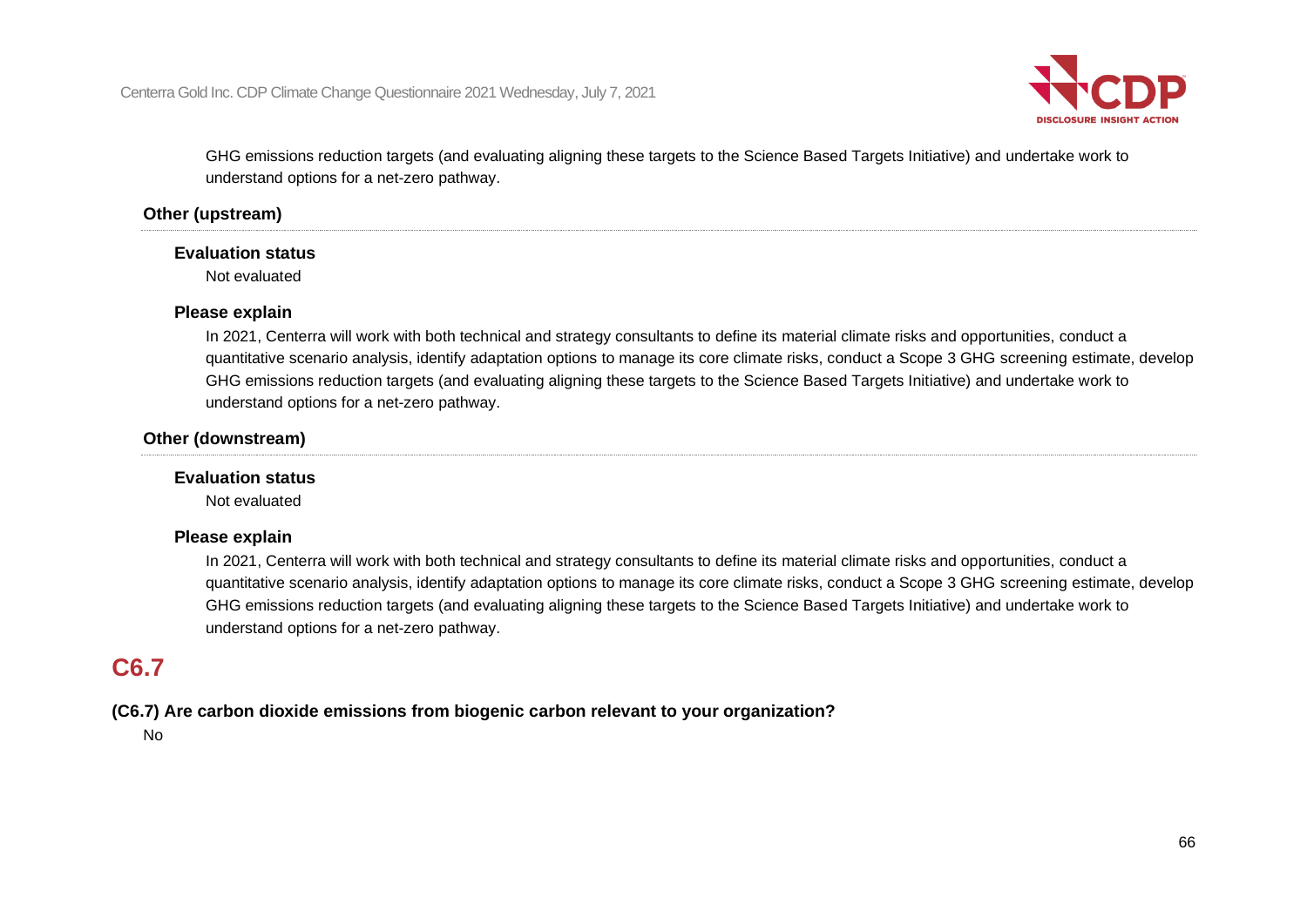GHG emissions reduction targets (and evaluating aligning these targets to the Science Based Targets Initiative) and undertake work to understand options for a net-zero pathway.

### Other (upstream)

**Evaluation status**

Not evaluated

**Please explain**

In 2021, Centerra will work with both technical and strategy consultants to define its material climate risks and opportunities, conduct a quantitative scenario analysis, identify adaptation options to manage its core climate risks, conduct a Scope 3 GHG screening estimate, develop GHG emissions reduction targets (and evaluating aligning these targets to the Science Based Targets Initiative) and undertake work to understand options for a net-zero pathway.

### Other (downstream)

**Evaluation status**

Not evaluated

**Please explain**

In 2021, Centerra will work with both technical and strategy consultants to define its material climate risks and opportunities, conduct a quantitative scenario analysis, identify adaptation options to manage its core climate risks, conduct a Scope 3 GHG screening estimate, develop GHG emissions reduction targets (and evaluating aligning these targets to the Science Based Targets Initiative) and undertake work to understand options for a net-zero pathway.

## C6.7

**(C6.7) Are carbon dioxide emissions from biogenic carbon relevant to your organization?**

No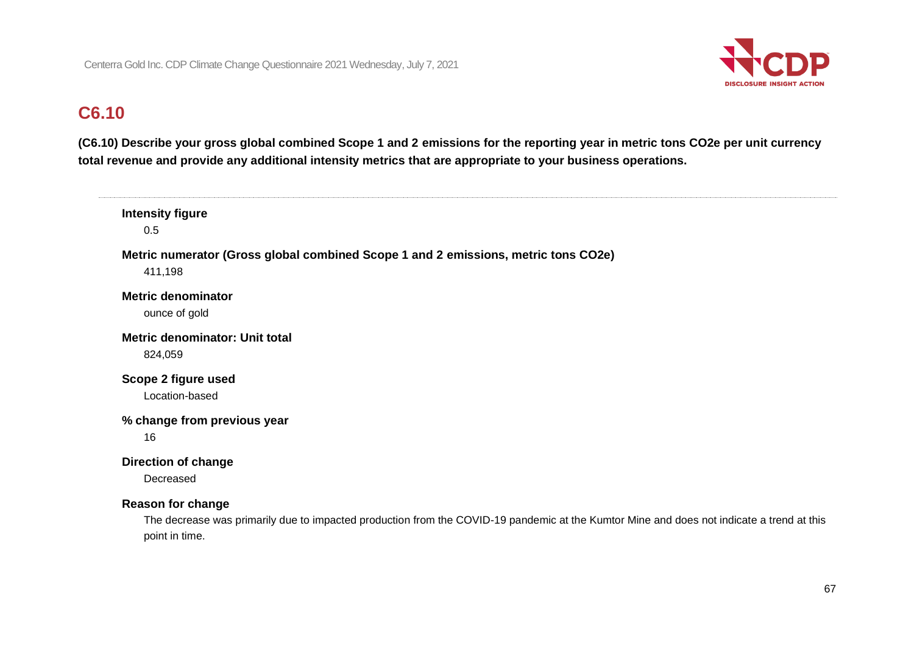## C6.10

**(C6.10) Describe your gross global combined Scope 1 and 2 emissions for the reporting year in metric tons CO2e per unit currency total revenue and provide any additional intensity metrics that are appropriate to your business operations.**

---

**Intensity figure**

0.5

**Metric numerator (Gross global combined Scope 1 and 2 emissions, metric tons CO2e)**

411,198

**Metric denominator**

ounce of gold

**Metric denominator: Unit total**

824,059

**Scope 2 figure used**

Location-based

**% change from previous year**

16

**Direction of change**

Decreased

**Reason for change**

The decrease was primarily due to impacted production from the COVID-19 pandemic at the Kumtor Mine and does not indicate a trend at this point in time.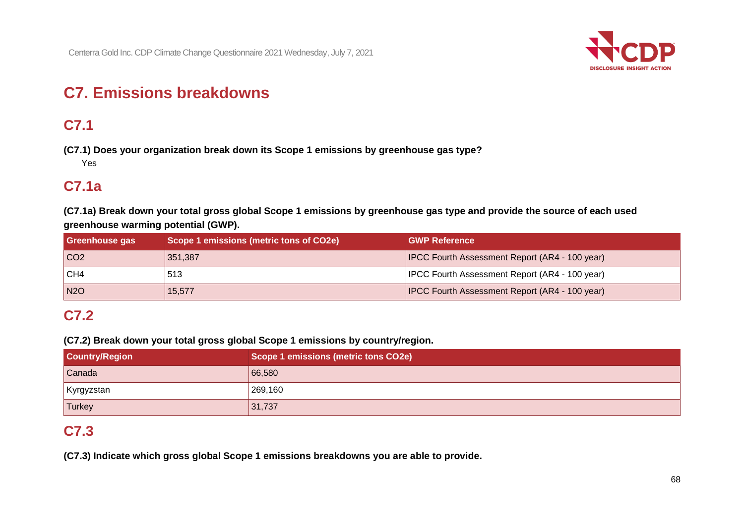# C7. Emissions breakdowns

## C7.1

**(C7.1) Does your organization break down its Scope 1 emissions by greenhouse gas type?**

Yes

## C7.1a

**(C7.1a) Break down your total gross global Scope 1 emissions by greenhouse gas type and provide the source of each used greenhouse warming potential (GWP).**

| Greenhouse gas | Scope 1 emissions (metric tons of CO2e) | GWP Reference |
|---|---|---|
| $CO_2$ | 351,387 | IPCC Fourth Assessment Report (AR4 - 100 year) |
| $CH_4$ | 513 | IPCC Fourth Assessment Report (AR4 - 100 year) |
| $N_2O$ | 15,577 | IPCC Fourth Assessment Report (AR4 - 100 year) |

## C7.2

**(C7.2) Break down your total gross global Scope 1 emissions by country/region.**

| Country/Region | Scope 1 emissions (metric tons CO2e) |
|---|---|
| Canada | 66,580 |
| Kyrgyzstan | 269,160 |
| Turkey | 31,737 |

## C7.3

**(C7.3) Indicate which gross global Scope 1 emissions breakdowns you are able to provide.**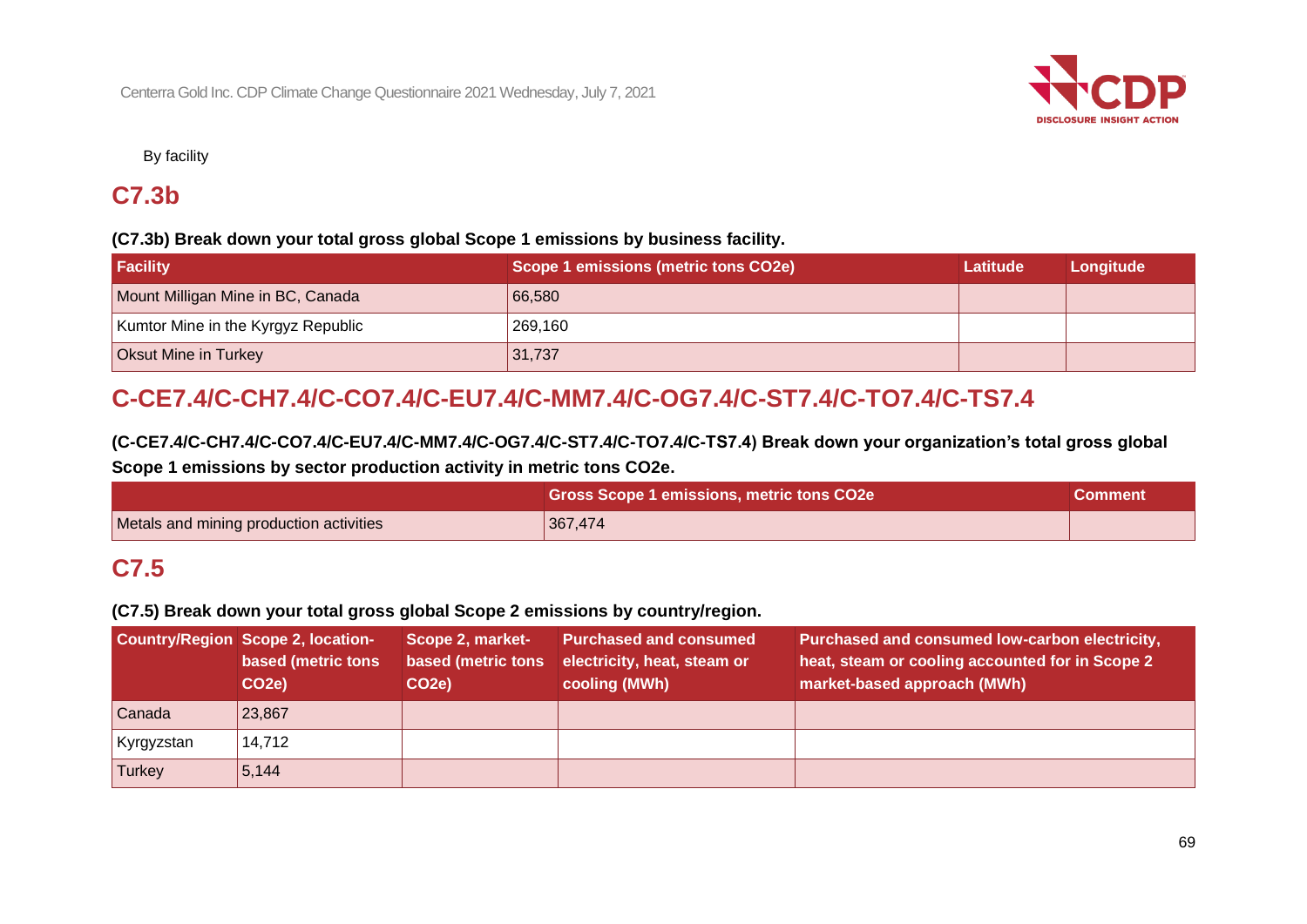By facility

## C7.3b

**(C7.3b) Break down your total gross global Scope 1 emissions by business facility.**

| Facility | Scope 1 emissions (metric tons CO2e) | Latitude | Longitude |
|---|---|---|---|
| Mount Milligan Mine in BC, Canada | 66,580 | | |
| Kumtor Mine in the Kyrgyz Republic | 269,160 | | |
| Oksut Mine in Turkey | 31,737 | | |

## C-CE7.4/C-CH7.4/C-CO7.4/C-EU7.4/C-MM7.4/C-OG7.4/C-ST7.4/C-TO7.4/C-TS7.4

**(C-CE7.4/C-CH7.4/C-CO7.4/C-EU7.4/C-MM7.4/C-OG7.4/C-ST7.4/C-TO7.4/C-TS7.4) Break down your organization's total gross global Scope 1 emissions by sector production activity in metric tons CO2e.**

| | Gross Scope 1 emissions, metric tons CO2e | Comment |
|---|---|---|
| Metals and mining production activities | 367,474 | |

## C7.5

**(C7.5) Break down your total gross global Scope 2 emissions by country/region.**

| Country/Region | Scope 2, location-based (metric tons CO2e) | Scope 2, market-based (metric tons CO2e) | Purchased and consumed electricity, heat, steam or cooling (MWh) | Purchased and consumed low-carbon electricity, heat, steam or cooling accounted for in Scope 2 market-based approach (MWh) |
|---|---|---|---|---|
| Canada | 23,867 | | | |
| Kyrgyzstan | 14,712 | | | |
| Turkey | 5,144 | | | |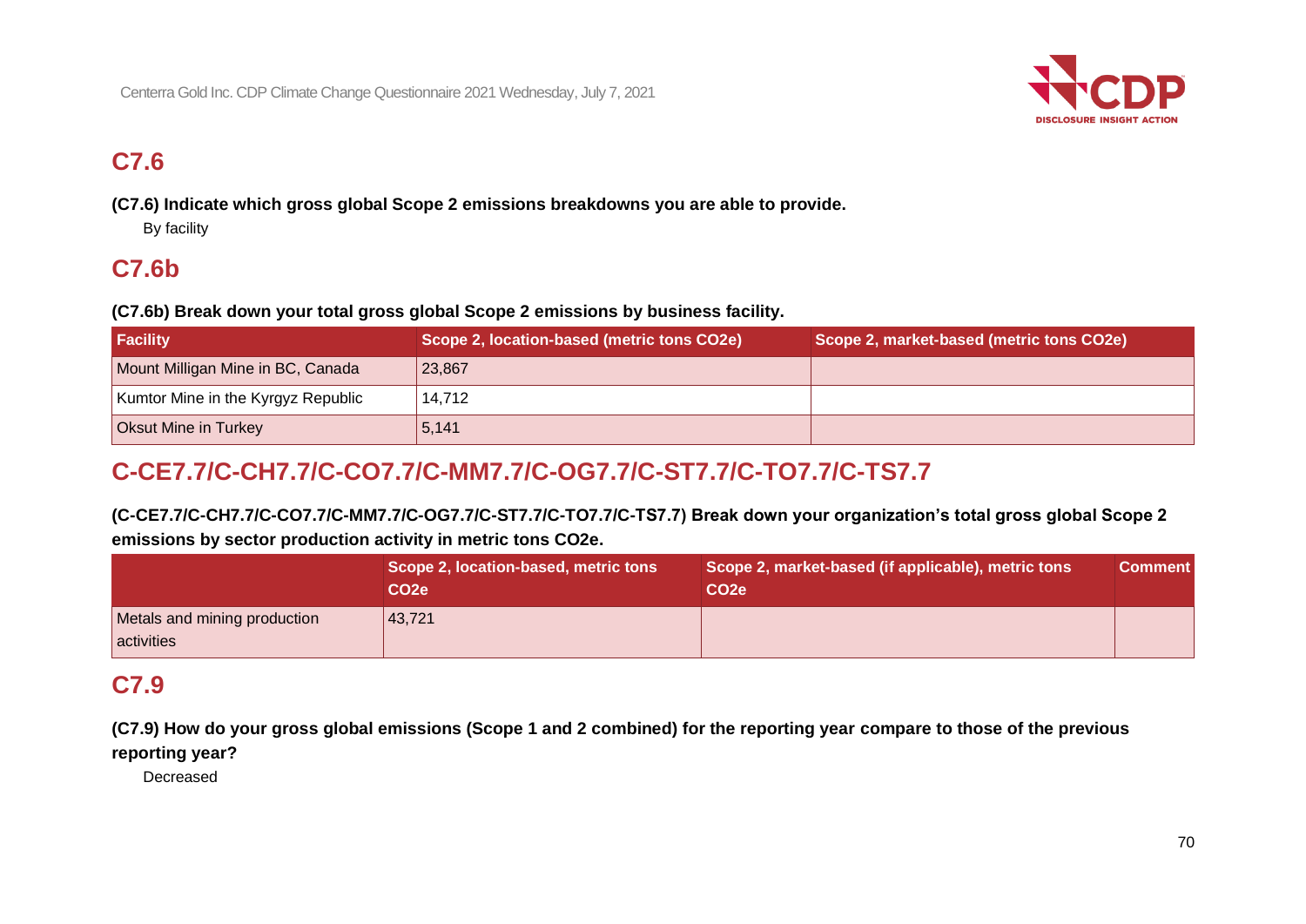## C7.6

**(C7.6) Indicate which gross global Scope 2 emissions breakdowns you are able to provide.**

By facility

## C7.6b

**(C7.6b) Break down your total gross global Scope 2 emissions by business facility.**

| Facility | Scope 2, location-based (metric tons CO2e) | Scope 2, market-based (metric tons CO2e) |
|---|---|---|
| Mount Milligan Mine in BC, Canada | 23,867 | |
| Kumtor Mine in the Kyrgyz Republic | 14,712 | |
| Oksut Mine in Turkey | 5,141 | |

## C-CE7.7/C-CH7.7/C-CO7.7/C-MM7.7/C-OG7.7/C-ST7.7/C-TO7.7/C-TS7.7

**(C-CE7.7/C-CH7.7/C-CO7.7/C-MM7.7/C-OG7.7/C-ST7.7/C-TO7.7/C-TS7.7) Break down your organization's total gross global Scope 2 emissions by sector production activity in metric tons CO2e.**

| | Scope 2, location-based, metric tons CO2e | Scope 2, market-based (if applicable), metric tons CO2e | Comment |
|---|---|---|---|
| Metals and mining production activities | 43,721 | | |

## C7.9

**(C7.9) How do your gross global emissions (Scope 1 and 2 combined) for the reporting year compare to those of the previous reporting year?**

Decreased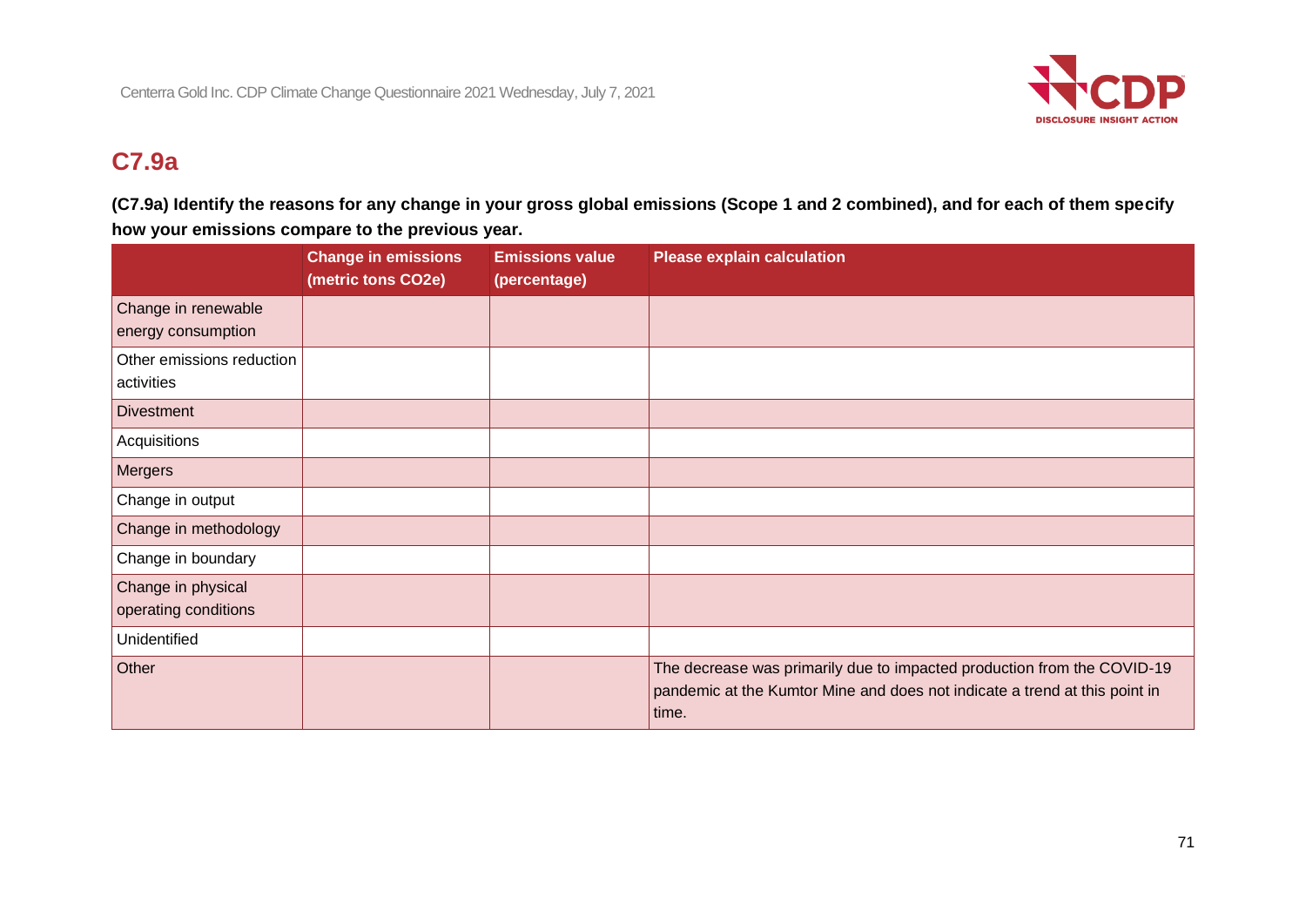## C7.9a

**(C7.9a) Identify the reasons for any change in your gross global emissions (Scope 1 and 2 combined), and for each of them specify how your emissions compare to the previous year.**

| | Change in emissions (metric tons CO2e) | Emissions value (percentage) | Please explain calculation |
|---|---|---|---|
| Change in renewable energy consumption | | | |
| Other emissions reduction activities | | | |
| Divestment | | | |
| Acquisitions | | | |
| Mergers | | | |
| Change in output | | | |
| Change in methodology | | | |
| Change in boundary | | | |
| Change in physical operating conditions | | | |
| Unidentified | | | |
| Other | | | The decrease was primarily due to impacted production from the COVID-19 pandemic at the Kumtor Mine and does not indicate a trend at this point in time. |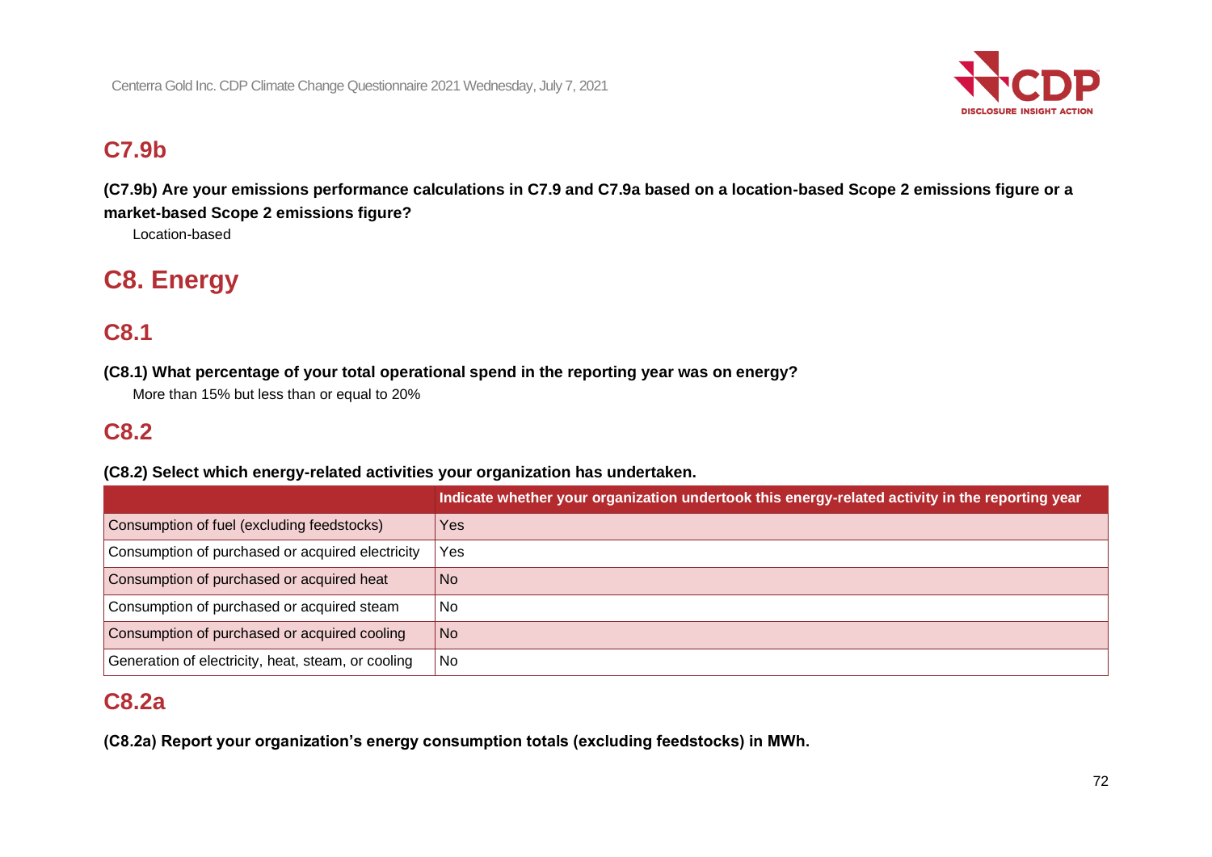## C7.9b

**(C7.9b) Are your emissions performance calculations in C7.9 and C7.9a based on a location-based Scope 2 emissions figure or a market-based Scope 2 emissions figure?**

Location-based

# C8. Energy

## C8.1

**(C8.1) What percentage of your total operational spend in the reporting year was on energy?**

More than 15% but less than or equal to 20%

## C8.2

**(C8.2) Select which energy-related activities your organization has undertaken.**

| | Indicate whether your organization undertook this energy-related activity in the reporting year |
|---|---|
| Consumption of fuel (excluding feedstocks) | Yes |
| Consumption of purchased or acquired electricity | Yes |
| Consumption of purchased or acquired heat | No |
| Consumption of purchased or acquired steam | No |
| Consumption of purchased or acquired cooling | No |
| Generation of electricity, heat, steam, or cooling | No |

## C8.2a

**(C8.2a) Report your organization's energy consumption totals (excluding feedstocks) in MWh.**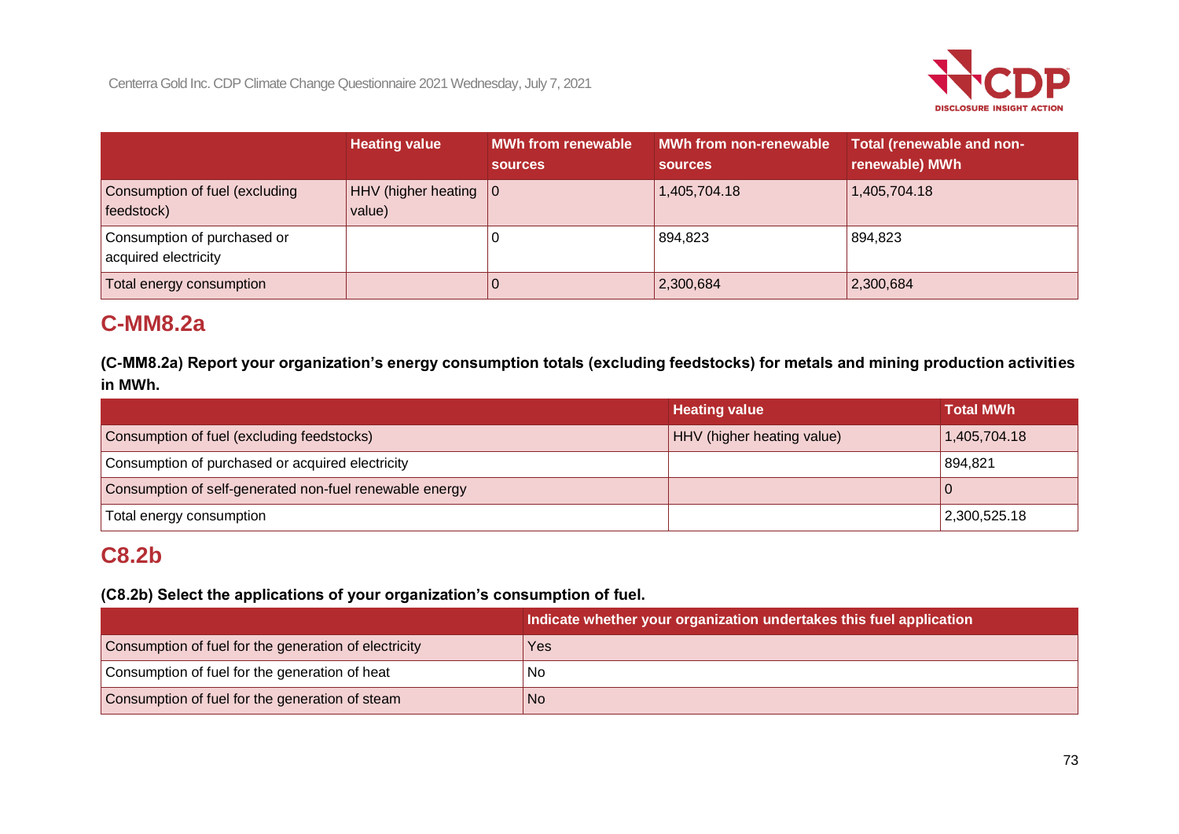|  | Heating value | MWh from renewable sources | MWh from non-renewable sources | Total (renewable and non-renewable) MWh |
|---|---|---|---|---|
| Consumption of fuel (excluding feedstock) | HHV (higher heating value) | 0 | 1,405,704.18 | 1,405,704.18 |
| Consumption of purchased or acquired electricity |  | 0 | 894,823 | 894,823 |
| Total energy consumption |  | 0 | 2,300,684 | 2,300,684 |

## C-MM8.2a

**(C-MM8.2a) Report your organization's energy consumption totals (excluding feedstocks) for metals and mining production activities in MWh.**

|  | Heating value | Total MWh |
|---|---|---|
| Consumption of fuel (excluding feedstocks) | HHV (higher heating value) | 1,405,704.18 |
| Consumption of purchased or acquired electricity |  | 894,821 |
| Consumption of self-generated non-fuel renewable energy |  | 0 |
| Total energy consumption |  | 2,300,525.18 |

## C8.2b

**(C8.2b) Select the applications of your organization's consumption of fuel.**

|  | Indicate whether your organization undertakes this fuel application |
|---|---|
| Consumption of fuel for the generation of electricity | Yes |
| Consumption of fuel for the generation of heat | No |
| Consumption of fuel for the generation of steam | No |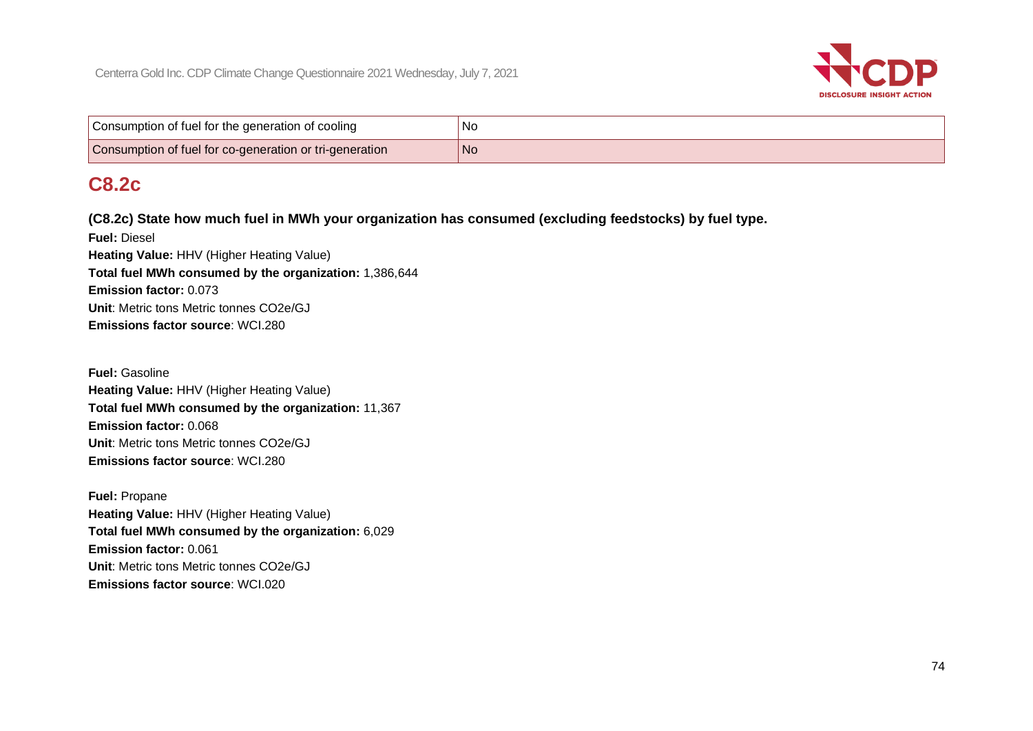| Consumption of fuel for the generation of cooling | No |
| --- | --- |
| Consumption of fuel for co-generation or tri-generation | No |

## C8.2c

**(C8.2c) State how much fuel in MWh your organization has consumed (excluding feedstocks) by fuel type.**

**Fuel:** Diesel
**Heating Value:** HHV (Higher Heating Value)
**Total fuel MWh consumed by the organization:** 1,386,644
**Emission factor:** 0.073
**Unit**: Metric tons Metric tonnes CO2e/GJ
**Emissions factor source**: WCI.280

**Fuel:** Gasoline
**Heating Value:** HHV (Higher Heating Value)
**Total fuel MWh consumed by the organization:** 11,367
**Emission factor:** 0.068
**Unit**: Metric tons Metric tonnes CO2e/GJ
**Emissions factor source**: WCI.280

**Fuel:** Propane
**Heating Value:** HHV (Higher Heating Value)
**Total fuel MWh consumed by the organization:** 6,029
**Emission factor:** 0.061
**Unit**: Metric tons Metric tonnes CO2e/GJ
**Emissions factor source**: WCI.020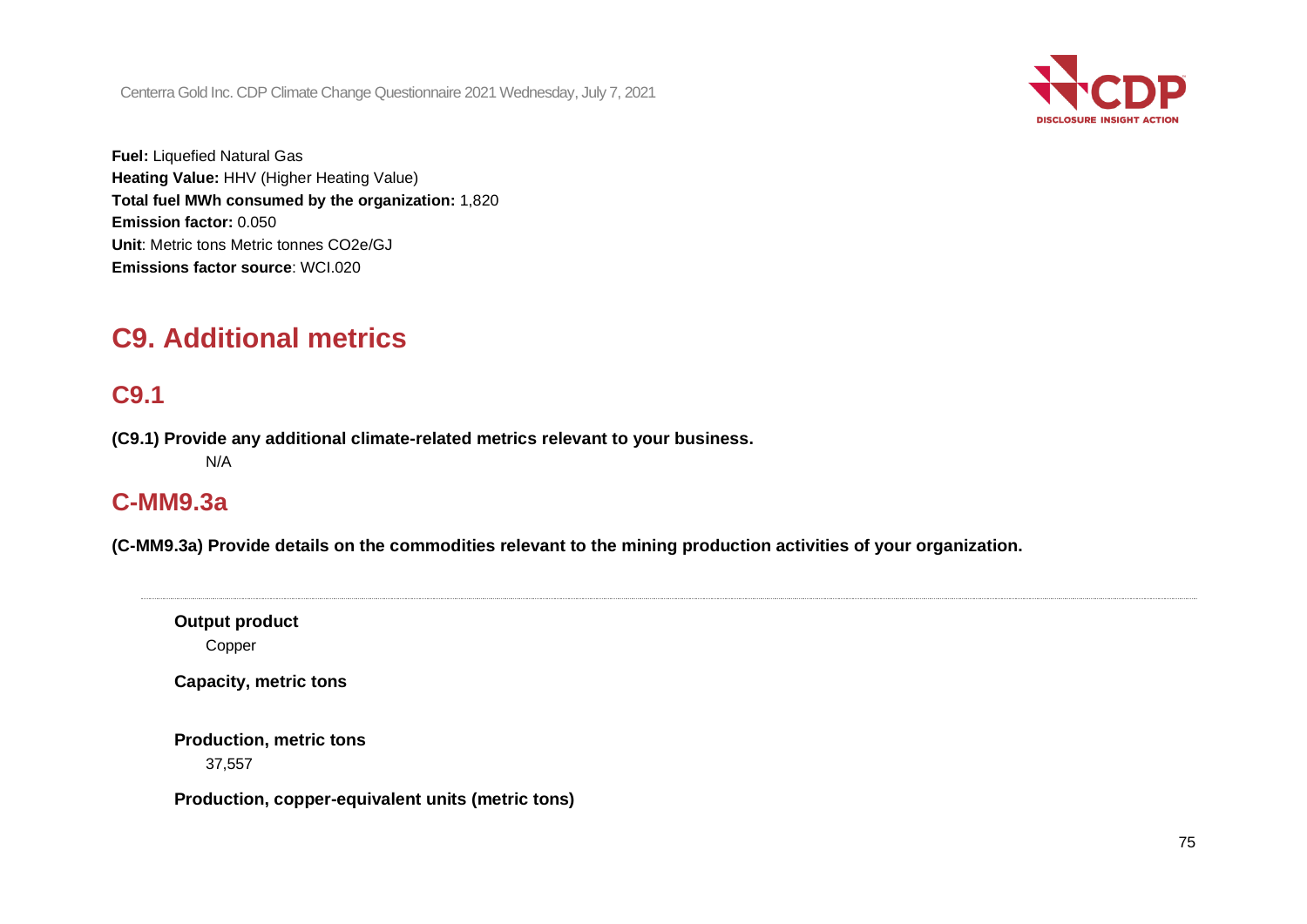**Fuel:** Liquefied Natural Gas
**Heating Value:** HHV (Higher Heating Value)
**Total fuel MWh consumed by the organization:** 1,820
**Emission factor:** 0.050
**Unit**: Metric tons Metric tonnes CO2e/GJ
**Emissions factor source**: WCI.020

# C9. Additional metrics

## C9.1

**(C9.1) Provide any additional climate-related metrics relevant to your business.**

N/A

## C-MM9.3a

**(C-MM9.3a) Provide details on the commodities relevant to the mining production activities of your organization.**

---

**Output product**

Copper

**Capacity, metric tons**

**Production, metric tons**

37,557

**Production, copper-equivalent units (metric tons)**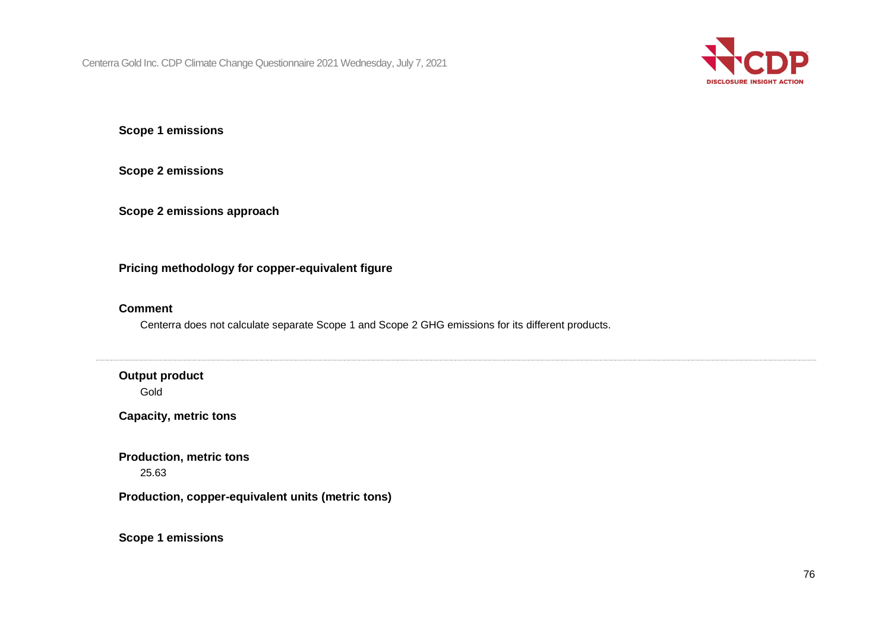**Scope 1 emissions**

**Scope 2 emissions**

**Scope 2 emissions approach**

**Pricing methodology for copper-equivalent figure**

**Comment**

Centerra does not calculate separate Scope 1 and Scope 2 GHG emissions for its different products.

---

**Output product**

Gold

**Capacity, metric tons**

**Production, metric tons**

25.63

**Production, copper-equivalent units (metric tons)**

**Scope 1 emissions**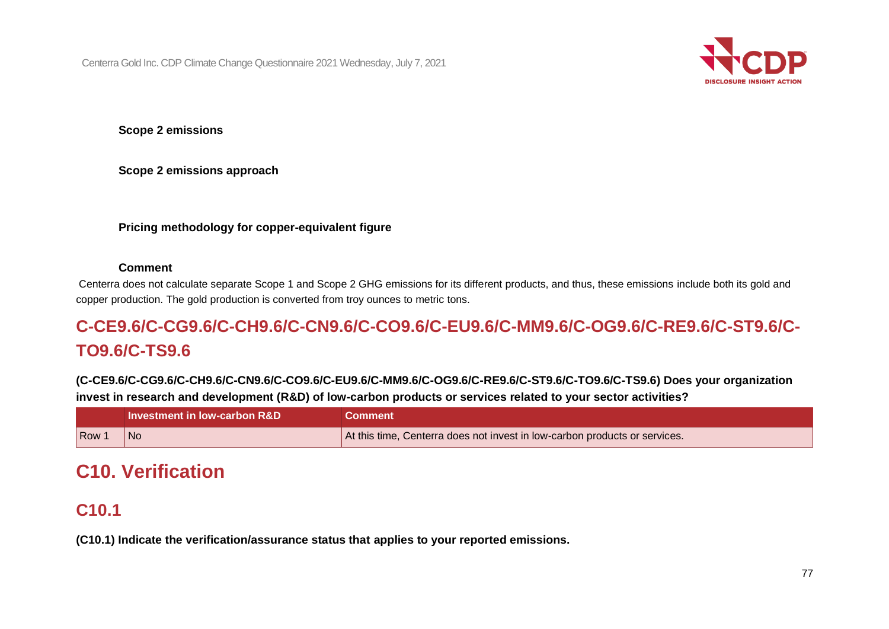**Scope 2 emissions**

**Scope 2 emissions approach**

**Pricing methodology for copper-equivalent figure**

**Comment**

Centerra does not calculate separate Scope 1 and Scope 2 GHG emissions for its different products, and thus, these emissions include both its gold and copper production. The gold production is converted from troy ounces to metric tons.

## C-CE9.6/C-CG9.6/C-CH9.6/C-CN9.6/C-CO9.6/C-EU9.6/C-MM9.6/C-OG9.6/C-RE9.6/C-ST9.6/C-TO9.6/C-TS9.6

**(C-CE9.6/C-CG9.6/C-CH9.6/C-CN9.6/C-CO9.6/C-EU9.6/C-MM9.6/C-OG9.6/C-RE9.6/C-ST9.6/C-TO9.6/C-TS9.6) Does your organization invest in research and development (R&D) of low-carbon products or services related to your sector activities?**

| | Investment in low-carbon R&D | Comment |
|---|---|---|
| Row 1 | No | At this time, Centerra does not invest in low-carbon products or services. |

# C10. Verification

## C10.1

**(C10.1) Indicate the verification/assurance status that applies to your reported emissions.**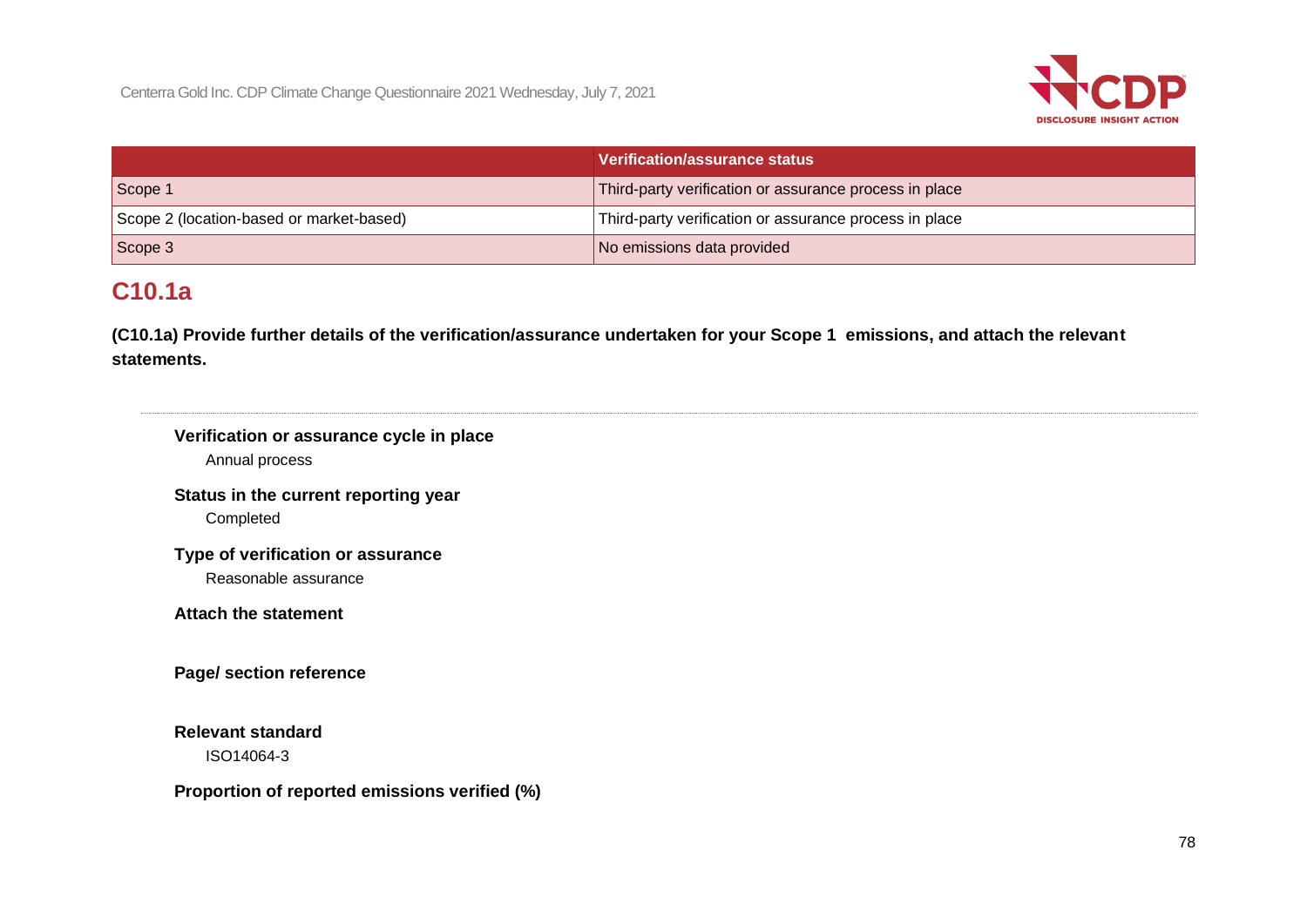| | Verification/assurance status |
|---|---|
| Scope 1 | Third-party verification or assurance process in place |
| Scope 2 (location-based or market-based) | Third-party verification or assurance process in place |
| Scope 3 | No emissions data provided |

## C10.1a

**(C10.1a) Provide further details of the verification/assurance undertaken for your Scope 1 emissions, and attach the relevant statements.**

---

**Verification or assurance cycle in place**

Annual process

**Status in the current reporting year**

Completed

**Type of verification or assurance**

Reasonable assurance

**Attach the statement**

**Page/ section reference**

**Relevant standard**

ISO14064-3

**Proportion of reported emissions verified (%)**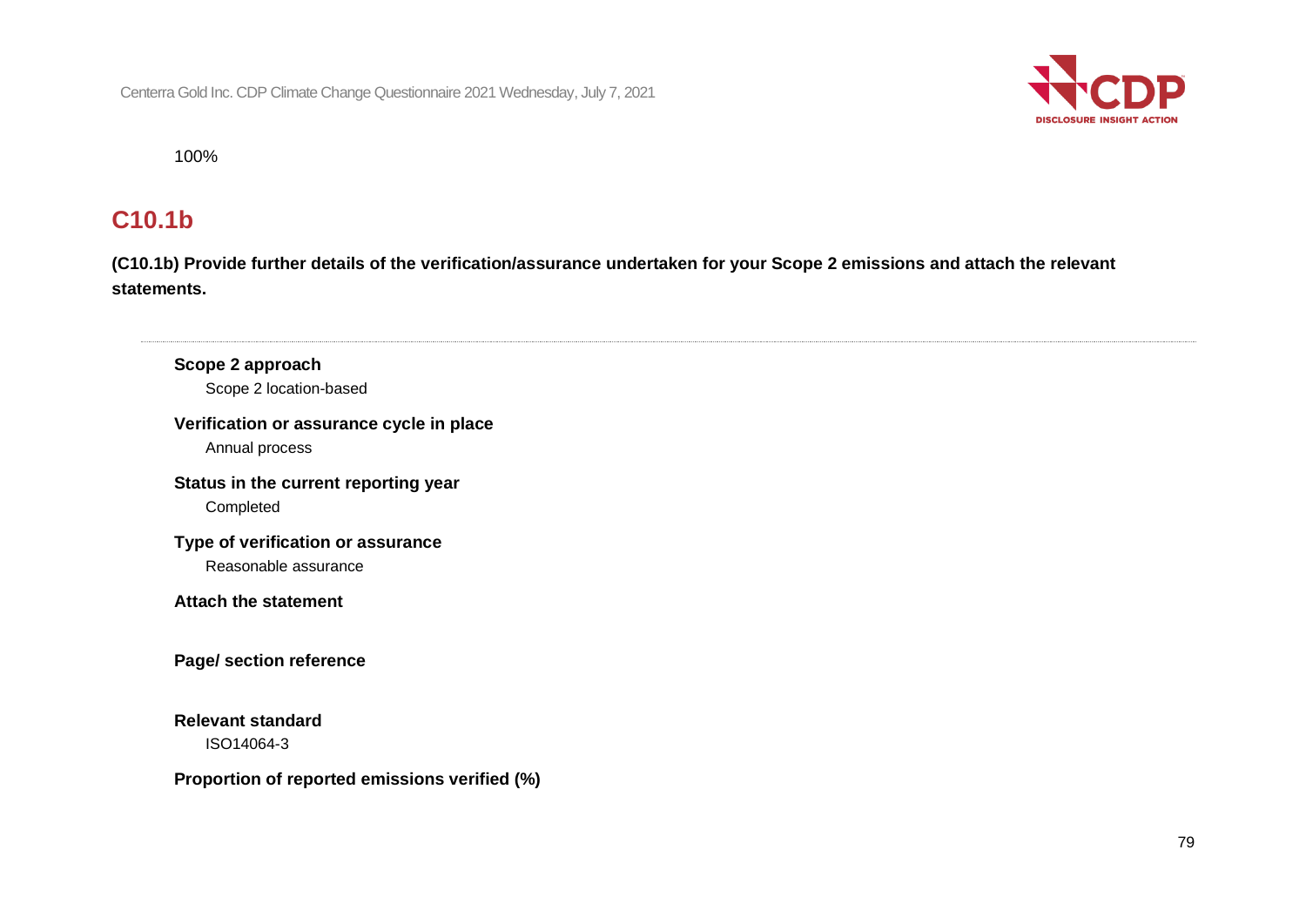100%

## C10.1b

**(C10.1b) Provide further details of the verification/assurance undertaken for your Scope 2 emissions and attach the relevant statements.**

---

**Scope 2 approach**

Scope 2 location-based

**Verification or assurance cycle in place**

Annual process

**Status in the current reporting year**

Completed

**Type of verification or assurance**

Reasonable assurance

**Attach the statement**

**Page/ section reference**

**Relevant standard**

ISO14064-3

**Proportion of reported emissions verified (%)**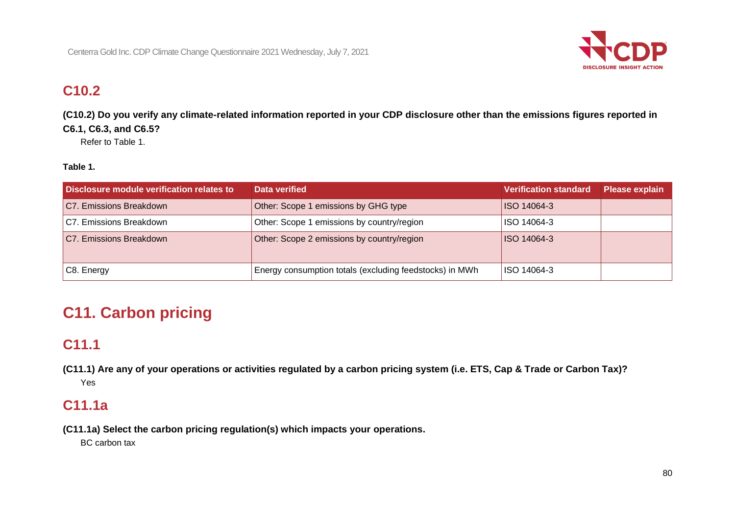## C10.2

**(C10.2) Do you verify any climate-related information reported in your CDP disclosure other than the emissions figures reported in C6.1, C6.3, and C6.5?**

Refer to Table 1.

**Table 1.**

| Disclosure module verification relates to | Data verified | Verification standard | Please explain |
|---|---|---|---|
| C7. Emissions Breakdown | Other: Scope 1 emissions by GHG type | ISO 14064-3 | |
| C7. Emissions Breakdown | Other: Scope 1 emissions by country/region | ISO 14064-3 | |
| C7. Emissions Breakdown | Other: Scope 2 emissions by country/region | ISO 14064-3 | |
| C8. Energy | Energy consumption totals (excluding feedstocks) in MWh | ISO 14064-3 | |

# C11. Carbon pricing

## C11.1

**(C11.1) Are any of your operations or activities regulated by a carbon pricing system (i.e. ETS, Cap & Trade or Carbon Tax)?**

Yes

## C11.1a

**(C11.1a) Select the carbon pricing regulation(s) which impacts your operations.**

BC carbon tax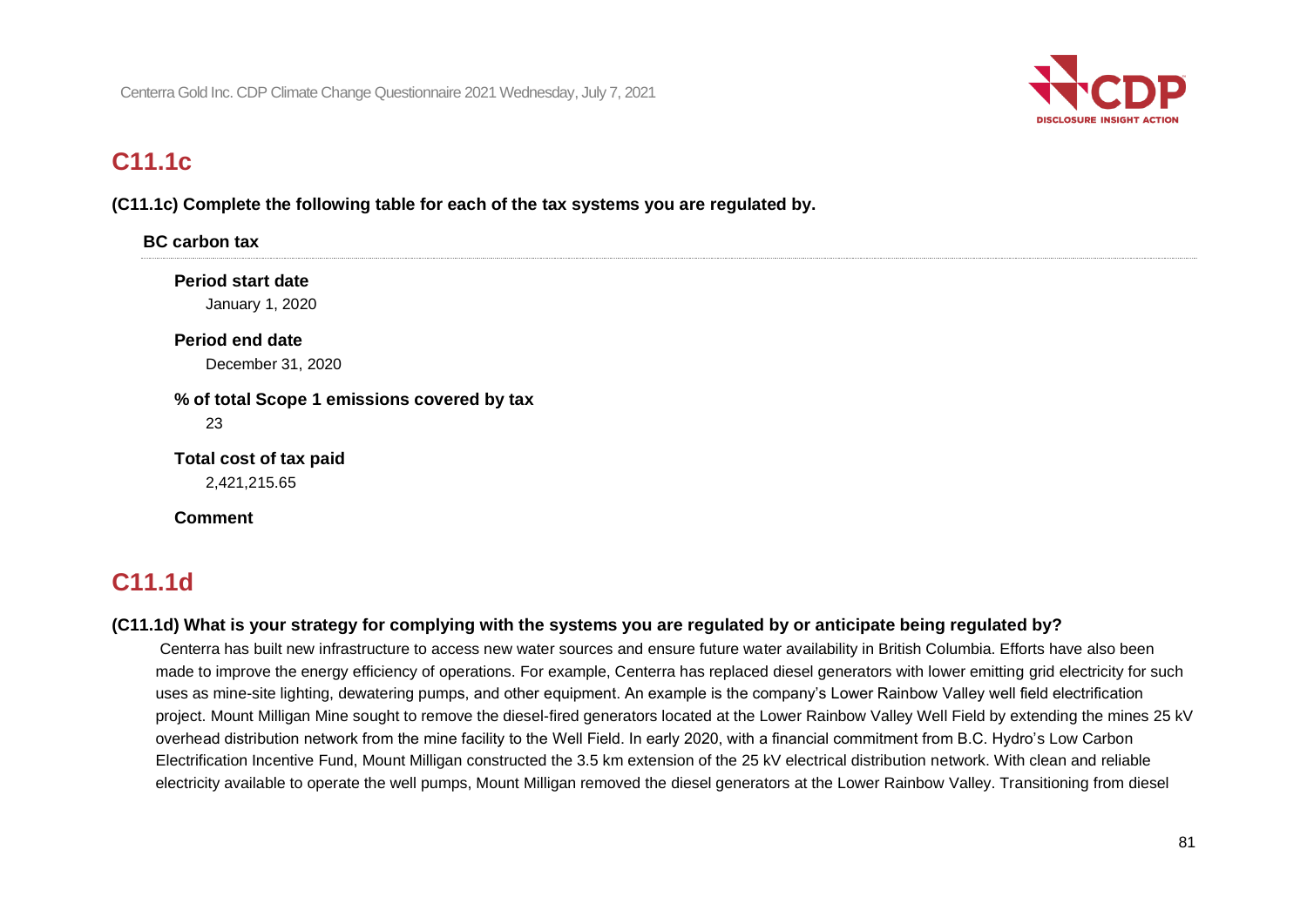# C11.1c

**(C11.1c) Complete the following table for each of the tax systems you are regulated by.**

### BC carbon tax

**Period start date**

January 1, 2020

**Period end date**

December 31, 2020

**% of total Scope 1 emissions covered by tax**

23

**Total cost of tax paid**

2,421,215.65

**Comment**

# C11.1d

**(C11.1d) What is your strategy for complying with the systems you are regulated by or anticipate being regulated by?**

Centerra has built new infrastructure to access new water sources and ensure future water availability in British Columbia. Efforts have also been made to improve the energy efficiency of operations. For example, Centerra has replaced diesel generators with lower emitting grid electricity for such uses as mine-site lighting, dewatering pumps, and other equipment. An example is the company's Lower Rainbow Valley well field electrification project. Mount Milligan Mine sought to remove the diesel-fired generators located at the Lower Rainbow Valley Well Field by extending the mines 25 kV overhead distribution network from the mine facility to the Well Field. In early 2020, with a financial commitment from B.C. Hydro's Low Carbon Electrification Incentive Fund, Mount Milligan constructed the 3.5 km extension of the 25 kV electrical distribution network. With clean and reliable electricity available to operate the well pumps, Mount Milligan removed the diesel generators at the Lower Rainbow Valley. Transitioning from diesel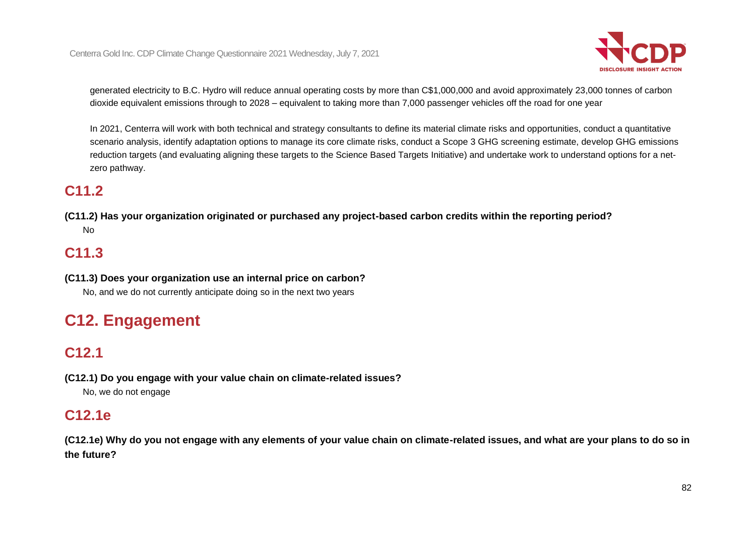generated electricity to B.C. Hydro will reduce annual operating costs by more than C$1,000,000 and avoid approximately 23,000 tonnes of carbon dioxide equivalent emissions through to 2028 – equivalent to taking more than 7,000 passenger vehicles off the road for one year

In 2021, Centerra will work with both technical and strategy consultants to define its material climate risks and opportunities, conduct a quantitative scenario analysis, identify adaptation options to manage its core climate risks, conduct a Scope 3 GHG screening estimate, develop GHG emissions reduction targets (and evaluating aligning these targets to the Science Based Targets Initiative) and undertake work to understand options for a net-zero pathway.

## C11.2

**(C11.2) Has your organization originated or purchased any project-based carbon credits within the reporting period?**

No

## C11.3

**(C11.3) Does your organization use an internal price on carbon?**

No, and we do not currently anticipate doing so in the next two years

# C12. Engagement

## C12.1

**(C12.1) Do you engage with your value chain on climate-related issues?**

No, we do not engage

## C12.1e

**(C12.1e) Why do you not engage with any elements of your value chain on climate-related issues, and what are your plans to do so in the future?**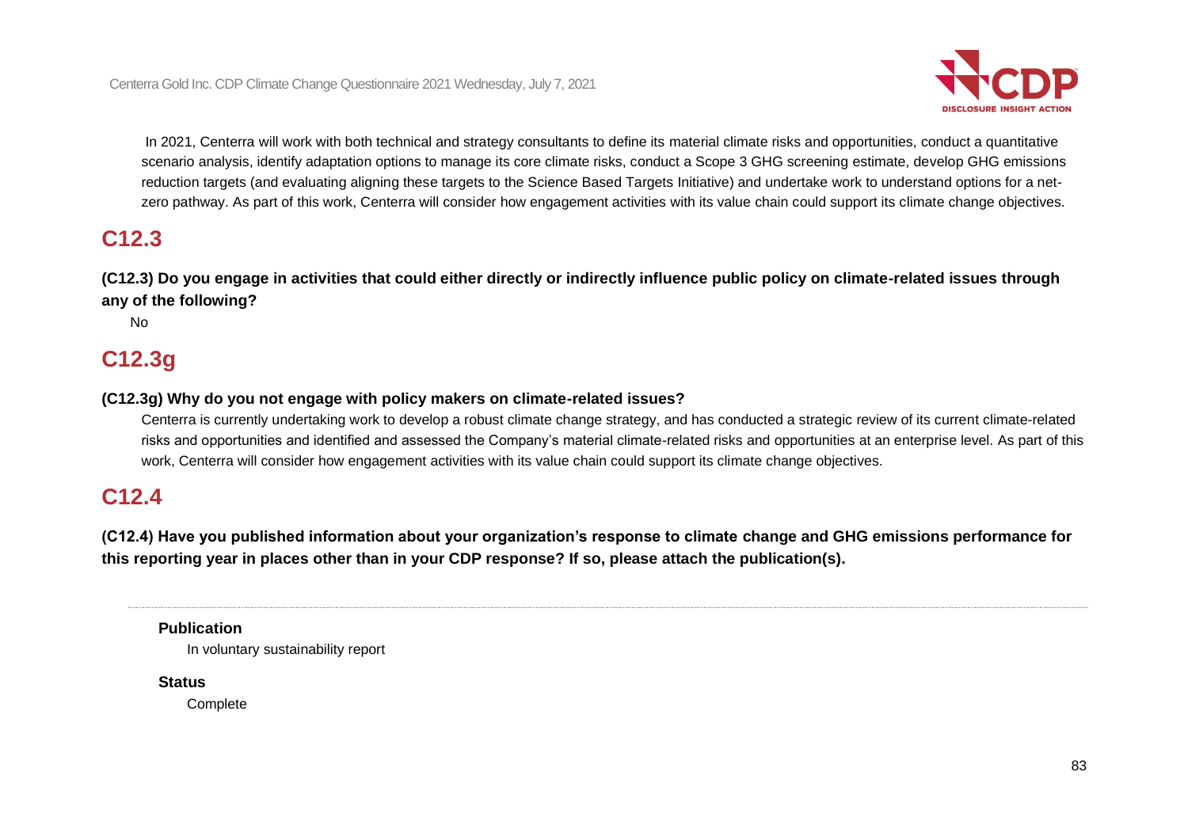In 2021, Centerra will work with both technical and strategy consultants to define its material climate risks and opportunities, conduct a quantitative scenario analysis, identify adaptation options to manage its core climate risks, conduct a Scope 3 GHG screening estimate, develop GHG emissions reduction targets (and evaluating aligning these targets to the Science Based Targets Initiative) and undertake work to understand options for a net-zero pathway. As part of this work, Centerra will consider how engagement activities with its value chain could support its climate change objectives.

## C12.3

**(C12.3) Do you engage in activities that could either directly or indirectly influence public policy on climate-related issues through any of the following?**

No

## C12.3g

**(C12.3g) Why do you not engage with policy makers on climate-related issues?**

Centerra is currently undertaking work to develop a robust climate change strategy, and has conducted a strategic review of its current climate-related risks and opportunities and identified and assessed the Company's material climate-related risks and opportunities at an enterprise level. As part of this work, Centerra will consider how engagement activities with its value chain could support its climate change objectives.

## C12.4

**(C12.4) Have you published information about your organization's response to climate change and GHG emissions performance for this reporting year in places other than in your CDP response? If so, please attach the publication(s).**

---

**Publication**

In voluntary sustainability report

**Status**

Complete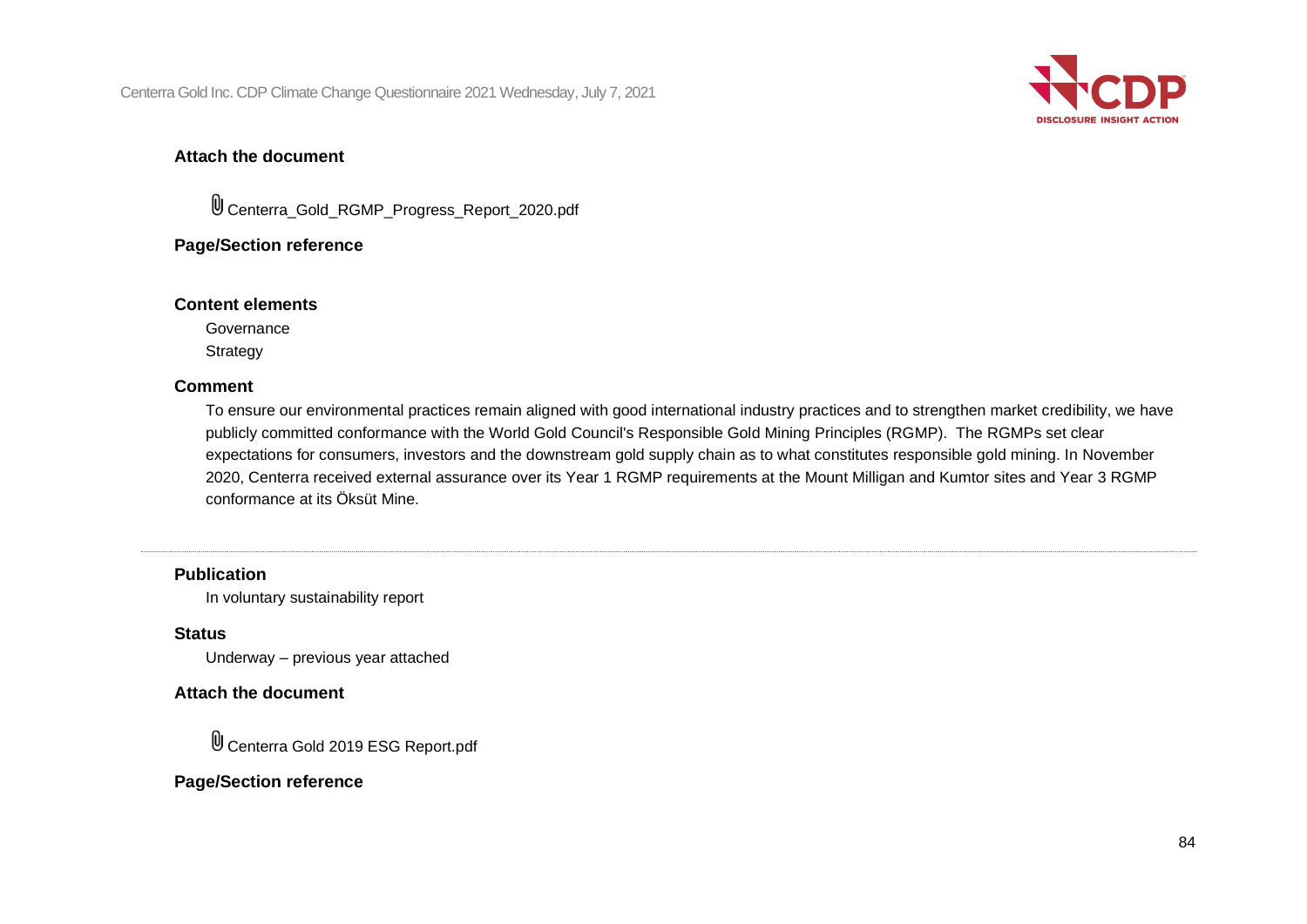**Attach the document**

Centerra_Gold_RGMP_Progress_Report_2020.pdf

**Page/Section reference**

**Content elements**

Governance
Strategy

**Comment**

To ensure our environmental practices remain aligned with good international industry practices and to strengthen market credibility, we have publicly committed conformance with the World Gold Council's Responsible Gold Mining Principles (RGMP). The RGMPs set clear expectations for consumers, investors and the downstream gold supply chain as to what constitutes responsible gold mining. In November 2020, Centerra received external assurance over its Year 1 RGMP requirements at the Mount Milligan and Kumtor sites and Year 3 RGMP conformance at its Öksüt Mine.

---

**Publication**

In voluntary sustainability report

**Status**

Underway – previous year attached

**Attach the document**

Centerra Gold 2019 ESG Report.pdf

**Page/Section reference**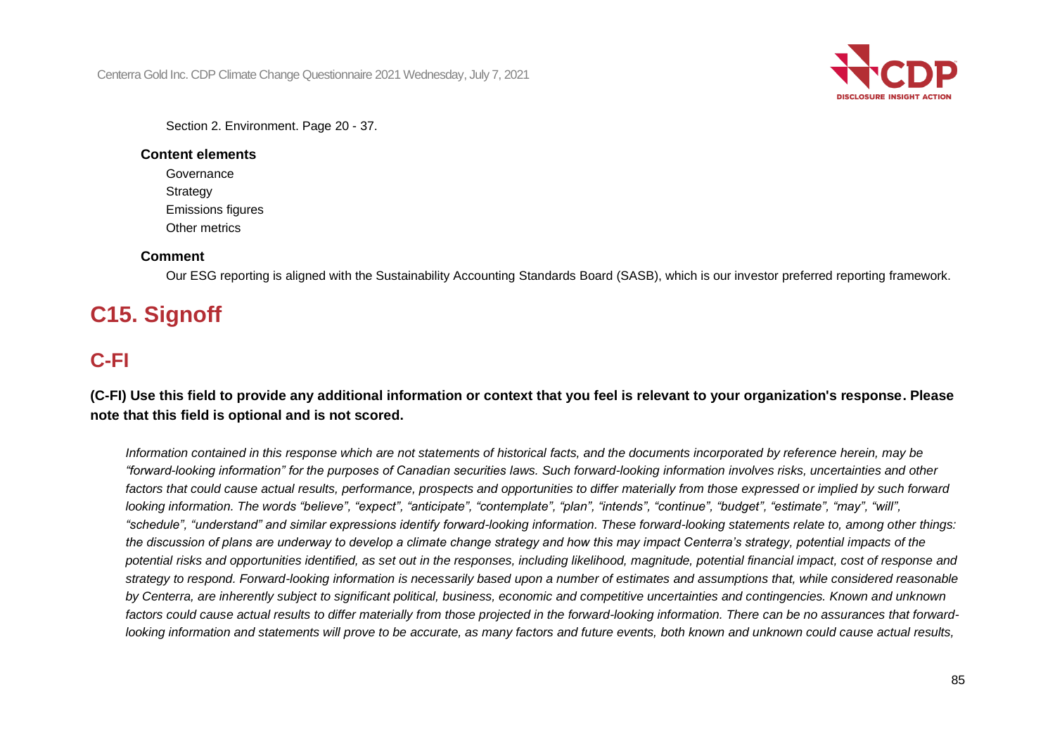Section 2. Environment. Page 20 - 37.

**Content elements**

Governance
Strategy
Emissions figures
Other metrics

**Comment**

Our ESG reporting is aligned with the Sustainability Accounting Standards Board (SASB), which is our investor preferred reporting framework.

# C15. Signoff

## C-FI

**(C-FI) Use this field to provide any additional information or context that you feel is relevant to your organization's response. Please note that this field is optional and is not scored.**

*Information contained in this response which are not statements of historical facts, and the documents incorporated by reference herein, may be "forward-looking information" for the purposes of Canadian securities laws. Such forward-looking information involves risks, uncertainties and other factors that could cause actual results, performance, prospects and opportunities to differ materially from those expressed or implied by such forward looking information. The words "believe", "expect", "anticipate", "contemplate", "plan", "intends", "continue", "budget", "estimate", "may", "will", "schedule", "understand" and similar expressions identify forward-looking information. These forward-looking statements relate to, among other things: the discussion of plans are underway to develop a climate change strategy and how this may impact Centerra's strategy, potential impacts of the potential risks and opportunities identified, as set out in the responses, including likelihood, magnitude, potential financial impact, cost of response and strategy to respond. Forward-looking information is necessarily based upon a number of estimates and assumptions that, while considered reasonable by Centerra, are inherently subject to significant political, business, economic and competitive uncertainties and contingencies. Known and unknown factors could cause actual results to differ materially from those projected in the forward-looking information. There can be no assurances that forward-looking information and statements will prove to be accurate, as many factors and future events, both known and unknown could cause actual results,*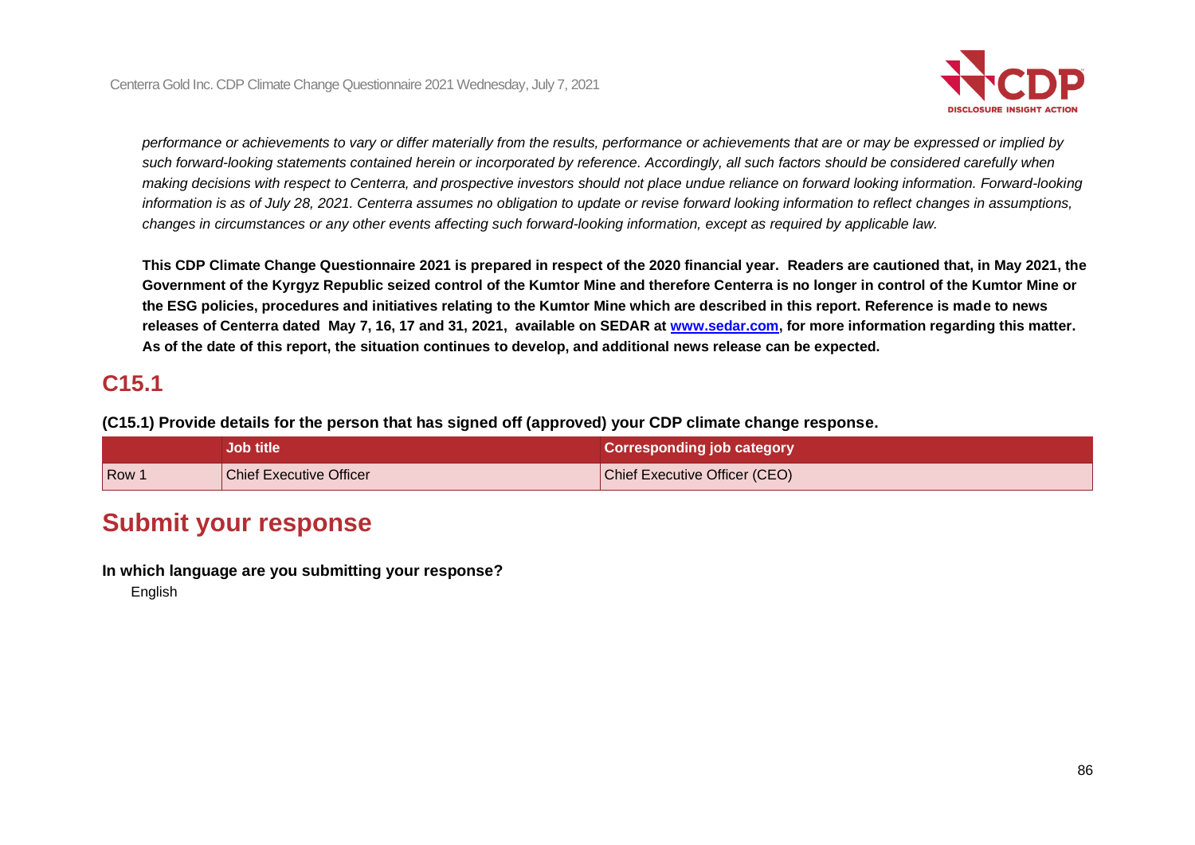*performance or achievements to vary or differ materially from the results, performance or achievements that are or may be expressed or implied by such forward-looking statements contained herein or incorporated by reference. Accordingly, all such factors should be considered carefully when making decisions with respect to Centerra, and prospective investors should not place undue reliance on forward looking information. Forward-looking information is as of July 28, 2021. Centerra assumes no obligation to update or revise forward looking information to reflect changes in assumptions, changes in circumstances or any other events affecting such forward-looking information, except as required by applicable law.*

**This CDP Climate Change Questionnaire 2021 is prepared in respect of the 2020 financial year. Readers are cautioned that, in May 2021, the Government of the Kyrgyz Republic seized control of the Kumtor Mine and therefore Centerra is no longer in control of the Kumtor Mine or the ESG policies, procedures and initiatives relating to the Kumtor Mine which are described in this report. Reference is made to news releases of Centerra dated May 7, 16, 17 and 31, 2021, available on SEDAR at [www.sedar.com](http://www.sedar.com), for more information regarding this matter. As of the date of this report, the situation continues to develop, and additional news release can be expected.**

## C15.1

**(C15.1) Provide details for the person that has signed off (approved) your CDP climate change response.**

| | Job title | Corresponding job category |
|---|---|---|
| Row 1 | Chief Executive Officer | Chief Executive Officer (CEO) |

# Submit your response

**In which language are you submitting your response?**

English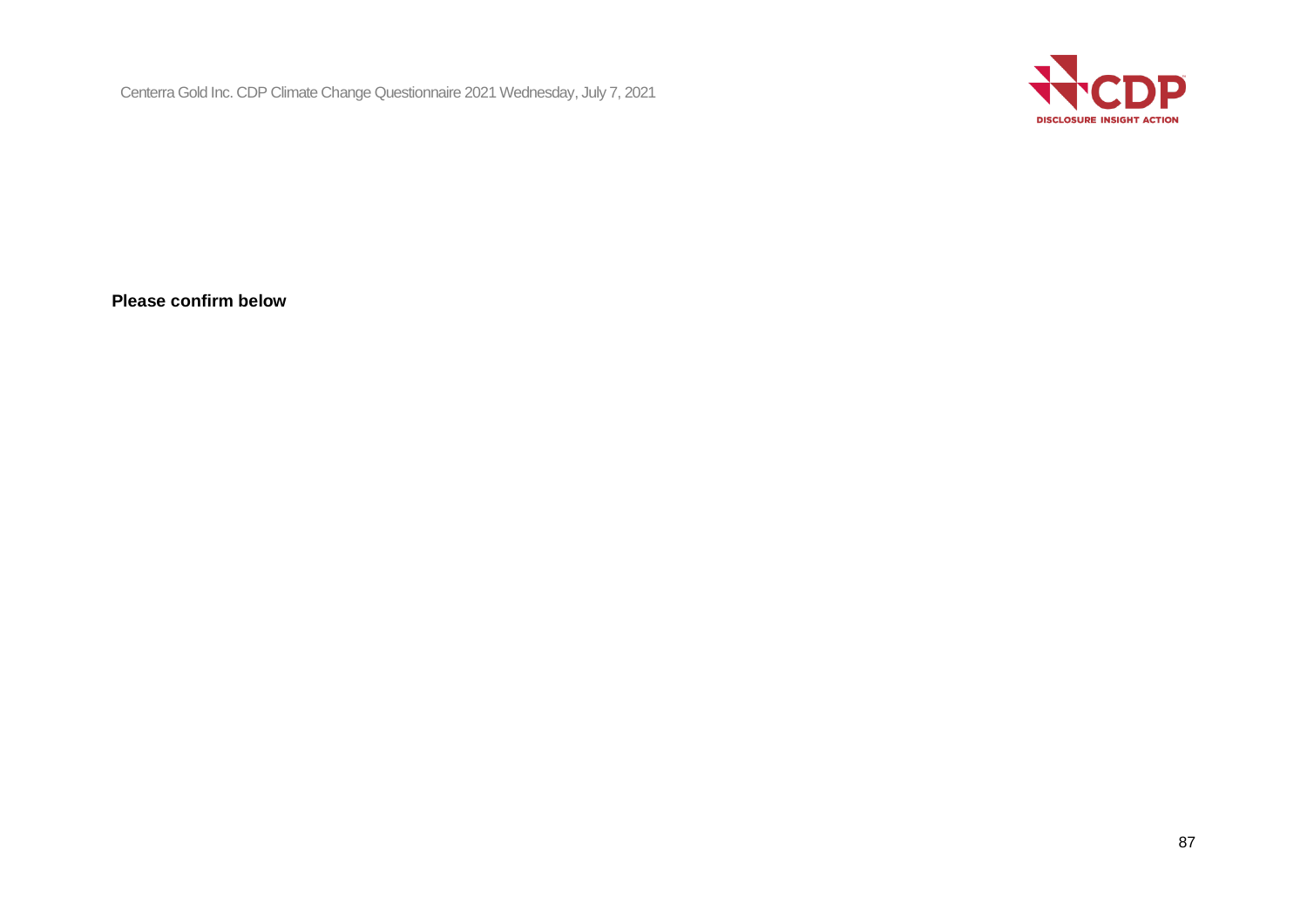**Please confirm below**